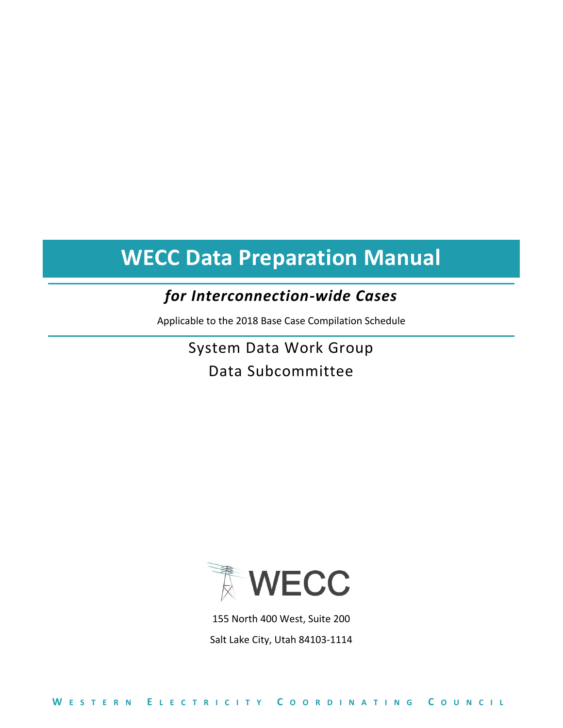# WECC Data Preparation Manual

## *for Interconnection-wide Cases*

Applicable to the 2018 Base Case Compilation Schedule

System Data Work Group

Data Subcommittee

WECC

155 North 400 West, Suite 200

Salt Lake City, Utah 84103-1114

WESTERN ELECTRICITY COORDINATING COUNCIL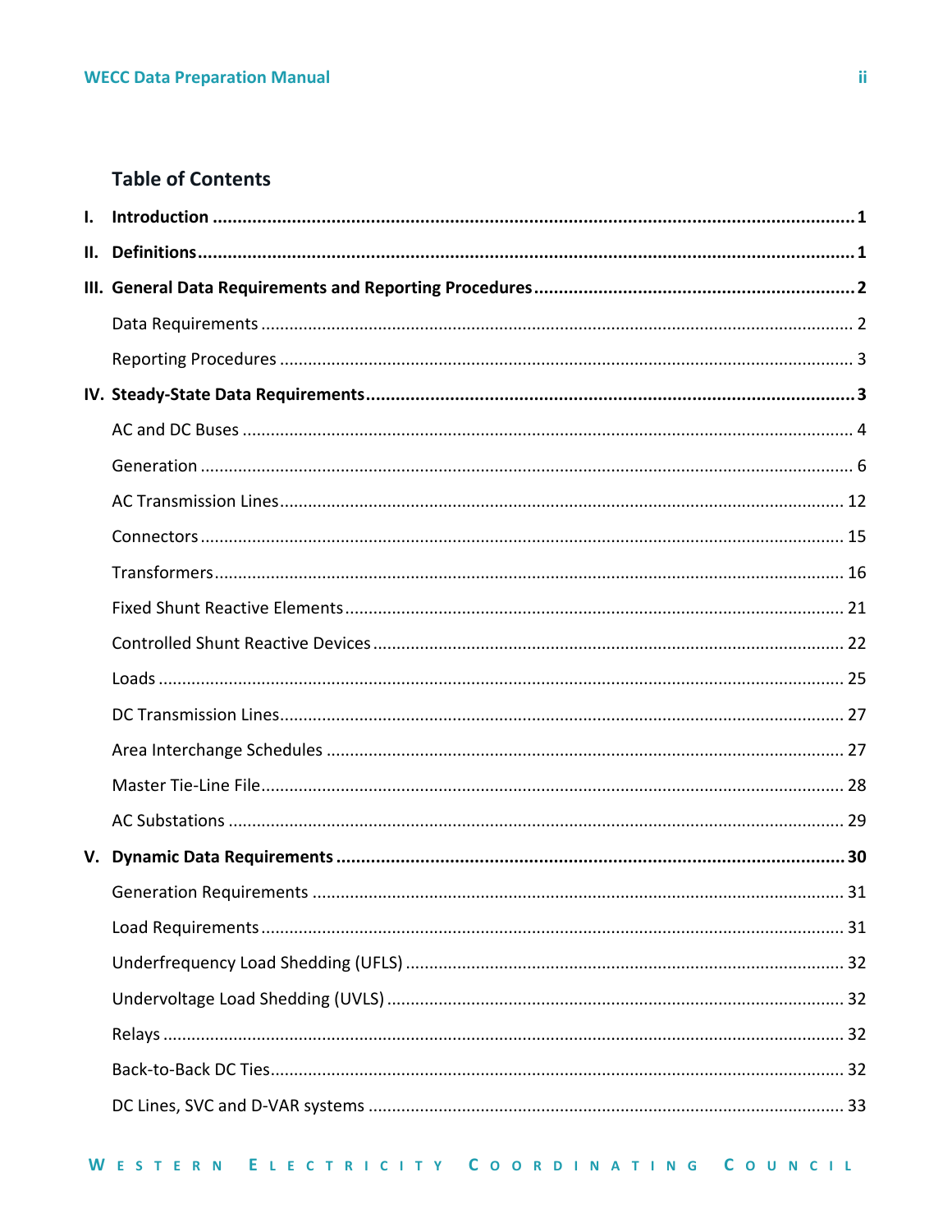## Table of Contents

**I. Introduction** .......... **1**

**II. Definitions** .......... **1**

**III. General Data Requirements and Reporting Procedures** .......... **2**

- Data Requirements .......... 2
- Reporting Procedures .......... 3

**IV. Steady-State Data Requirements** .......... **3**

- AC and DC Buses .......... 4
- Generation .......... 6
- AC Transmission Lines .......... 12
- Connectors .......... 15
- Transformers .......... 16
- Fixed Shunt Reactive Elements .......... 21
- Controlled Shunt Reactive Devices .......... 22
- Loads .......... 25
- DC Transmission Lines .......... 27
- Area Interchange Schedules .......... 27
- Master Tie-Line File .......... 28
- AC Substations .......... 29

**V. Dynamic Data Requirements** .......... **30**

- Generation Requirements .......... 31
- Load Requirements .......... 31
- Underfrequency Load Shedding (UFLS) .......... 32
- Undervoltage Load Shedding (UVLS) .......... 32
- Relays .......... 32
- Back-to-Back DC Ties .......... 32
- DC Lines, SVC and D-VAR systems .......... 33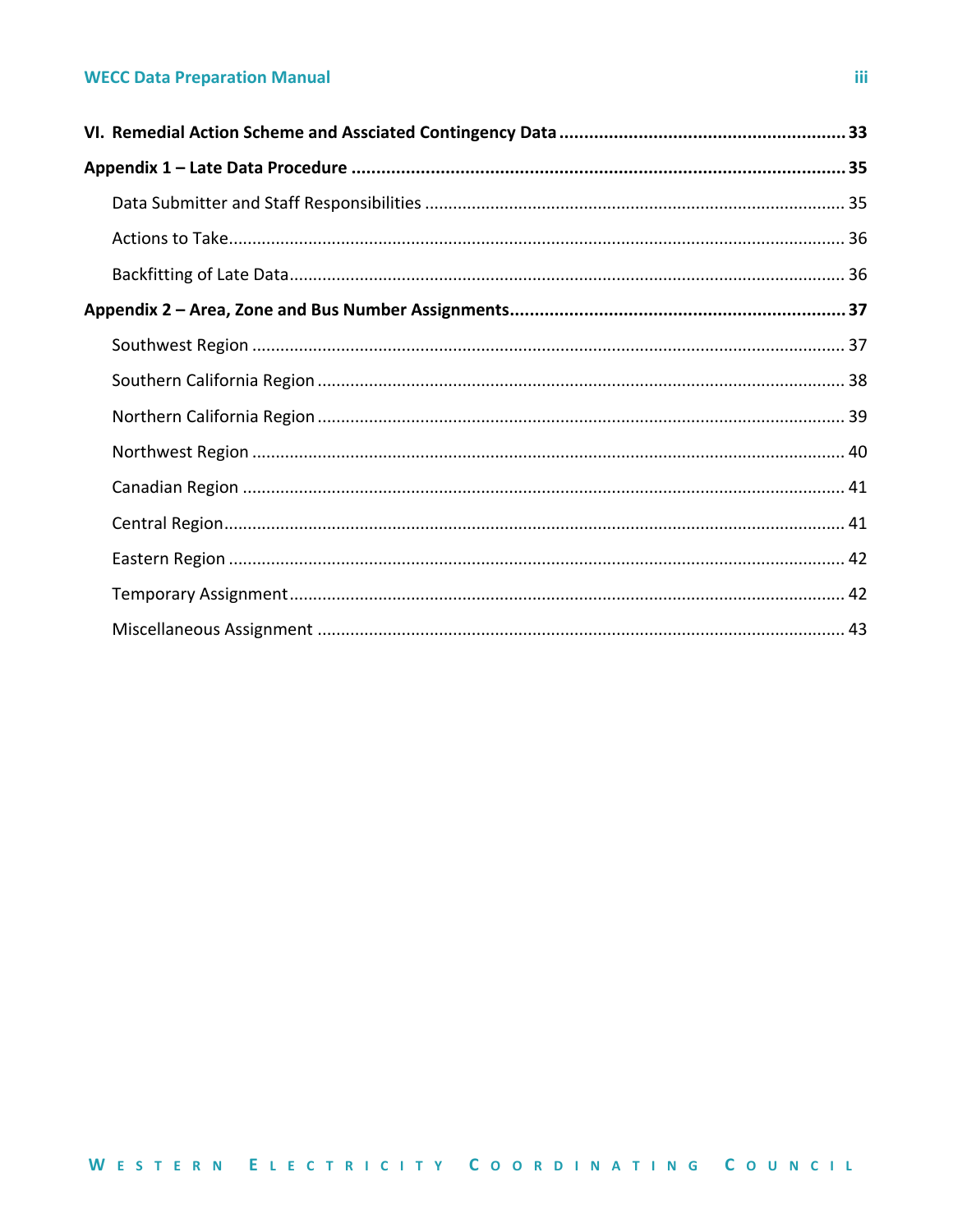**VI. Remedial Action Scheme and Assciated Contingency Data** .......... 33

**Appendix 1 – Late Data Procedure** .......... 35

- Data Submitter and Staff Responsibilities .......... 35
- Actions to Take .......... 36
- Backfitting of Late Data .......... 36

**Appendix 2 – Area, Zone and Bus Number Assignments** .......... 37

- Southwest Region .......... 37
- Southern California Region .......... 38
- Northern California Region .......... 39
- Northwest Region .......... 40
- Canadian Region .......... 41
- Central Region .......... 41
- Eastern Region .......... 42
- Temporary Assignment .......... 42
- Miscellaneous Assignment .......... 43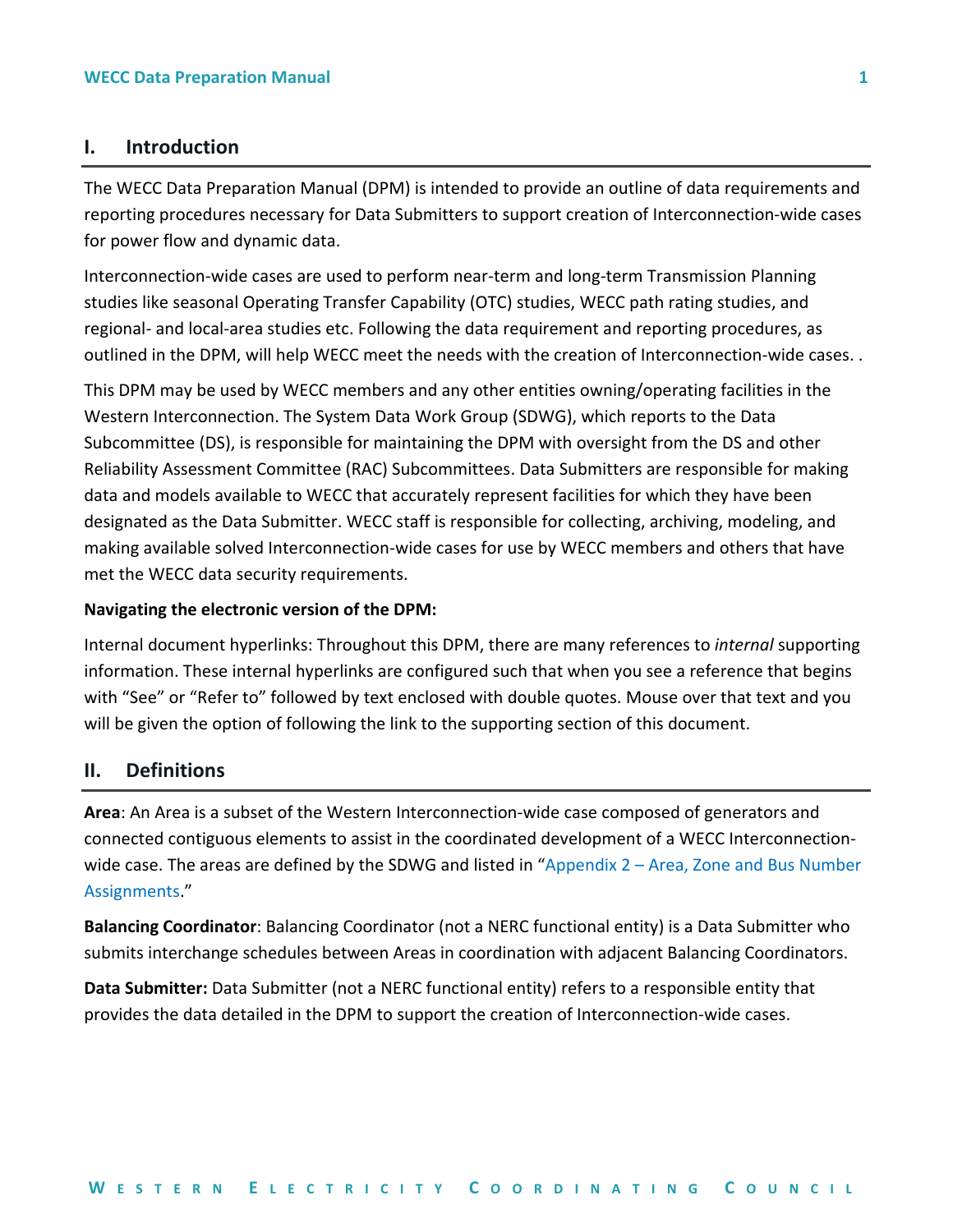## I. Introduction

The WECC Data Preparation Manual (DPM) is intended to provide an outline of data requirements and reporting procedures necessary for Data Submitters to support creation of Interconnection-wide cases for power flow and dynamic data.

Interconnection-wide cases are used to perform near-term and long-term Transmission Planning studies like seasonal Operating Transfer Capability (OTC) studies, WECC path rating studies, and regional- and local-area studies etc. Following the data requirement and reporting procedures, as outlined in the DPM, will help WECC meet the needs with the creation of Interconnection-wide cases. .

This DPM may be used by WECC members and any other entities owning/operating facilities in the Western Interconnection. The System Data Work Group (SDWG), which reports to the Data Subcommittee (DS), is responsible for maintaining the DPM with oversight from the DS and other Reliability Assessment Committee (RAC) Subcommittees. Data Submitters are responsible for making data and models available to WECC that accurately represent facilities for which they have been designated as the Data Submitter. WECC staff is responsible for collecting, archiving, modeling, and making available solved Interconnection-wide cases for use by WECC members and others that have met the WECC data security requirements.

**Navigating the electronic version of the DPM:**

Internal document hyperlinks: Throughout this DPM, there are many references to *internal* supporting information. These internal hyperlinks are configured such that when you see a reference that begins with "See" or "Refer to" followed by text enclosed with double quotes. Mouse over that text and you will be given the option of following the link to the supporting section of this document.

## II. Definitions

**Area**: An Area is a subset of the Western Interconnection-wide case composed of generators and connected contiguous elements to assist in the coordinated development of a WECC Interconnection-wide case. The areas are defined by the SDWG and listed in "Appendix 2 – Area, Zone and Bus Number Assignments."

**Balancing Coordinator**: Balancing Coordinator (not a NERC functional entity) is a Data Submitter who submits interchange schedules between Areas in coordination with adjacent Balancing Coordinators.

**Data Submitter:** Data Submitter (not a NERC functional entity) refers to a responsible entity that provides the data detailed in the DPM to support the creation of Interconnection-wide cases.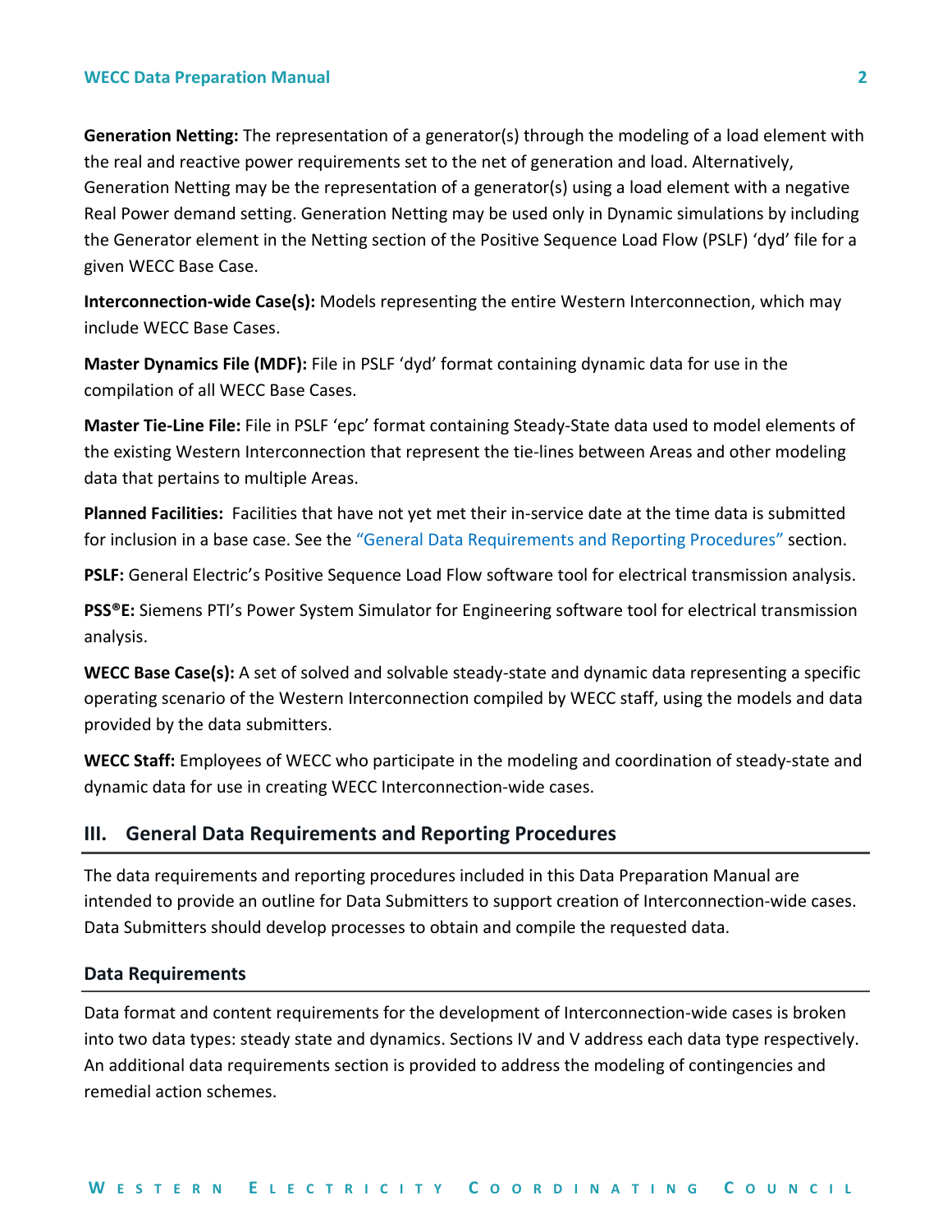**Generation Netting:** The representation of a generator(s) through the modeling of a load element with the real and reactive power requirements set to the net of generation and load. Alternatively, Generation Netting may be the representation of a generator(s) using a load element with a negative Real Power demand setting. Generation Netting may be used only in Dynamic simulations by including the Generator element in the Netting section of the Positive Sequence Load Flow (PSLF) 'dyd' file for a given WECC Base Case.

**Interconnection-wide Case(s):** Models representing the entire Western Interconnection, which may include WECC Base Cases.

**Master Dynamics File (MDF):** File in PSLF 'dyd' format containing dynamic data for use in the compilation of all WECC Base Cases.

**Master Tie-Line File:** File in PSLF 'epc' format containing Steady-State data used to model elements of the existing Western Interconnection that represent the tie-lines between Areas and other modeling data that pertains to multiple Areas.

**Planned Facilities:** Facilities that have not yet met their in-service date at the time data is submitted for inclusion in a base case. See the "General Data Requirements and Reporting Procedures" section.

**PSLF:** General Electric's Positive Sequence Load Flow software tool for electrical transmission analysis.

**PSS®E:** Siemens PTI's Power System Simulator for Engineering software tool for electrical transmission analysis.

**WECC Base Case(s):** A set of solved and solvable steady-state and dynamic data representing a specific operating scenario of the Western Interconnection compiled by WECC staff, using the models and data provided by the data submitters.

**WECC Staff:** Employees of WECC who participate in the modeling and coordination of steady-state and dynamic data for use in creating WECC Interconnection-wide cases.

## III. General Data Requirements and Reporting Procedures

The data requirements and reporting procedures included in this Data Preparation Manual are intended to provide an outline for Data Submitters to support creation of Interconnection-wide cases. Data Submitters should develop processes to obtain and compile the requested data.

### Data Requirements

Data format and content requirements for the development of Interconnection-wide cases is broken into two data types: steady state and dynamics. Sections IV and V address each data type respectively. An additional data requirements section is provided to address the modeling of contingencies and remedial action schemes.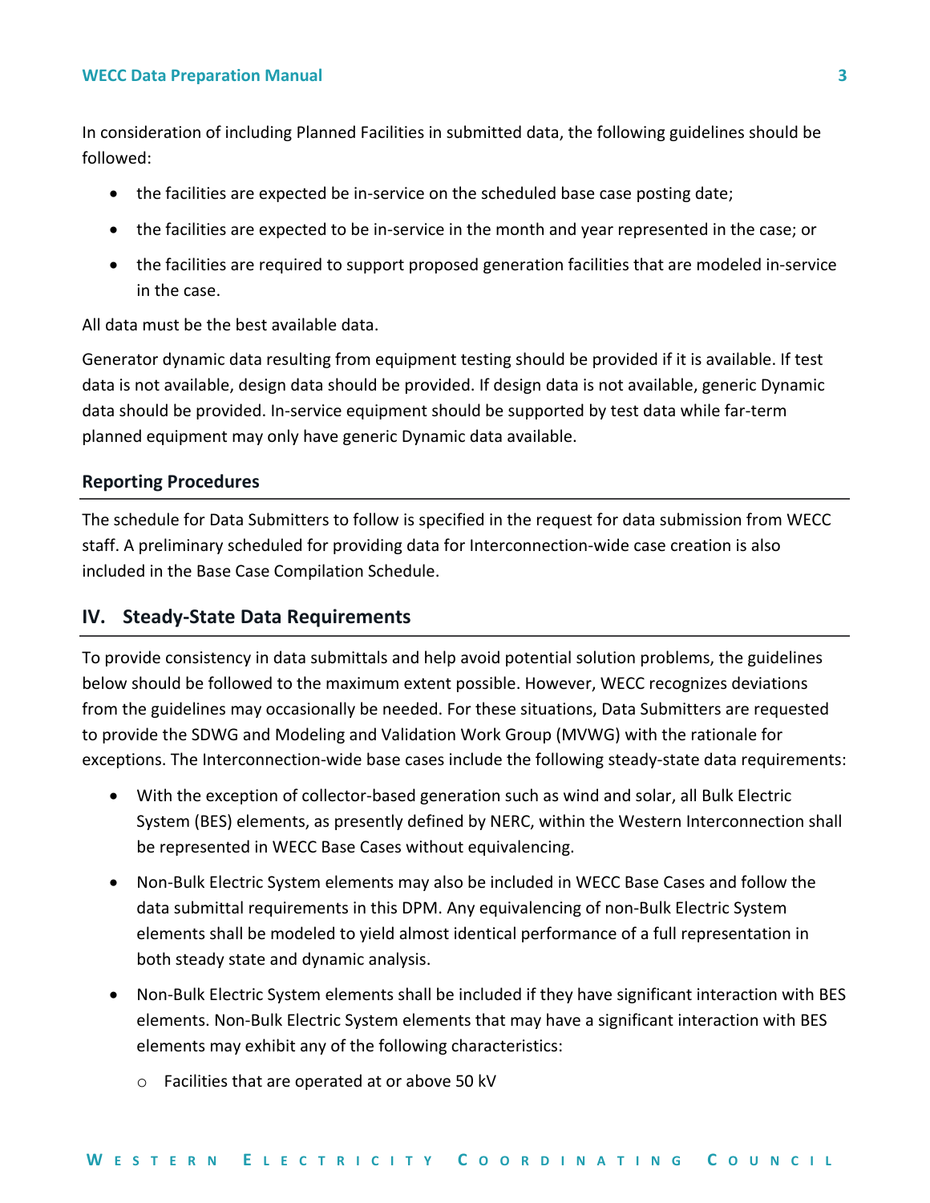In consideration of including Planned Facilities in submitted data, the following guidelines should be followed:

- the facilities are expected be in-service on the scheduled base case posting date;
- the facilities are expected to be in-service in the month and year represented in the case; or
- the facilities are required to support proposed generation facilities that are modeled in-service in the case.

All data must be the best available data.

Generator dynamic data resulting from equipment testing should be provided if it is available. If test data is not available, design data should be provided. If design data is not available, generic Dynamic data should be provided. In-service equipment should be supported by test data while far-term planned equipment may only have generic Dynamic data available.

### Reporting Procedures

The schedule for Data Submitters to follow is specified in the request for data submission from WECC staff. A preliminary scheduled for providing data for Interconnection-wide case creation is also included in the Base Case Compilation Schedule.

## IV. Steady-State Data Requirements

To provide consistency in data submittals and help avoid potential solution problems, the guidelines below should be followed to the maximum extent possible. However, WECC recognizes deviations from the guidelines may occasionally be needed. For these situations, Data Submitters are requested to provide the SDWG and Modeling and Validation Work Group (MVWG) with the rationale for exceptions. The Interconnection-wide base cases include the following steady-state data requirements:

- With the exception of collector-based generation such as wind and solar, all Bulk Electric System (BES) elements, as presently defined by NERC, within the Western Interconnection shall be represented in WECC Base Cases without equivalencing.
- Non-Bulk Electric System elements may also be included in WECC Base Cases and follow the data submittal requirements in this DPM. Any equivalencing of non-Bulk Electric System elements shall be modeled to yield almost identical performance of a full representation in both steady state and dynamic analysis.
- Non-Bulk Electric System elements shall be included if they have significant interaction with BES elements. Non-Bulk Electric System elements that may have a significant interaction with BES elements may exhibit any of the following characteristics:
  - Facilities that are operated at or above 50 kV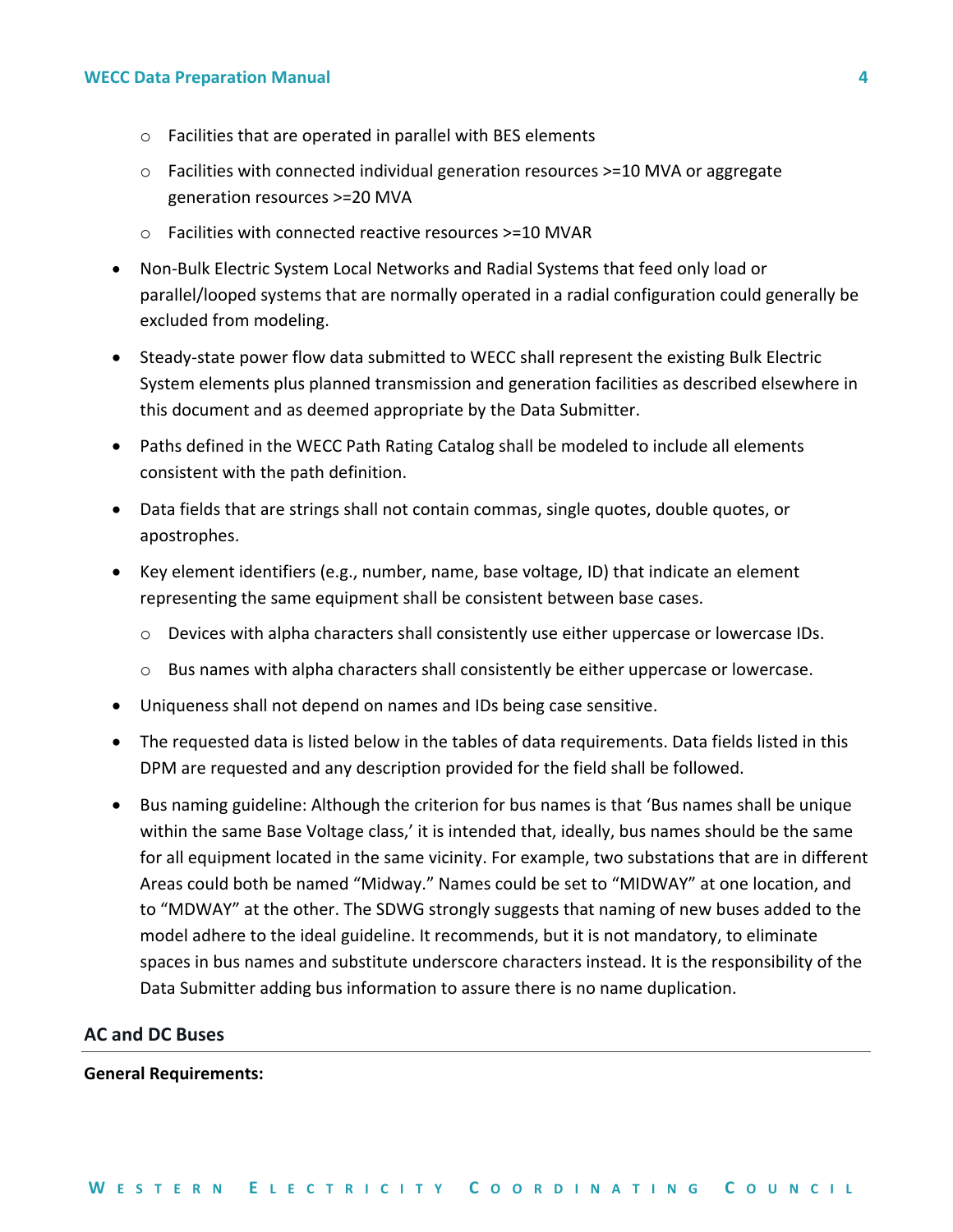- Facilities that are operated in parallel with BES elements
  - Facilities with connected individual generation resources >=10 MVA or aggregate generation resources >=20 MVA
  - Facilities with connected reactive resources >=10 MVAR
- Non-Bulk Electric System Local Networks and Radial Systems that feed only load or parallel/looped systems that are normally operated in a radial configuration could generally be excluded from modeling.
- Steady-state power flow data submitted to WECC shall represent the existing Bulk Electric System elements plus planned transmission and generation facilities as described elsewhere in this document and as deemed appropriate by the Data Submitter.
- Paths defined in the WECC Path Rating Catalog shall be modeled to include all elements consistent with the path definition.
- Data fields that are strings shall not contain commas, single quotes, double quotes, or apostrophes.
- Key element identifiers (e.g., number, name, base voltage, ID) that indicate an element representing the same equipment shall be consistent between base cases.
  - Devices with alpha characters shall consistently use either uppercase or lowercase IDs.
  - Bus names with alpha characters shall consistently be either uppercase or lowercase.
- Uniqueness shall not depend on names and IDs being case sensitive.
- The requested data is listed below in the tables of data requirements. Data fields listed in this DPM are requested and any description provided for the field shall be followed.
- Bus naming guideline: Although the criterion for bus names is that 'Bus names shall be unique within the same Base Voltage class,' it is intended that, ideally, bus names should be the same for all equipment located in the same vicinity. For example, two substations that are in different Areas could both be named "Midway." Names could be set to "MIDWAY" at one location, and to "MDWAY" at the other. The SDWG strongly suggests that naming of new buses added to the model adhere to the ideal guideline. It recommends, but it is not mandatory, to eliminate spaces in bus names and substitute underscore characters instead. It is the responsibility of the Data Submitter adding bus information to assure there is no name duplication.

## AC and DC Buses

**General Requirements:**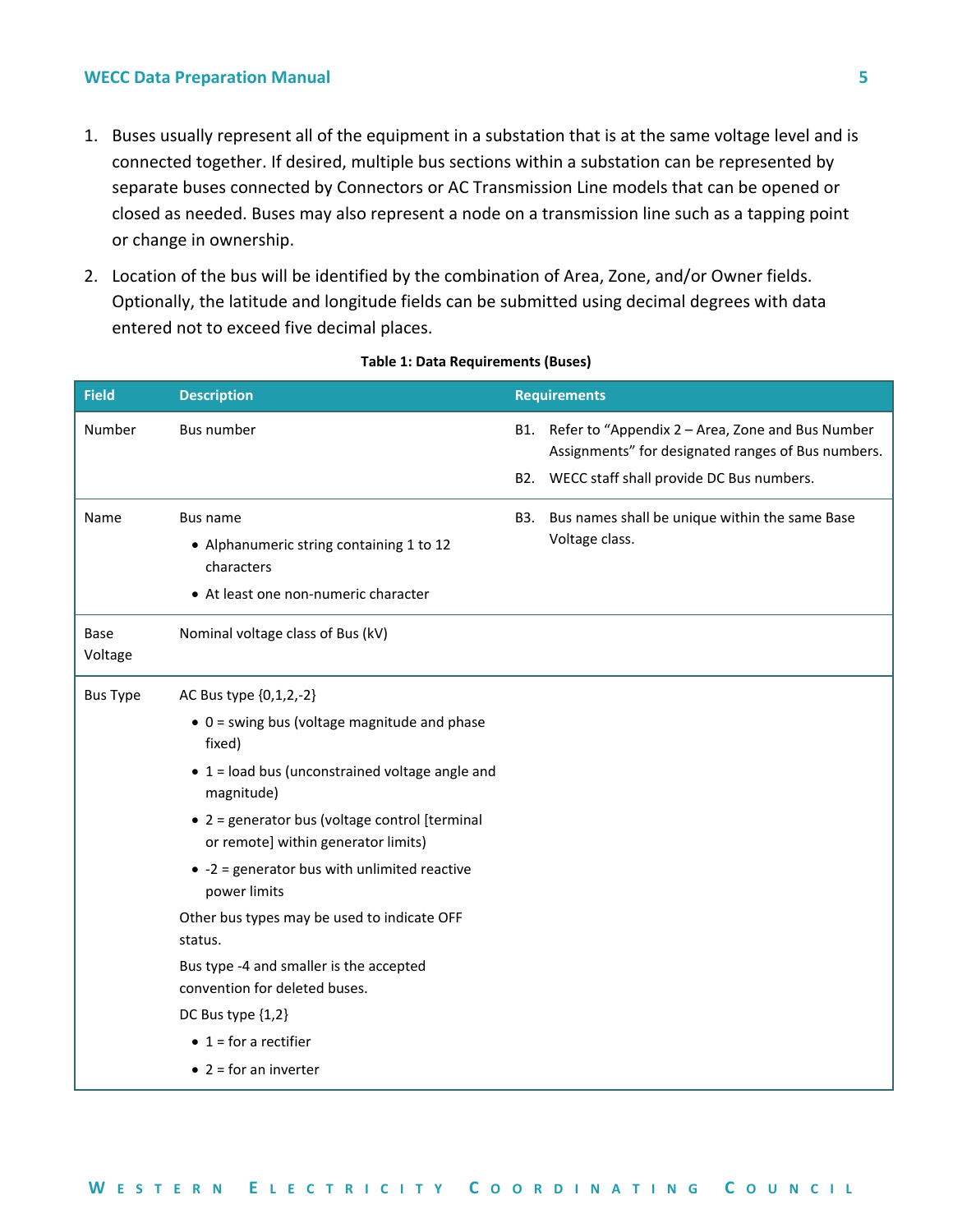1. Buses usually represent all of the equipment in a substation that is at the same voltage level and is connected together. If desired, multiple bus sections within a substation can be represented by separate buses connected by Connectors or AC Transmission Line models that can be opened or closed as needed. Buses may also represent a node on a transmission line such as a tapping point or change in ownership.
2. Location of the bus will be identified by the combination of Area, Zone, and/or Owner fields. Optionally, the latitude and longitude fields can be submitted using decimal degrees with data entered not to exceed five decimal places.

**Table 1: Data Requirements (Buses)**

| Field | Description | Requirements |
|---|---|---|
| Number | Bus number | B1. Refer to "Appendix 2 – Area, Zone and Bus Number Assignments" for designated ranges of Bus numbers.<br>B2. WECC staff shall provide DC Bus numbers. |
| Name | Bus name<br>• Alphanumeric string containing 1 to 12 characters<br>• At least one non-numeric character | B3. Bus names shall be unique within the same Base Voltage class. |
| Base Voltage | Nominal voltage class of Bus (kV) | |
| Bus Type | AC Bus type {0,1,2,-2}<br>• 0 = swing bus (voltage magnitude and phase fixed)<br>• 1 = load bus (unconstrained voltage angle and magnitude)<br>• 2 = generator bus (voltage control [terminal or remote] within generator limits)<br>• -2 = generator bus with unlimited reactive power limits<br>Other bus types may be used to indicate OFF status.<br>Bus type -4 and smaller is the accepted convention for deleted buses.<br>DC Bus type {1,2}<br>• 1 = for a rectifier<br>• 2 = for an inverter | |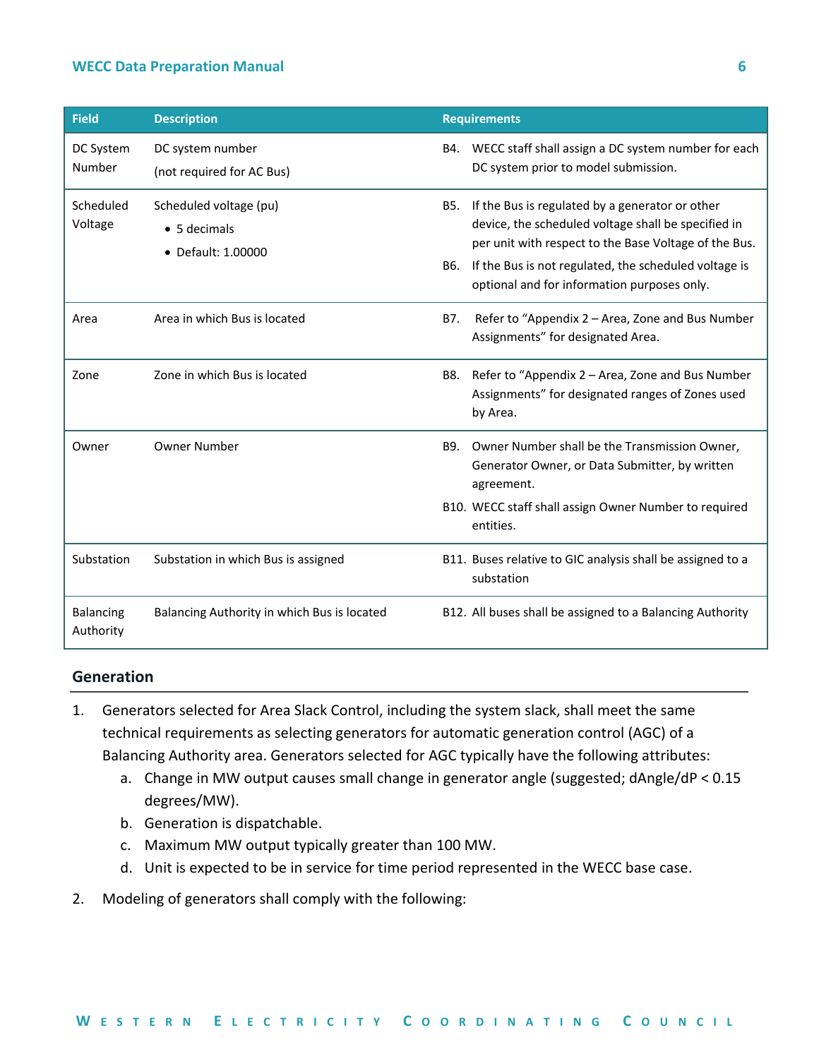| Field | Description | Requirements |
|---|---|---|
| DC System Number | DC system number (not required for AC Bus) | B4. WECC staff shall assign a DC system number for each DC system prior to model submission. |
| Scheduled Voltage | Scheduled voltage (pu) <br>• 5 decimals <br>• Default: 1.00000 | B5. If the Bus is regulated by a generator or other device, the scheduled voltage shall be specified in per unit with respect to the Base Voltage of the Bus. <br>B6. If the Bus is not regulated, the scheduled voltage is optional and for information purposes only. |
| Area | Area in which Bus is located | B7. Refer to "Appendix 2 – Area, Zone and Bus Number Assignments" for designated Area. |
| Zone | Zone in which Bus is located | B8. Refer to "Appendix 2 – Area, Zone and Bus Number Assignments" for designated ranges of Zones used by Area. |
| Owner | Owner Number | B9. Owner Number shall be the Transmission Owner, Generator Owner, or Data Submitter, by written agreement. <br>B10. WECC staff shall assign Owner Number to required entities. |
| Substation | Substation in which Bus is assigned | B11. Buses relative to GIC analysis shall be assigned to a substation |
| Balancing Authority | Balancing Authority in which Bus is located | B12. All buses shall be assigned to a Balancing Authority |

## Generation

1. Generators selected for Area Slack Control, including the system slack, shall meet the same technical requirements as selecting generators for automatic generation control (AGC) of a Balancing Authority area. Generators selected for AGC typically have the following attributes:
   a. Change in MW output causes small change in generator angle (suggested; dAngle/dP < 0.15 degrees/MW).
   b. Generation is dispatchable.
   c. Maximum MW output typically greater than 100 MW.
   d. Unit is expected to be in service for time period represented in the WECC base case.
2. Modeling of generators shall comply with the following: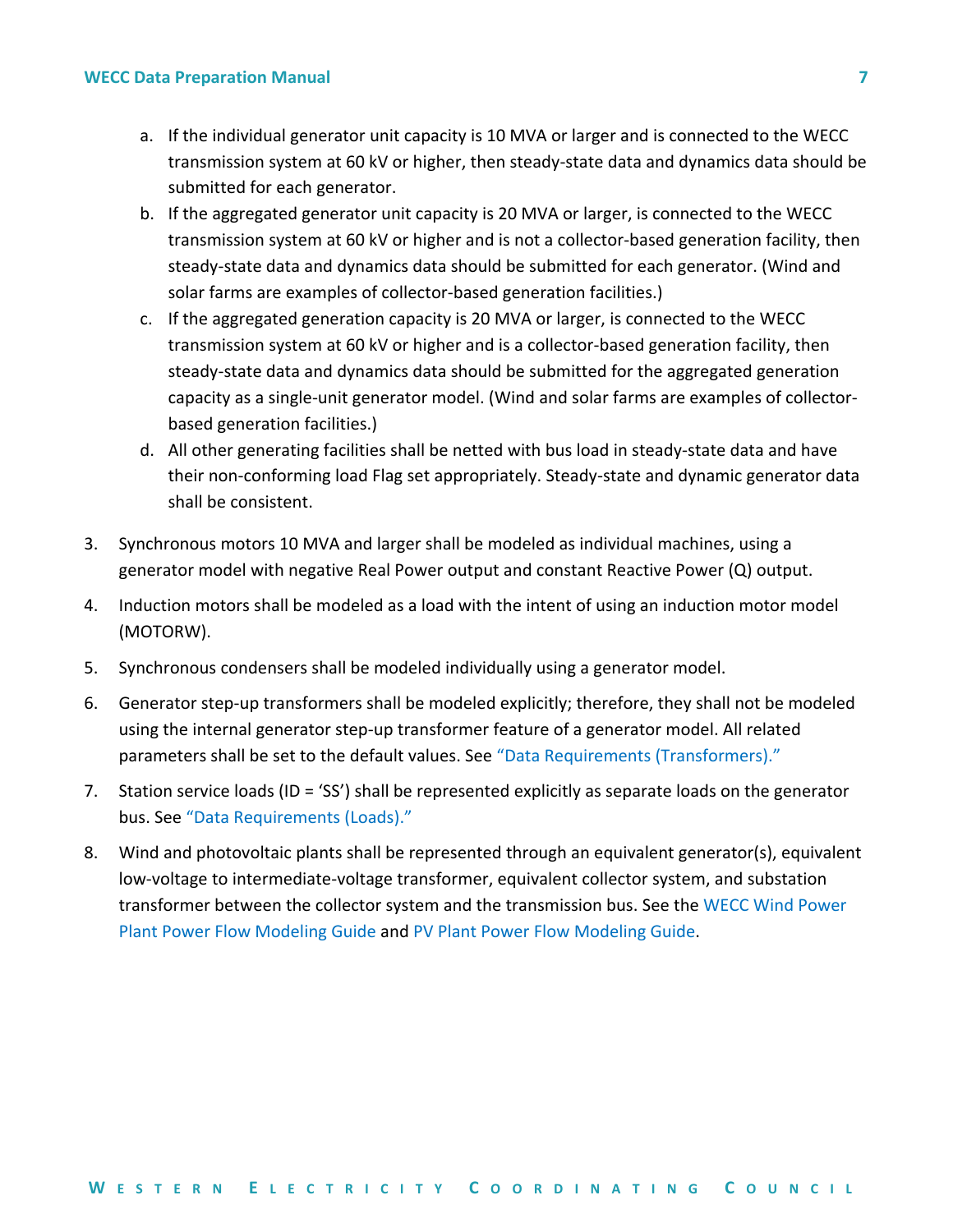a. If the individual generator unit capacity is 10 MVA or larger and is connected to the WECC transmission system at 60 kV or higher, then steady-state data and dynamics data should be submitted for each generator.
   b. If the aggregated generator unit capacity is 20 MVA or larger, is connected to the WECC transmission system at 60 kV or higher and is not a collector-based generation facility, then steady-state data and dynamics data should be submitted for each generator. (Wind and solar farms are examples of collector-based generation facilities.)
   c. If the aggregated generation capacity is 20 MVA or larger, is connected to the WECC transmission system at 60 kV or higher and is a collector-based generation facility, then steady-state data and dynamics data should be submitted for the aggregated generation capacity as a single-unit generator model. (Wind and solar farms are examples of collector-based generation facilities.)
   d. All other generating facilities shall be netted with bus load in steady-state data and have their non-conforming load Flag set appropriately. Steady-state and dynamic generator data shall be consistent.

3. Synchronous motors 10 MVA and larger shall be modeled as individual machines, using a generator model with negative Real Power output and constant Reactive Power (Q) output.

4. Induction motors shall be modeled as a load with the intent of using an induction motor model (MOTORW).

5. Synchronous condensers shall be modeled individually using a generator model.

6. Generator step-up transformers shall be modeled explicitly; therefore, they shall not be modeled using the internal generator step-up transformer feature of a generator model. All related parameters shall be set to the default values. See "Data Requirements (Transformers)."

7. Station service loads (ID = 'SS') shall be represented explicitly as separate loads on the generator bus. See "Data Requirements (Loads)."

8. Wind and photovoltaic plants shall be represented through an equivalent generator(s), equivalent low-voltage to intermediate-voltage transformer, equivalent collector system, and substation transformer between the collector system and the transmission bus. See the WECC Wind Power Plant Power Flow Modeling Guide and PV Plant Power Flow Modeling Guide.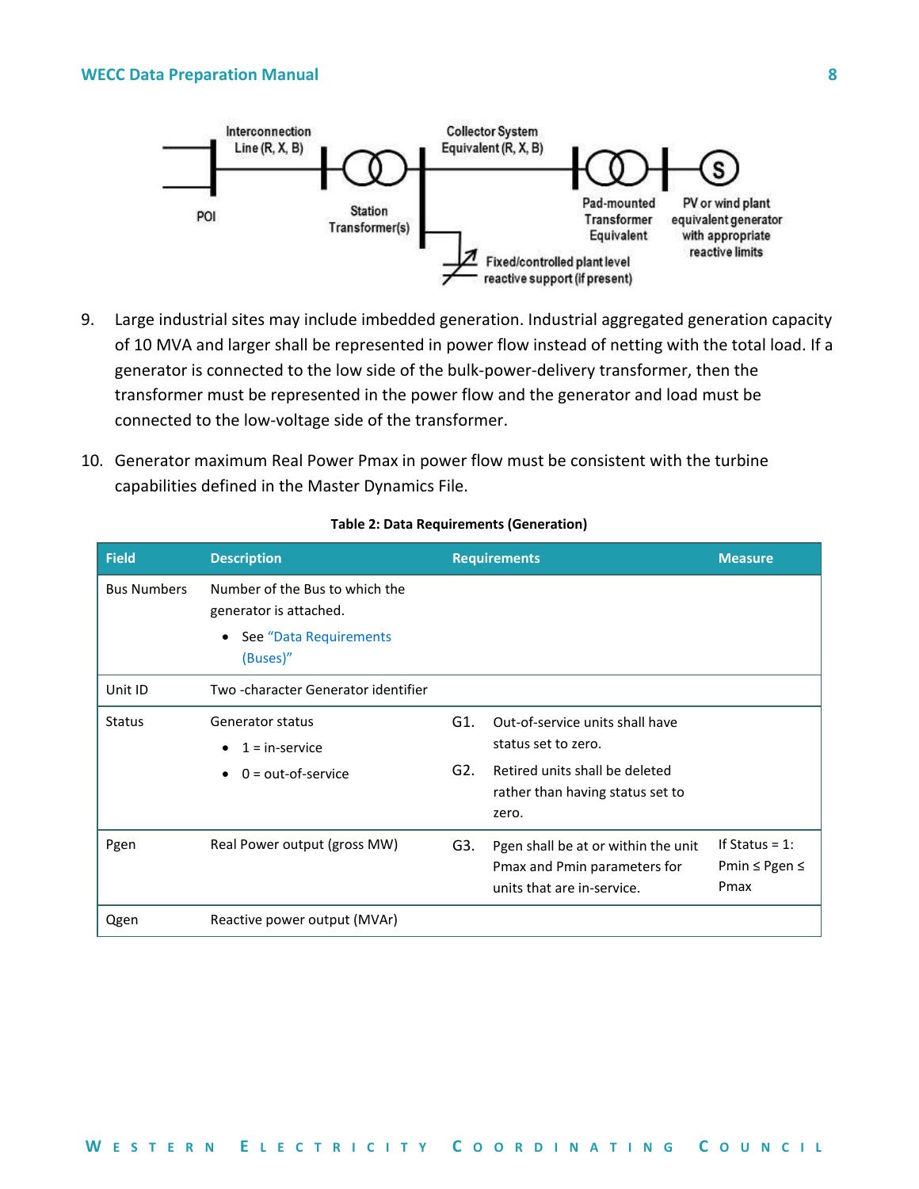9. Large industrial sites may include imbedded generation. Industrial aggregated generation capacity of 10 MVA and larger shall be represented in power flow instead of netting with the total load. If a generator is connected to the low side of the bulk-power-delivery transformer, then the transformer must be represented in the power flow and the generator and load must be connected to the low-voltage side of the transformer.

10. Generator maximum Real Power Pmax in power flow must be consistent with the turbine capabilities defined in the Master Dynamics File.

**Table 2: Data Requirements (Generation)**

| Field | Description | Requirements | Measure |
|---|---|---|---|
| Bus Numbers | Number of the Bus to which the generator is attached. <br>• See "Data Requirements (Buses)" | | |
| Unit ID | Two -character Generator identifier | | |
| Status | Generator status <br>• 1 = in-service <br>• 0 = out-of-service | G1. Out-of-service units shall have status set to zero. <br>G2. Retired units shall be deleted rather than having status set to zero. | |
| Pgen | Real Power output (gross MW) | G3. Pgen shall be at or within the unit Pmax and Pmin parameters for units that are in-service. | If Status = 1: Pmin ≤ Pgen ≤ Pmax |
| Qgen | Reactive power output (MVAr) | | |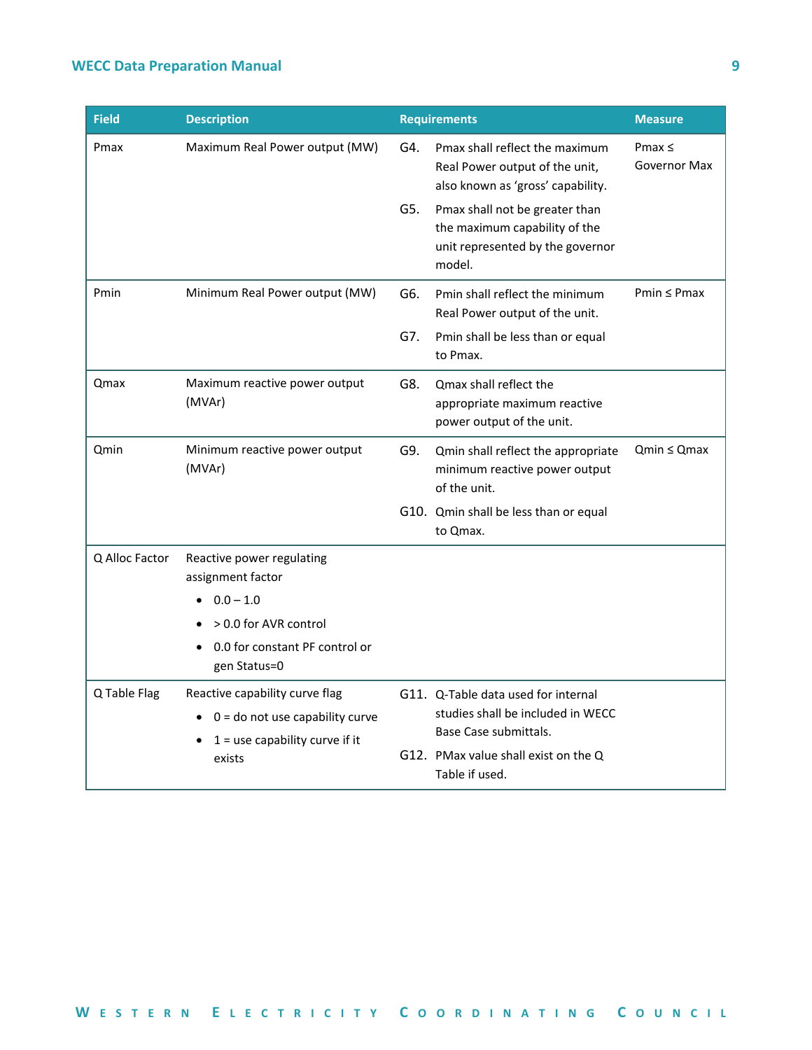| Field | Description | Requirements | Measure |
|---|---|---|---|
| Pmax | Maximum Real Power output (MW) | G4. Pmax shall reflect the maximum Real Power output of the unit, also known as 'gross' capability.<br>G5. Pmax shall not be greater than the maximum capability of the unit represented by the governor model. | Pmax ≤ Governor Max |
| Pmin | Minimum Real Power output (MW) | G6. Pmin shall reflect the minimum Real Power output of the unit.<br>G7. Pmin shall be less than or equal to Pmax. | Pmin ≤ Pmax |
| Qmax | Maximum reactive power output (MVAr) | G8. Qmax shall reflect the appropriate maximum reactive power output of the unit. | |
| Qmin | Minimum reactive power output (MVAr) | G9. Qmin shall reflect the appropriate minimum reactive power output of the unit.<br>G10. Qmin shall be less than or equal to Qmax. | Qmin ≤ Qmax |
| Q Alloc Factor | Reactive power regulating assignment factor<br>• 0.0 – 1.0<br>• > 0.0 for AVR control<br>• 0.0 for constant PF control or gen Status=0 | | |
| Q Table Flag | Reactive capability curve flag<br>• 0 = do not use capability curve<br>• 1 = use capability curve if it exists | G11. Q-Table data used for internal studies shall be included in WECC Base Case submittals.<br>G12. PMax value shall exist on the Q Table if used. | |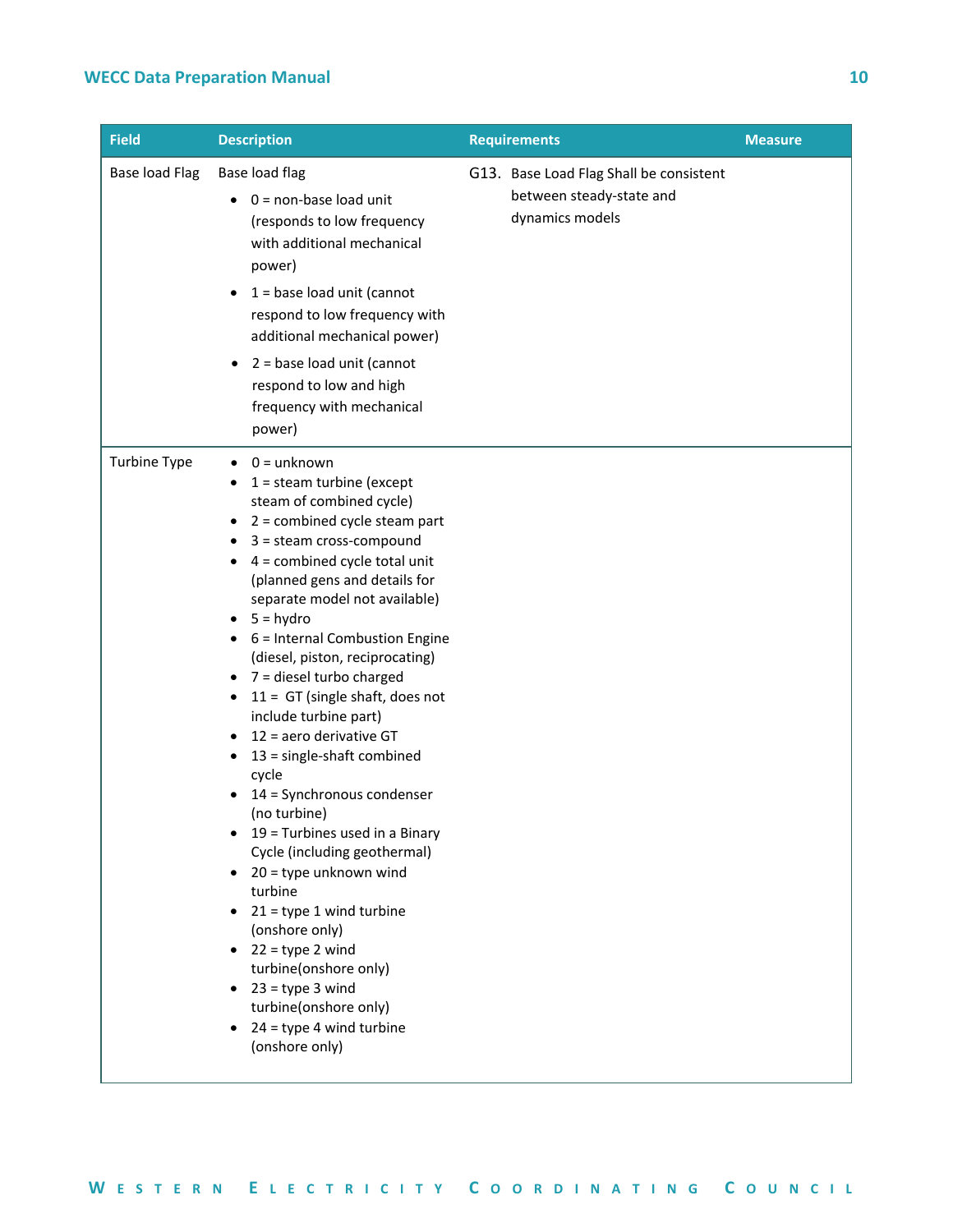| Field | Description | Requirements | Measure |
|---|---|---|---|
| Base load Flag | Base load flag<br>• 0 = non-base load unit (responds to low frequency with additional mechanical power)<br>• 1 = base load unit (cannot respond to low frequency with additional mechanical power)<br>• 2 = base load unit (cannot respond to low and high frequency with mechanical power) | G13. Base Load Flag Shall be consistent between steady-state and dynamics models | |
| Turbine Type | • 0 = unknown<br>• 1 = steam turbine (except steam of combined cycle)<br>• 2 = combined cycle steam part<br>• 3 = steam cross-compound<br>• 4 = combined cycle total unit (planned gens and details for separate model not available)<br>• 5 = hydro<br>• 6 = Internal Combustion Engine (diesel, piston, reciprocating)<br>• 7 = diesel turbo charged<br>• 11 = GT (single shaft, does not include turbine part)<br>• 12 = aero derivative GT<br>• 13 = single-shaft combined cycle<br>• 14 = Synchronous condenser (no turbine)<br>• 19 = Turbines used in a Binary Cycle (including geothermal)<br>• 20 = type unknown wind turbine<br>• 21 = type 1 wind turbine (onshore only)<br>• 22 = type 2 wind turbine(onshore only)<br>• 23 = type 3 wind turbine(onshore only)<br>• 24 = type 4 wind turbine (onshore only) | | |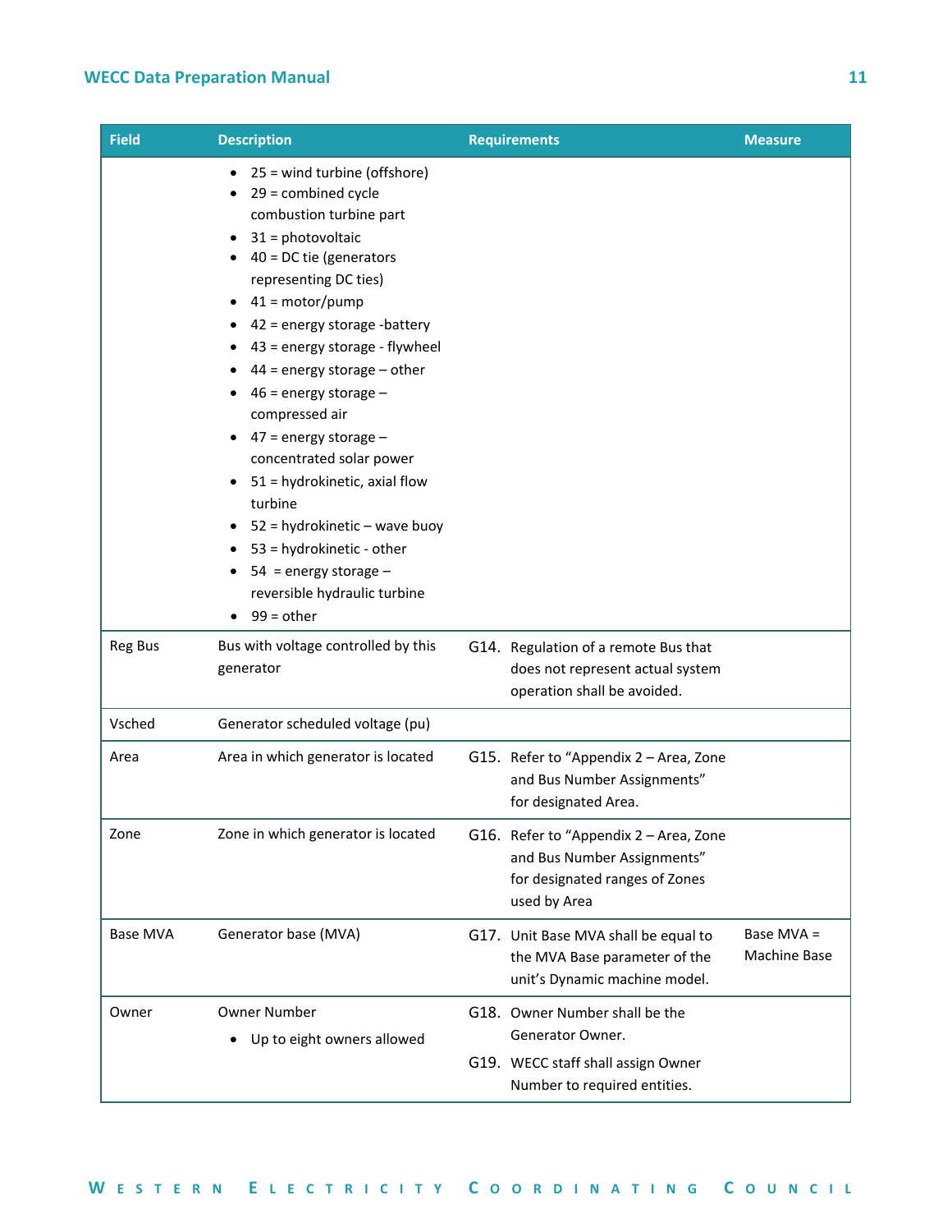| Field | Description | Requirements | Measure |
|---|---|---|---|
| | • 25 = wind turbine (offshore)<br>• 29 = combined cycle combustion turbine part<br>• 31 = photovoltaic<br>• 40 = DC tie (generators representing DC ties)<br>• 41 = motor/pump<br>• 42 = energy storage -battery<br>• 43 = energy storage - flywheel<br>• 44 = energy storage – other<br>• 46 = energy storage – compressed air<br>• 47 = energy storage – concentrated solar power<br>• 51 = hydrokinetic, axial flow turbine<br>• 52 = hydrokinetic – wave buoy<br>• 53 = hydrokinetic - other<br>• 54 = energy storage – reversible hydraulic turbine<br>• 99 = other | | |
| Reg Bus | Bus with voltage controlled by this generator | G14. Regulation of a remote Bus that does not represent actual system operation shall be avoided. | |
| Vsched | Generator scheduled voltage (pu) | | |
| Area | Area in which generator is located | G15. Refer to "Appendix 2 – Area, Zone and Bus Number Assignments" for designated Area. | |
| Zone | Zone in which generator is located | G16. Refer to "Appendix 2 – Area, Zone and Bus Number Assignments" for designated ranges of Zones used by Area | |
| Base MVA | Generator base (MVA) | G17. Unit Base MVA shall be equal to the MVA Base parameter of the unit's Dynamic machine model. | Base MVA = Machine Base |
| Owner | Owner Number<br>• Up to eight owners allowed | G18. Owner Number shall be the Generator Owner.<br>G19. WECC staff shall assign Owner Number to required entities. | |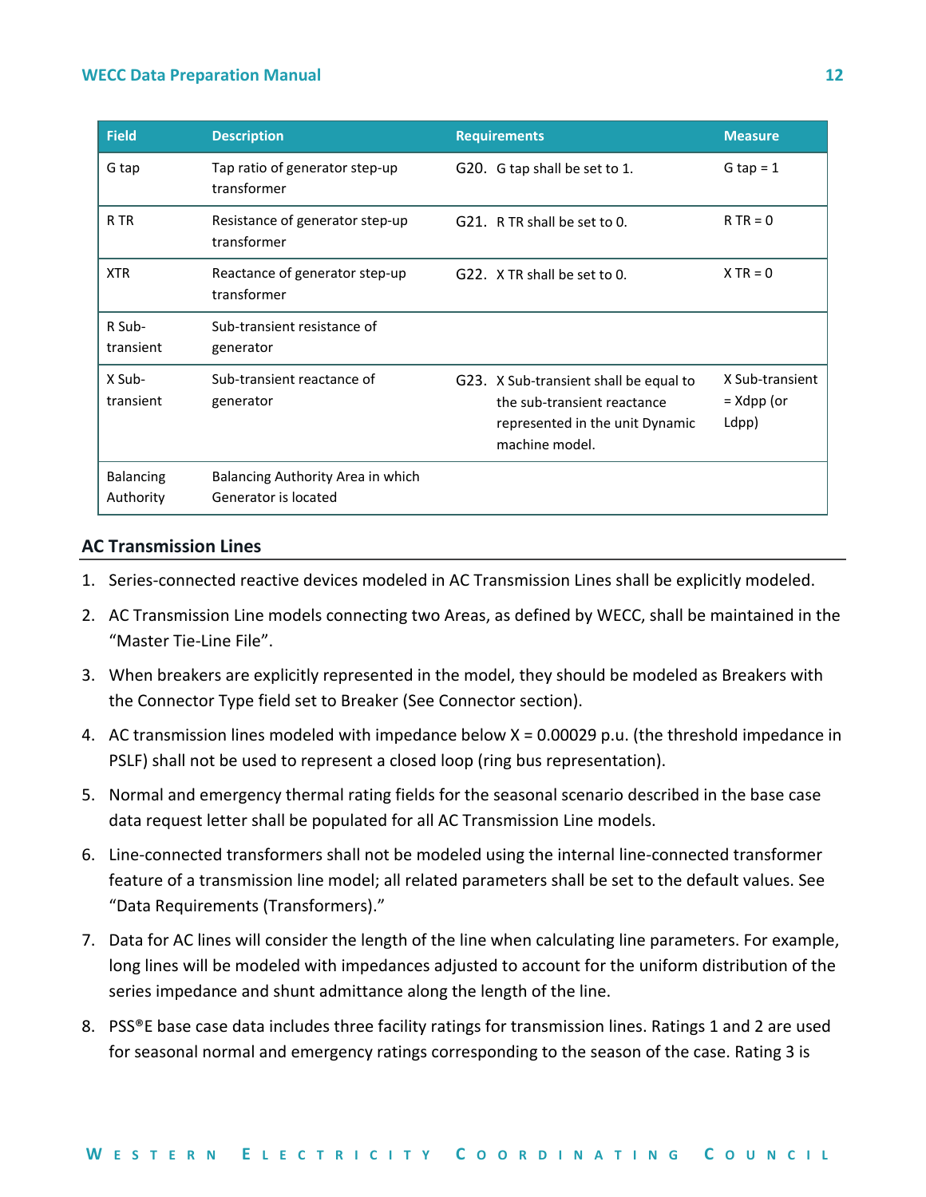| Field | Description | Requirements | Measure |
|---|---|---|---|
| G tap | Tap ratio of generator step-up transformer | G20. G tap shall be set to 1. | G tap = 1 |
| R TR | Resistance of generator step-up transformer | G21. R TR shall be set to 0. | R TR = 0 |
| XTR | Reactance of generator step-up transformer | G22. X TR shall be set to 0. | X TR = 0 |
| R Sub-transient | Sub-transient resistance of generator | | |
| X Sub-transient | Sub-transient reactance of generator | G23. X Sub-transient shall be equal to the sub-transient reactance represented in the unit Dynamic machine model. | X Sub-transient = Xdpp (or Ldpp) |
| Balancing Authority | Balancing Authority Area in which Generator is located | | |

## AC Transmission Lines

1. Series-connected reactive devices modeled in AC Transmission Lines shall be explicitly modeled.
2. AC Transmission Line models connecting two Areas, as defined by WECC, shall be maintained in the "Master Tie-Line File".
3. When breakers are explicitly represented in the model, they should be modeled as Breakers with the Connector Type field set to Breaker (See Connector section).
4. AC transmission lines modeled with impedance below X = 0.00029 p.u. (the threshold impedance in PSLF) shall not be used to represent a closed loop (ring bus representation).
5. Normal and emergency thermal rating fields for the seasonal scenario described in the base case data request letter shall be populated for all AC Transmission Line models.
6. Line-connected transformers shall not be modeled using the internal line-connected transformer feature of a transmission line model; all related parameters shall be set to the default values. See "Data Requirements (Transformers)."
7. Data for AC lines will consider the length of the line when calculating line parameters. For example, long lines will be modeled with impedances adjusted to account for the uniform distribution of the series impedance and shunt admittance along the length of the line.
8. PSS®E base case data includes three facility ratings for transmission lines. Ratings 1 and 2 are used for seasonal normal and emergency ratings corresponding to the season of the case. Rating 3 is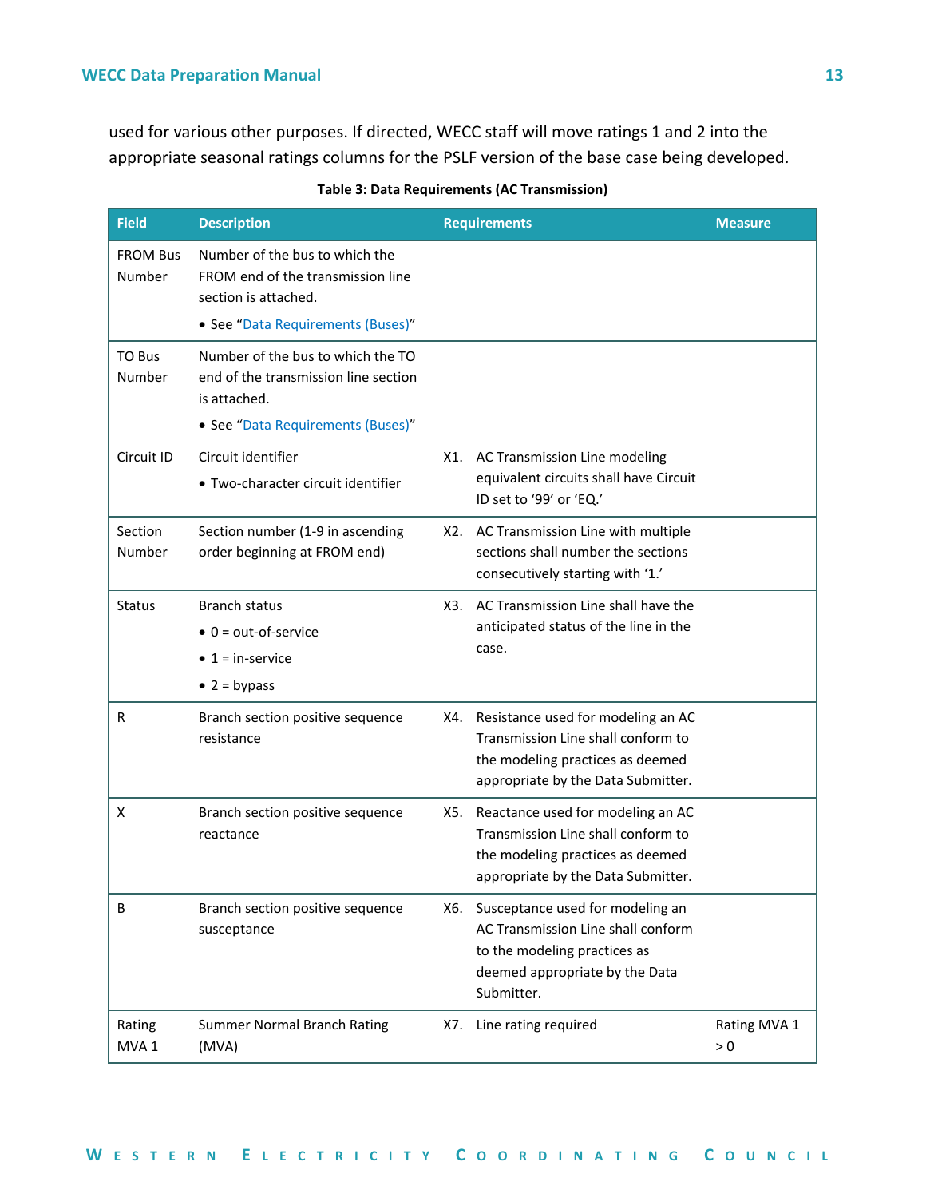used for various other purposes. If directed, WECC staff will move ratings 1 and 2 into the appropriate seasonal ratings columns for the PSLF version of the base case being developed.

**Table 3: Data Requirements (AC Transmission)**

| Field | Description | Requirements | Measure |
|---|---|---|---|
| FROM Bus Number | Number of the bus to which the FROM end of the transmission line section is attached.<br>• See "Data Requirements (Buses)" | | |
| TO Bus Number | Number of the bus to which the TO end of the transmission line section is attached.<br>• See "Data Requirements (Buses)" | | |
| Circuit ID | Circuit identifier<br>• Two-character circuit identifier | X1. AC Transmission Line modeling equivalent circuits shall have Circuit ID set to '99' or 'EQ.' | |
| Section Number | Section number (1-9 in ascending order beginning at FROM end) | X2. AC Transmission Line with multiple sections shall number the sections consecutively starting with '1.' | |
| Status | Branch status<br>• 0 = out-of-service<br>• 1 = in-service<br>• 2 = bypass | X3. AC Transmission Line shall have the anticipated status of the line in the case. | |
| R | Branch section positive sequence resistance | X4. Resistance used for modeling an AC Transmission Line shall conform to the modeling practices as deemed appropriate by the Data Submitter. | |
| X | Branch section positive sequence reactance | X5. Reactance used for modeling an AC Transmission Line shall conform to the modeling practices as deemed appropriate by the Data Submitter. | |
| B | Branch section positive sequence susceptance | X6. Susceptance used for modeling an AC Transmission Line shall conform to the modeling practices as deemed appropriate by the Data Submitter. | |
| Rating MVA 1 | Summer Normal Branch Rating (MVA) | X7. Line rating required | Rating MVA 1 > 0 |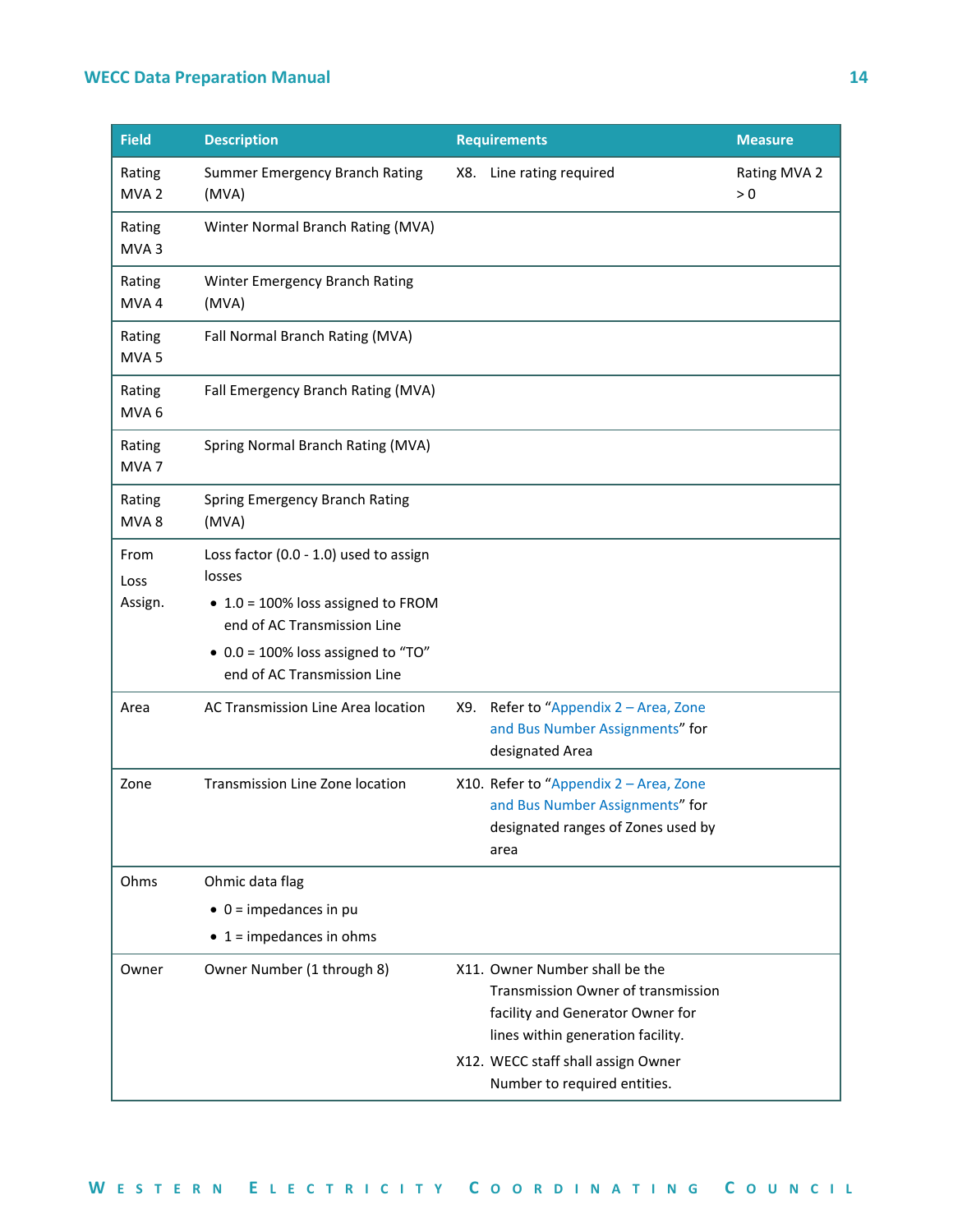| Field | Description | Requirements | Measure |
|---|---|---|---|
| Rating MVA 2 | Summer Emergency Branch Rating (MVA) | X8. Line rating required | Rating MVA 2 > 0 |
| Rating MVA 3 | Winter Normal Branch Rating (MVA) | | |
| Rating MVA 4 | Winter Emergency Branch Rating (MVA) | | |
| Rating MVA 5 | Fall Normal Branch Rating (MVA) | | |
| Rating MVA 6 | Fall Emergency Branch Rating (MVA) | | |
| Rating MVA 7 | Spring Normal Branch Rating (MVA) | | |
| Rating MVA 8 | Spring Emergency Branch Rating (MVA) | | |
| From Loss Assign. | Loss factor (0.0 - 1.0) used to assign losses<br>• 1.0 = 100% loss assigned to FROM end of AC Transmission Line<br>• 0.0 = 100% loss assigned to "TO" end of AC Transmission Line | | |
| Area | AC Transmission Line Area location | X9. Refer to "Appendix 2 – Area, Zone and Bus Number Assignments" for designated Area | |
| Zone | Transmission Line Zone location | X10. Refer to "Appendix 2 – Area, Zone and Bus Number Assignments" for designated ranges of Zones used by area | |
| Ohms | Ohmic data flag<br>• 0 = impedances in pu<br>• 1 = impedances in ohms | | |
| Owner | Owner Number (1 through 8) | X11. Owner Number shall be the Transmission Owner of transmission facility and Generator Owner for lines within generation facility.<br>X12. WECC staff shall assign Owner Number to required entities. | |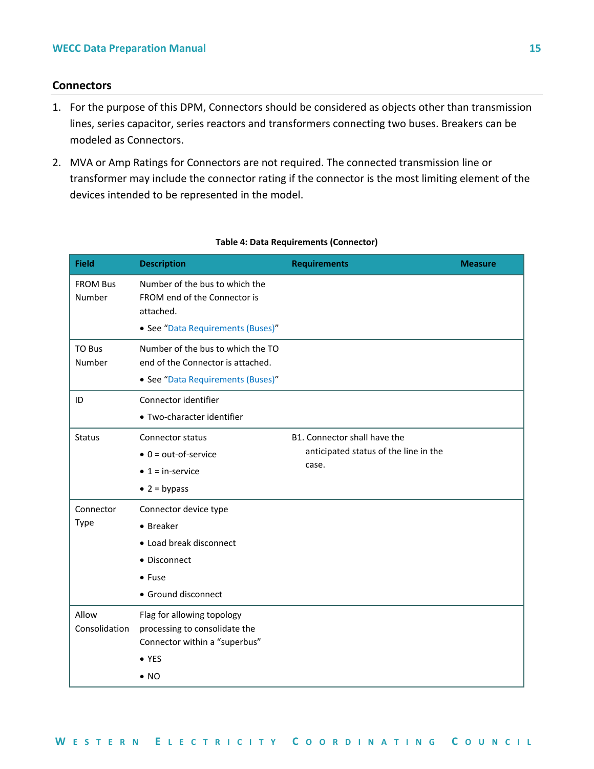## Connectors

1. For the purpose of this DPM, Connectors should be considered as objects other than transmission lines, series capacitor, series reactors and transformers connecting two buses. Breakers can be modeled as Connectors.
2. MVA or Amp Ratings for Connectors are not required. The connected transmission line or transformer may include the connector rating if the connector is the most limiting element of the devices intended to be represented in the model.

**Table 4: Data Requirements (Connector)**

| Field | Description | Requirements | Measure |
|---|---|---|---|
| FROM Bus Number | Number of the bus to which the FROM end of the Connector is attached.<br>• See “Data Requirements (Buses)” | | |
| TO Bus Number | Number of the bus to which the TO end of the Connector is attached.<br>• See “Data Requirements (Buses)” | | |
| ID | Connector identifier<br>• Two-character identifier | | |
| Status | Connector status<br>• 0 = out-of-service<br>• 1 = in-service<br>• 2 = bypass | B1. Connector shall have the anticipated status of the line in the case. | |
| Connector Type | Connector device type<br>• Breaker<br>• Load break disconnect<br>• Disconnect<br>• Fuse<br>• Ground disconnect | | |
| Allow Consolidation | Flag for allowing topology processing to consolidate the Connector within a “superbus”<br>• YES<br>• NO | | |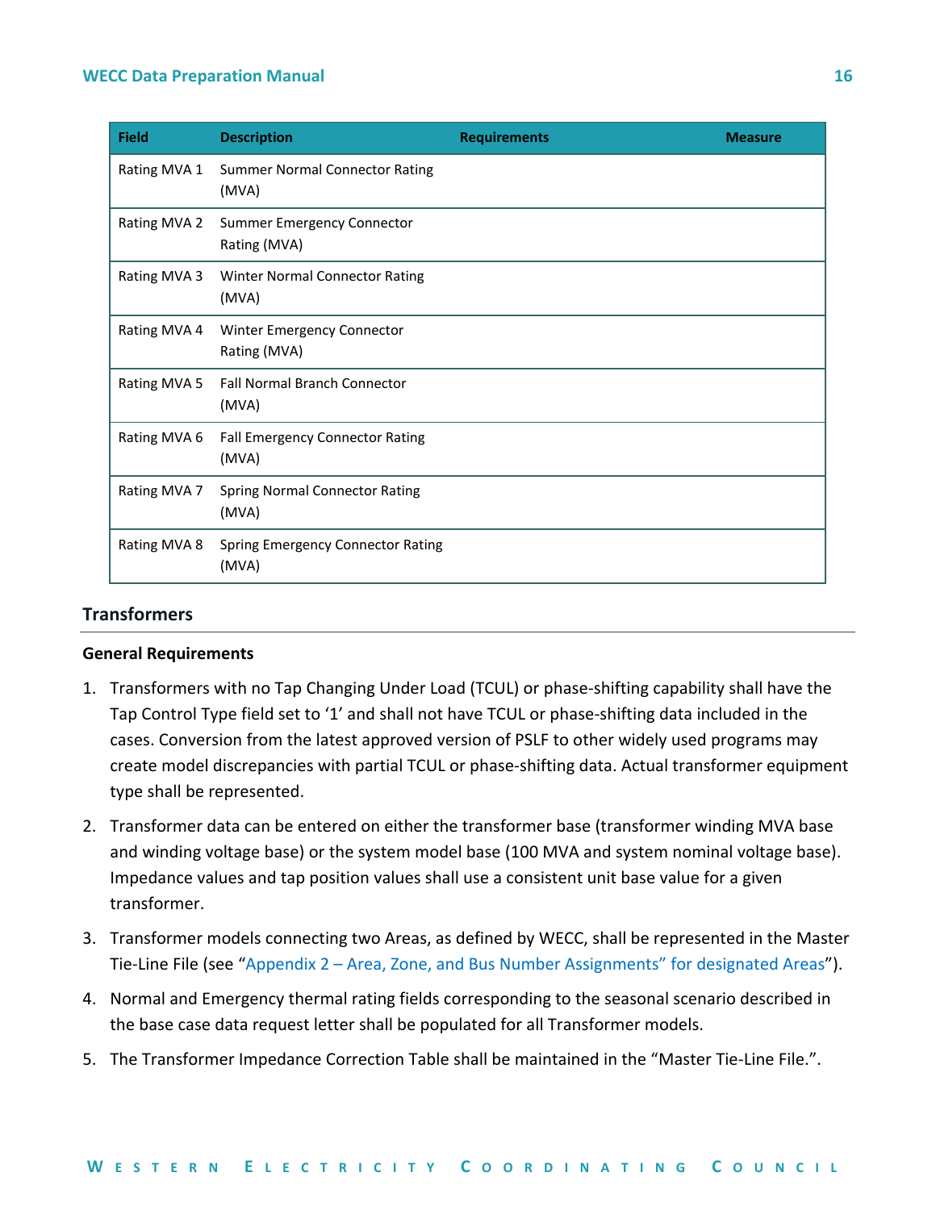| Field | Description | Requirements | Measure |
|---|---|---|---|
| Rating MVA 1 | Summer Normal Connector Rating (MVA) | | |
| Rating MVA 2 | Summer Emergency Connector Rating (MVA) | | |
| Rating MVA 3 | Winter Normal Connector Rating (MVA) | | |
| Rating MVA 4 | Winter Emergency Connector Rating (MVA) | | |
| Rating MVA 5 | Fall Normal Branch Connector (MVA) | | |
| Rating MVA 6 | Fall Emergency Connector Rating (MVA) | | |
| Rating MVA 7 | Spring Normal Connector Rating (MVA) | | |
| Rating MVA 8 | Spring Emergency Connector Rating (MVA) | | |

## Transformers

### General Requirements

1. Transformers with no Tap Changing Under Load (TCUL) or phase-shifting capability shall have the Tap Control Type field set to '1' and shall not have TCUL or phase-shifting data included in the cases. Conversion from the latest approved version of PSLF to other widely used programs may create model discrepancies with partial TCUL or phase-shifting data. Actual transformer equipment type shall be represented.
2. Transformer data can be entered on either the transformer base (transformer winding MVA base and winding voltage base) or the system model base (100 MVA and system nominal voltage base). Impedance values and tap position values shall use a consistent unit base value for a given transformer.
3. Transformer models connecting two Areas, as defined by WECC, shall be represented in the Master Tie-Line File (see "Appendix 2 – Area, Zone, and Bus Number Assignments" for designated Areas").
4. Normal and Emergency thermal rating fields corresponding to the seasonal scenario described in the base case data request letter shall be populated for all Transformer models.
5. The Transformer Impedance Correction Table shall be maintained in the "Master Tie-Line File.".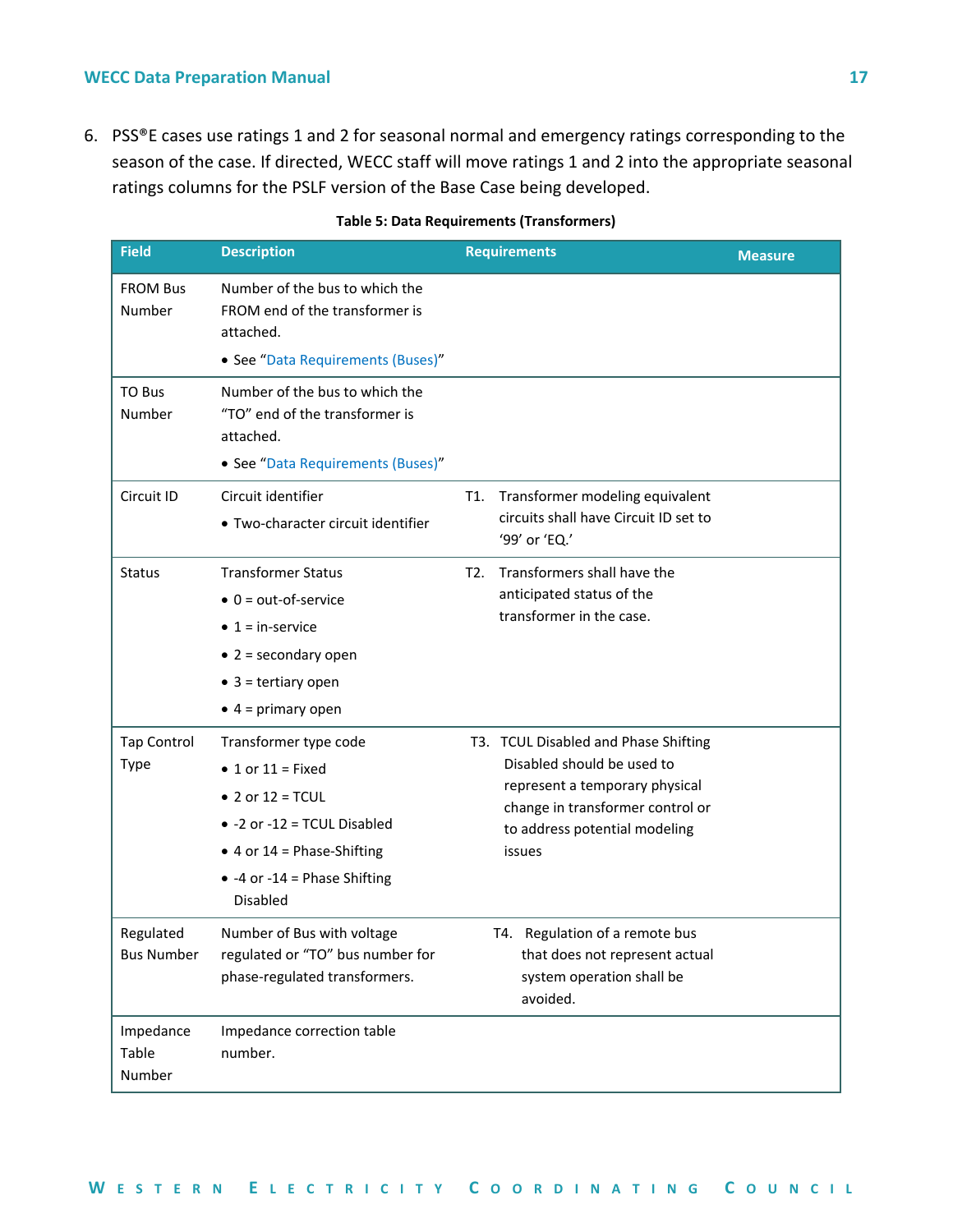6. PSS®E cases use ratings 1 and 2 for seasonal normal and emergency ratings corresponding to the season of the case. If directed, WECC staff will move ratings 1 and 2 into the appropriate seasonal ratings columns for the PSLF version of the Base Case being developed.

**Table 5: Data Requirements (Transformers)**

| Field | Description | Requirements | Measure |
|---|---|---|---|
| FROM Bus Number | Number of the bus to which the FROM end of the transformer is attached.<br>• See "Data Requirements (Buses)" | | |
| TO Bus Number | Number of the bus to which the "TO" end of the transformer is attached.<br>• See "Data Requirements (Buses)" | | |
| Circuit ID | Circuit identifier<br>• Two-character circuit identifier | T1. Transformer modeling equivalent circuits shall have Circuit ID set to '99' or 'EQ.' | |
| Status | Transformer Status<br>• 0 = out-of-service<br>• 1 = in-service<br>• 2 = secondary open<br>• 3 = tertiary open<br>• 4 = primary open | T2. Transformers shall have the anticipated status of the transformer in the case. | |
| Tap Control Type | Transformer type code<br>• 1 or 11 = Fixed<br>• 2 or 12 = TCUL<br>• -2 or -12 = TCUL Disabled<br>• 4 or 14 = Phase-Shifting<br>• -4 or -14 = Phase Shifting Disabled | T3. TCUL Disabled and Phase Shifting Disabled should be used to represent a temporary physical change in transformer control or to address potential modeling issues | |
| Regulated Bus Number | Number of Bus with voltage regulated or "TO" bus number for phase-regulated transformers. | T4. Regulation of a remote bus that does not represent actual system operation shall be avoided. | |
| Impedance Table Number | Impedance correction table number. | | |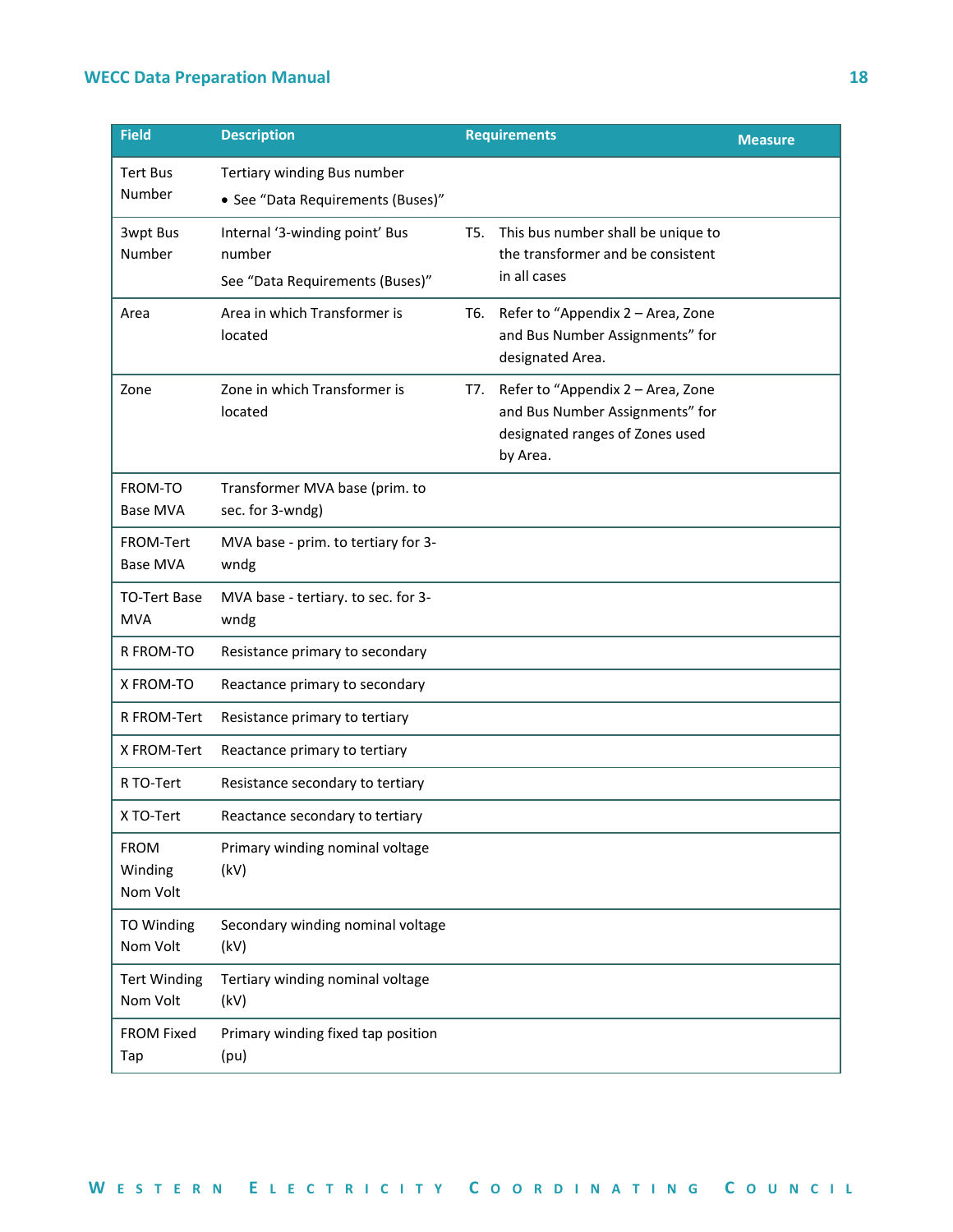| Field | Description | Requirements | Measure |
|---|---|---|---|
| Tert Bus Number | Tertiary winding Bus number<br>• See “Data Requirements (Buses)” | | |
| 3wpt Bus Number | Internal ‘3-winding point’ Bus number<br>See “Data Requirements (Buses)” | T5. This bus number shall be unique to the transformer and be consistent in all cases | |
| Area | Area in which Transformer is located | T6. Refer to “Appendix 2 – Area, Zone and Bus Number Assignments” for designated Area. | |
| Zone | Zone in which Transformer is located | T7. Refer to “Appendix 2 – Area, Zone and Bus Number Assignments” for designated ranges of Zones used by Area. | |
| FROM-TO Base MVA | Transformer MVA base (prim. to sec. for 3-wndg) | | |
| FROM-Tert Base MVA | MVA base - prim. to tertiary for 3-wndg | | |
| TO-Tert Base MVA | MVA base - tertiary. to sec. for 3-wndg | | |
| R FROM-TO | Resistance primary to secondary | | |
| X FROM-TO | Reactance primary to secondary | | |
| R FROM-Tert | Resistance primary to tertiary | | |
| X FROM-Tert | Reactance primary to tertiary | | |
| R TO-Tert | Resistance secondary to tertiary | | |
| X TO-Tert | Reactance secondary to tertiary | | |
| FROM Winding Nom Volt | Primary winding nominal voltage (kV) | | |
| TO Winding Nom Volt | Secondary winding nominal voltage (kV) | | |
| Tert Winding Nom Volt | Tertiary winding nominal voltage (kV) | | |
| FROM Fixed Tap | Primary winding fixed tap position (pu) | | |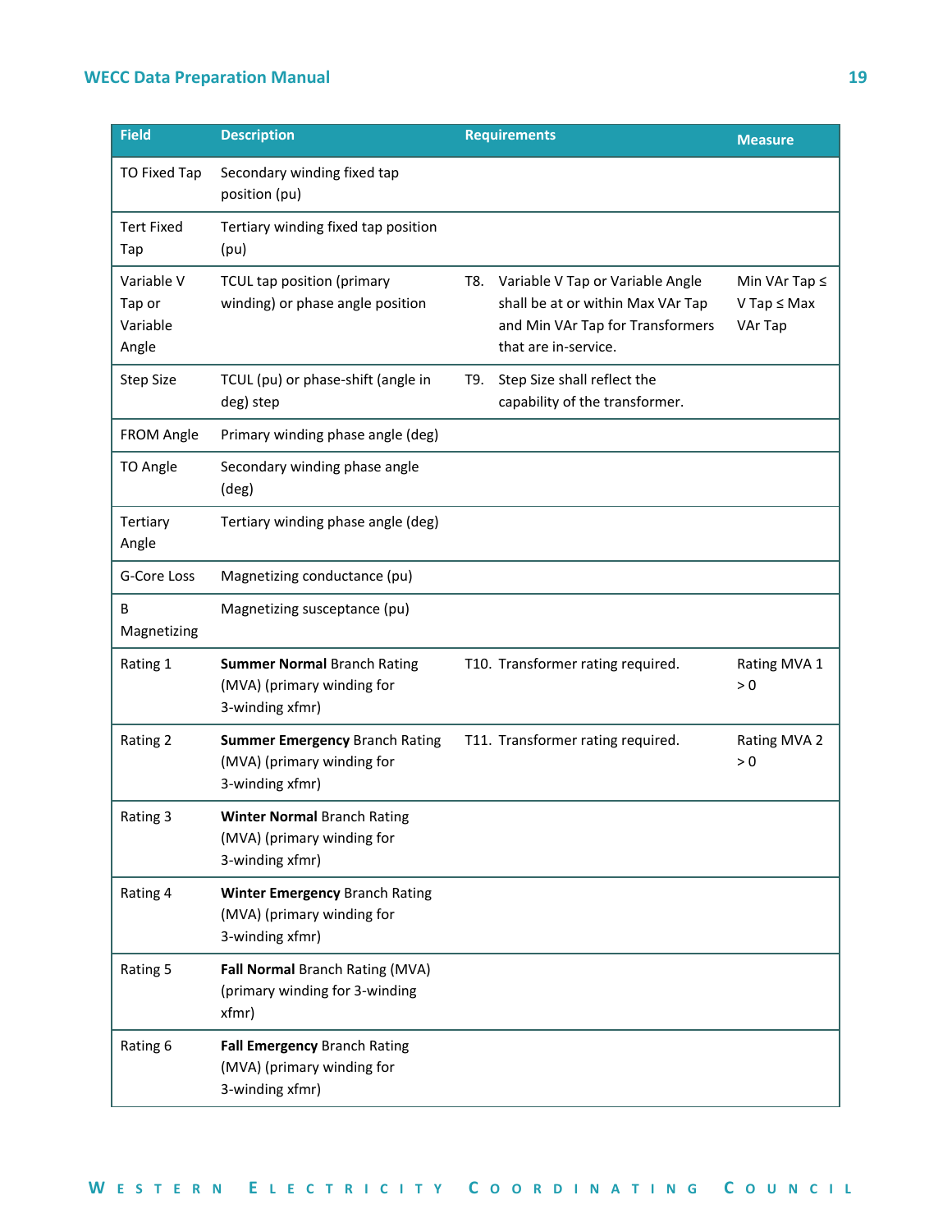| Field | Description | Requirements | Measure |
|---|---|---|---|
| TO Fixed Tap | Secondary winding fixed tap position (pu) | | |
| Tert Fixed Tap | Tertiary winding fixed tap position (pu) | | |
| Variable V Tap or Variable Angle | TCUL tap position (primary winding) or phase angle position | T8. Variable V Tap or Variable Angle shall be at or within Max VAr Tap and Min VAr Tap for Transformers that are in-service. | Min VAr Tap ≤ V Tap ≤ Max VAr Tap |
| Step Size | TCUL (pu) or phase-shift (angle in deg) step | T9. Step Size shall reflect the capability of the transformer. | |
| FROM Angle | Primary winding phase angle (deg) | | |
| TO Angle | Secondary winding phase angle (deg) | | |
| Tertiary Angle | Tertiary winding phase angle (deg) | | |
| G-Core Loss | Magnetizing conductance (pu) | | |
| B Magnetizing | Magnetizing susceptance (pu) | | |
| Rating 1 | **Summer Normal** Branch Rating (MVA) (primary winding for 3-winding xfmr) | T10. Transformer rating required. | Rating MVA 1 > 0 |
| Rating 2 | **Summer Emergency** Branch Rating (MVA) (primary winding for 3-winding xfmr) | T11. Transformer rating required. | Rating MVA 2 > 0 |
| Rating 3 | **Winter Normal** Branch Rating (MVA) (primary winding for 3-winding xfmr) | | |
| Rating 4 | **Winter Emergency** Branch Rating (MVA) (primary winding for 3-winding xfmr) | | |
| Rating 5 | **Fall Normal** Branch Rating (MVA) (primary winding for 3-winding xfmr) | | |
| Rating 6 | **Fall Emergency** Branch Rating (MVA) (primary winding for 3-winding xfmr) | | |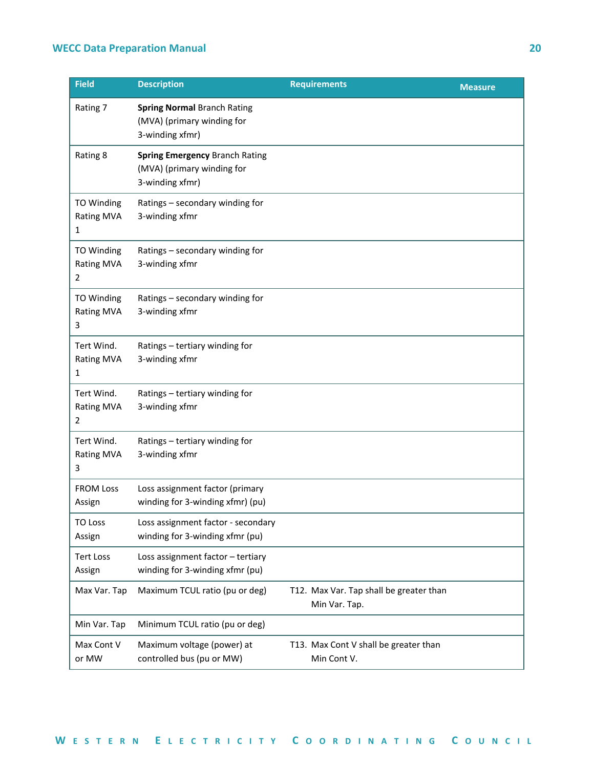| Field | Description | Requirements | Measure |
|---|---|---|---|
| Rating 7 | **Spring Normal** Branch Rating (MVA) (primary winding for 3-winding xfmr) | | |
| Rating 8 | **Spring Emergency** Branch Rating (MVA) (primary winding for 3-winding xfmr) | | |
| TO Winding Rating MVA 1 | Ratings – secondary winding for 3-winding xfmr | | |
| TO Winding Rating MVA 2 | Ratings – secondary winding for 3-winding xfmr | | |
| TO Winding Rating MVA 3 | Ratings – secondary winding for 3-winding xfmr | | |
| Tert Wind. Rating MVA 1 | Ratings – tertiary winding for 3-winding xfmr | | |
| Tert Wind. Rating MVA 2 | Ratings – tertiary winding for 3-winding xfmr | | |
| Tert Wind. Rating MVA 3 | Ratings – tertiary winding for 3-winding xfmr | | |
| FROM Loss Assign | Loss assignment factor (primary winding for 3-winding xfmr) (pu) | | |
| TO Loss Assign | Loss assignment factor - secondary winding for 3-winding xfmr (pu) | | |
| Tert Loss Assign | Loss assignment factor – tertiary winding for 3-winding xfmr (pu) | | |
| Max Var. Tap | Maximum TCUL ratio (pu or deg) | T12. Max Var. Tap shall be greater than Min Var. Tap. | |
| Min Var. Tap | Minimum TCUL ratio (pu or deg) | | |
| Max Cont V or MW | Maximum voltage (power) at controlled bus (pu or MW) | T13. Max Cont V shall be greater than Min Cont V. | |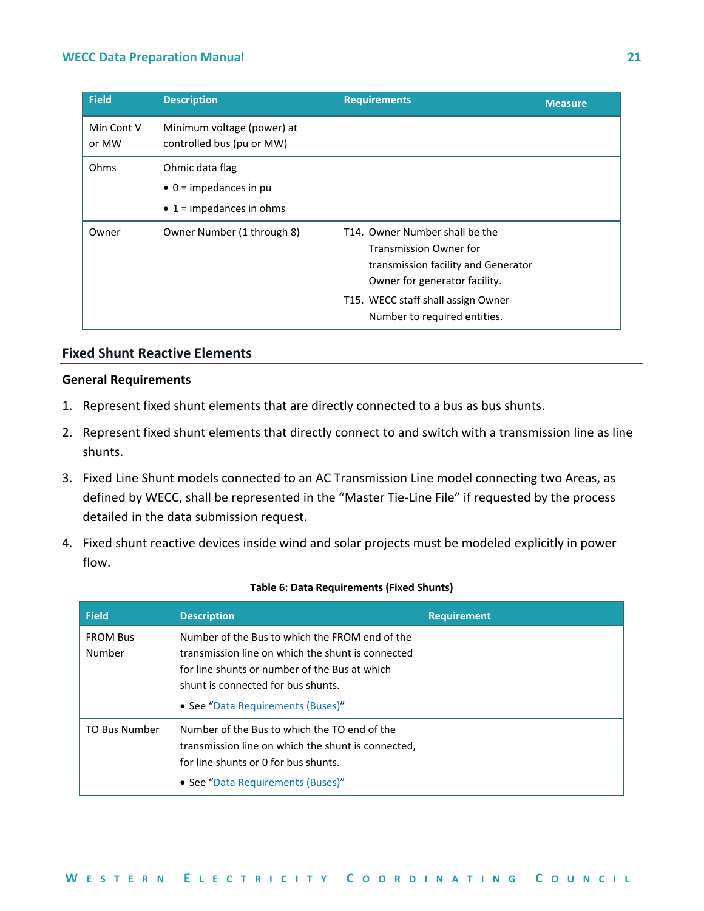| Field | Description | Requirements | Measure |
|---|---|---|---|
| Min Cont V or MW | Minimum voltage (power) at controlled bus (pu or MW) | | |
| Ohms | Ohmic data flag<br>• 0 = impedances in pu<br>• 1 = impedances in ohms | | |
| Owner | Owner Number (1 through 8) | T14. Owner Number shall be the Transmission Owner for transmission facility and Generator Owner for generator facility.<br>T15. WECC staff shall assign Owner Number to required entities. | |

## Fixed Shunt Reactive Elements

### General Requirements

1. Represent fixed shunt elements that are directly connected to a bus as bus shunts.
2. Represent fixed shunt elements that directly connect to and switch with a transmission line as line shunts.
3. Fixed Line Shunt models connected to an AC Transmission Line model connecting two Areas, as defined by WECC, shall be represented in the "Master Tie-Line File" if requested by the process detailed in the data submission request.
4. Fixed shunt reactive devices inside wind and solar projects must be modeled explicitly in power flow.

**Table 6: Data Requirements (Fixed Shunts)**

| Field | Description | Requirement |
|---|---|---|
| FROM Bus Number | Number of the Bus to which the FROM end of the transmission line on which the shunt is connected for line shunts or number of the Bus at which shunt is connected for bus shunts.<br>• See "Data Requirements (Buses)" | |
| TO Bus Number | Number of the Bus to which the TO end of the transmission line on which the shunt is connected, for line shunts or 0 for bus shunts.<br>• See "Data Requirements (Buses)" | |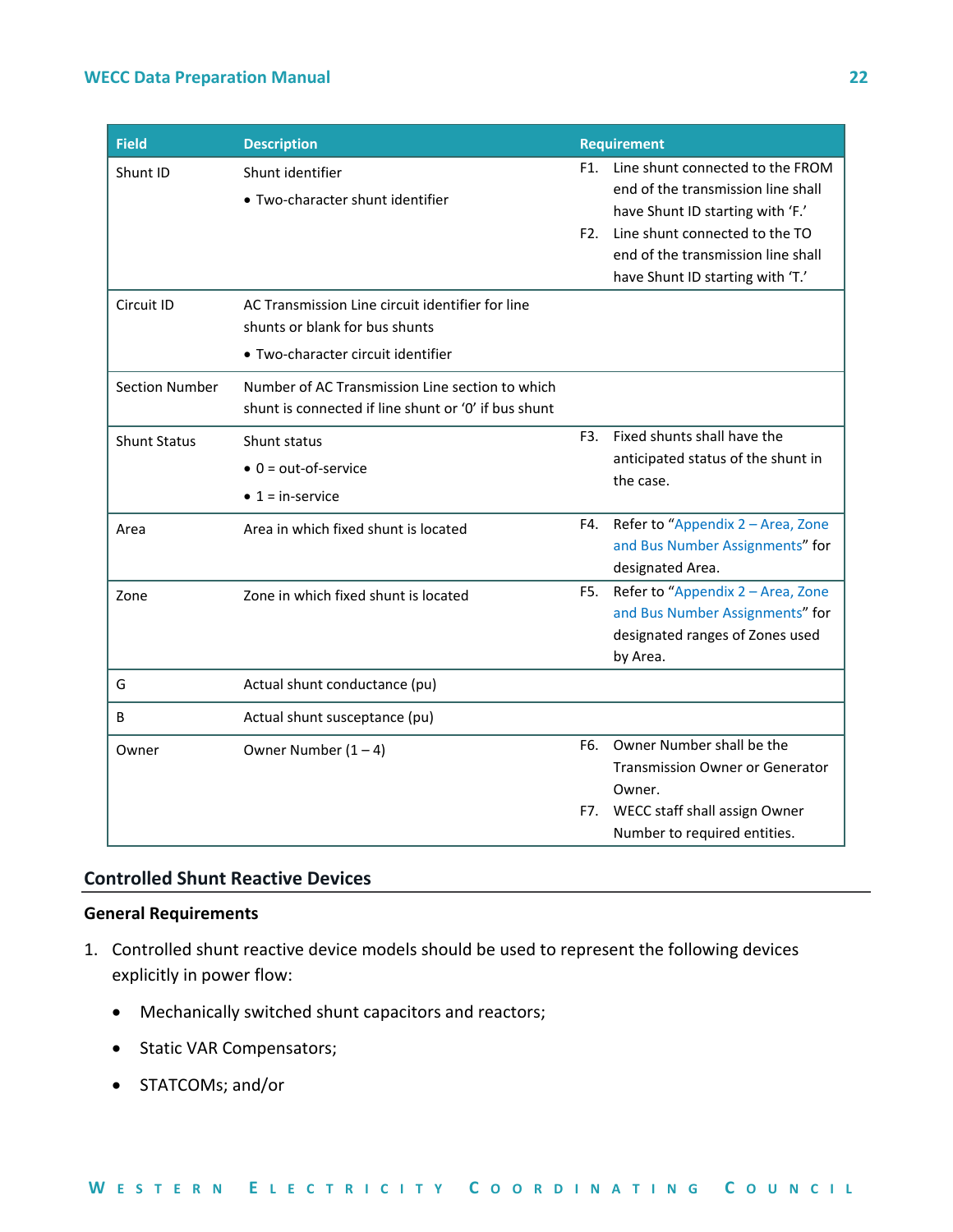| Field | Description | Requirement |
|---|---|---|
| Shunt ID | Shunt identifier<br>• Two-character shunt identifier | F1. Line shunt connected to the FROM end of the transmission line shall have Shunt ID starting with 'F.'<br>F2. Line shunt connected to the TO end of the transmission line shall have Shunt ID starting with 'T.' |
| Circuit ID | AC Transmission Line circuit identifier for line shunts or blank for bus shunts<br>• Two-character circuit identifier | |
| Section Number | Number of AC Transmission Line section to which shunt is connected if line shunt or '0' if bus shunt | |
| Shunt Status | Shunt status<br>• 0 = out-of-service<br>• 1 = in-service | F3. Fixed shunts shall have the anticipated status of the shunt in the case. |
| Area | Area in which fixed shunt is located | F4. Refer to "Appendix 2 – Area, Zone and Bus Number Assignments" for designated Area. |
| Zone | Zone in which fixed shunt is located | F5. Refer to "Appendix 2 – Area, Zone and Bus Number Assignments" for designated ranges of Zones used by Area. |
| G | Actual shunt conductance (pu) | |
| B | Actual shunt susceptance (pu) | |
| Owner | Owner Number (1 – 4) | F6. Owner Number shall be the Transmission Owner or Generator Owner.<br>F7. WECC staff shall assign Owner Number to required entities. |

## Controlled Shunt Reactive Devices

### General Requirements

1. Controlled shunt reactive device models should be used to represent the following devices explicitly in power flow:
   - Mechanically switched shunt capacitors and reactors;
   - Static VAR Compensators;
   - STATCOMs; and/or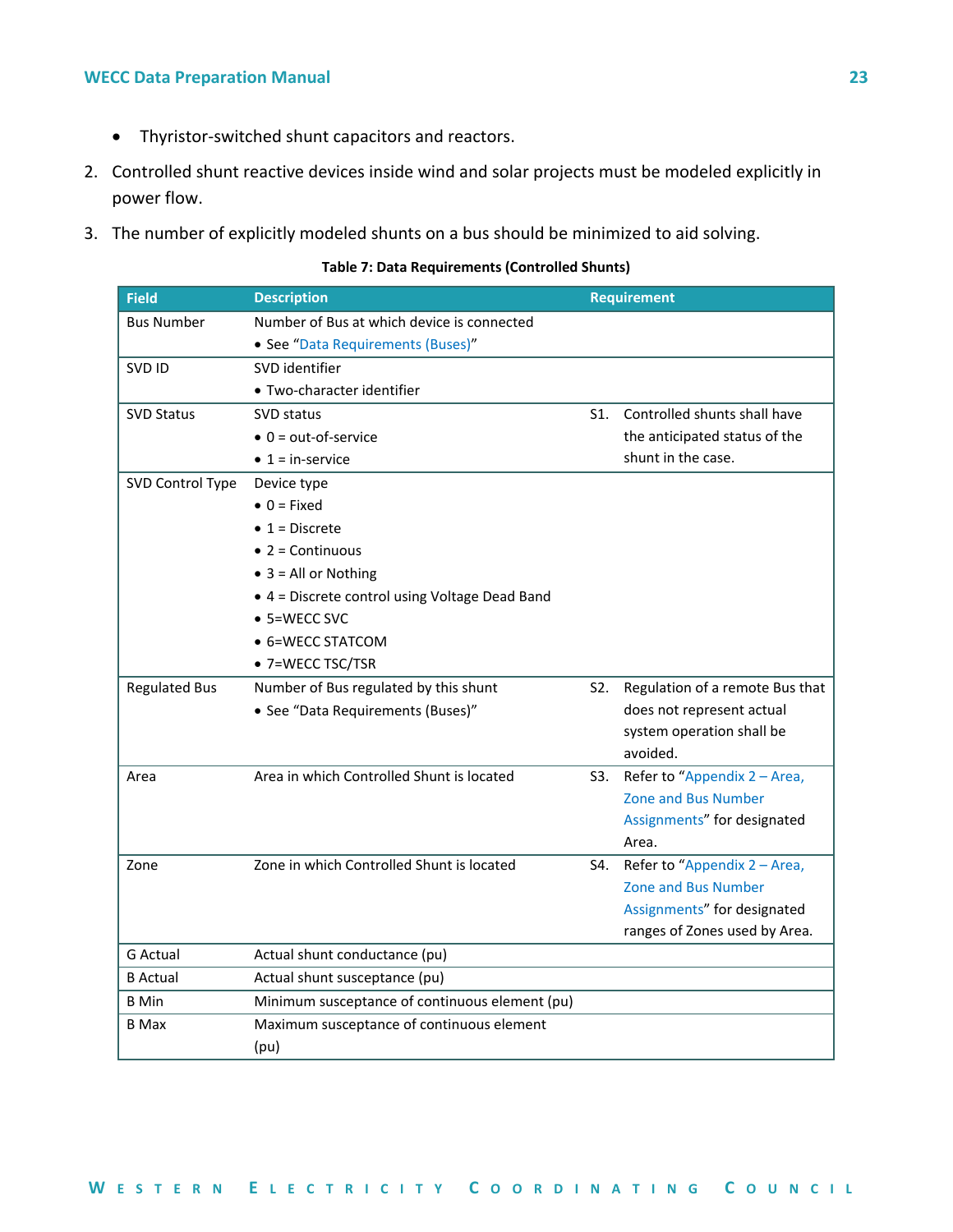- Thyristor-switched shunt capacitors and reactors.

2. Controlled shunt reactive devices inside wind and solar projects must be modeled explicitly in power flow.
3. The number of explicitly modeled shunts on a bus should be minimized to aid solving.

**Table 7: Data Requirements (Controlled Shunts)**

| Field | Description | Requirement |
|---|---|---|
| Bus Number | Number of Bus at which device is connected<br>• See "Data Requirements (Buses)" | |
| SVD ID | SVD identifier<br>• Two-character identifier | |
| SVD Status | SVD status<br>• 0 = out-of-service<br>• 1 = in-service | S1. Controlled shunts shall have the anticipated status of the shunt in the case. |
| SVD Control Type | Device type<br>• 0 = Fixed<br>• 1 = Discrete<br>• 2 = Continuous<br>• 3 = All or Nothing<br>• 4 = Discrete control using Voltage Dead Band<br>• 5=WECC SVC<br>• 6=WECC STATCOM<br>• 7=WECC TSC/TSR | |
| Regulated Bus | Number of Bus regulated by this shunt<br>• See "Data Requirements (Buses)" | S2. Regulation of a remote Bus that does not represent actual system operation shall be avoided. |
| Area | Area in which Controlled Shunt is located | S3. Refer to "Appendix 2 – Area, Zone and Bus Number Assignments" for designated Area. |
| Zone | Zone in which Controlled Shunt is located | S4. Refer to "Appendix 2 – Area, Zone and Bus Number Assignments" for designated ranges of Zones used by Area. |
| G Actual | Actual shunt conductance (pu) | |
| B Actual | Actual shunt susceptance (pu) | |
| B Min | Minimum susceptance of continuous element (pu) | |
| B Max | Maximum susceptance of continuous element (pu) | |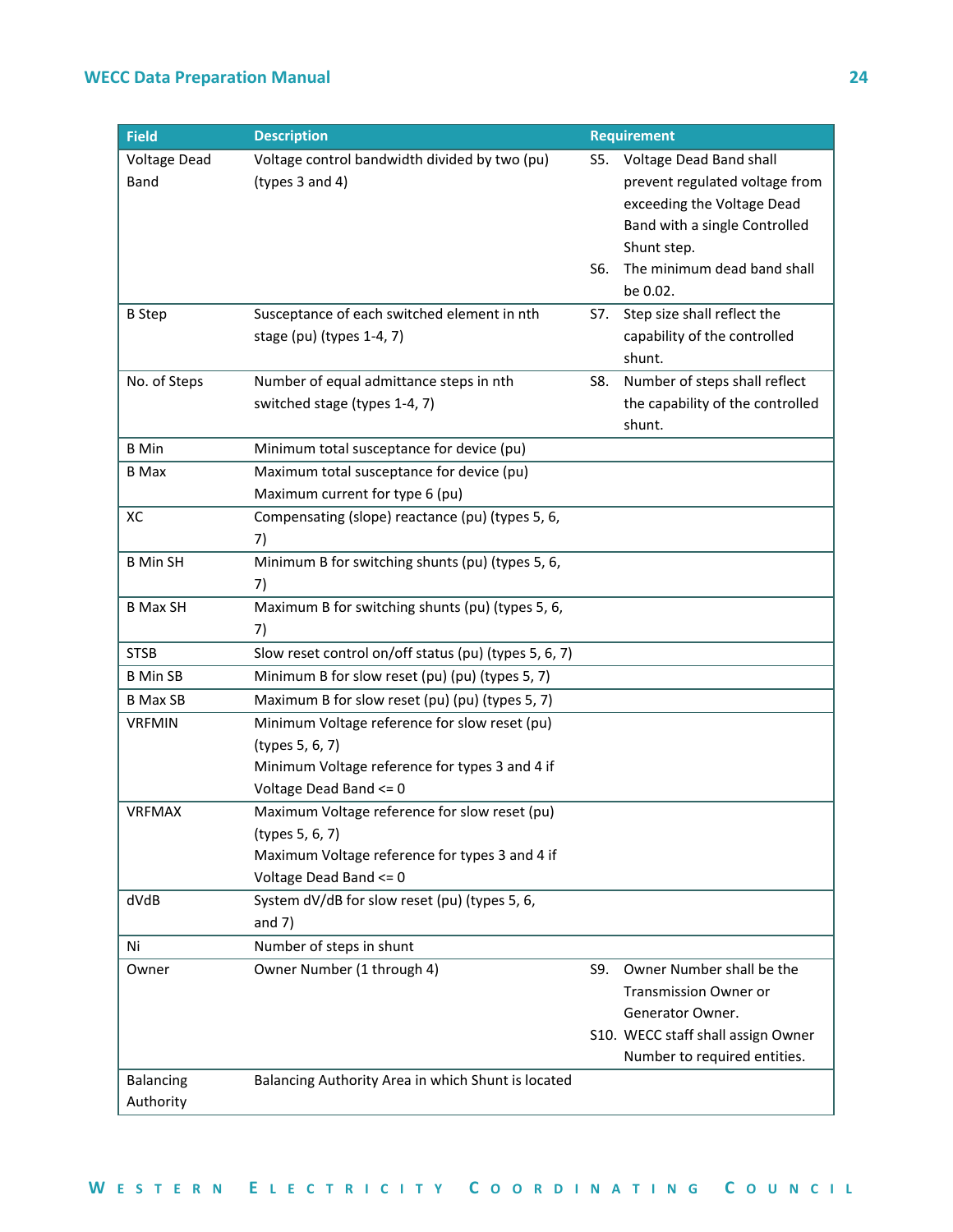| Field | Description | Requirement |
|---|---|---|
| Voltage Dead Band | Voltage control bandwidth divided by two (pu) (types 3 and 4) | S5. Voltage Dead Band shall prevent regulated voltage from exceeding the Voltage Dead Band with a single Controlled Shunt step.<br>S6. The minimum dead band shall be 0.02. |
| B Step | Susceptance of each switched element in nth stage (pu) (types 1-4, 7) | S7. Step size shall reflect the capability of the controlled shunt. |
| No. of Steps | Number of equal admittance steps in nth switched stage (types 1-4, 7) | S8. Number of steps shall reflect the capability of the controlled shunt. |
| B Min | Minimum total susceptance for device (pu) | |
| B Max | Maximum total susceptance for device (pu)<br>Maximum current for type 6 (pu) | |
| XC | Compensating (slope) reactance (pu) (types 5, 6, 7) | |
| B Min SH | Minimum B for switching shunts (pu) (types 5, 6, 7) | |
| B Max SH | Maximum B for switching shunts (pu) (types 5, 6, 7) | |
| STSB | Slow reset control on/off status (pu) (types 5, 6, 7) | |
| B Min SB | Minimum B for slow reset (pu) (pu) (types 5, 7) | |
| B Max SB | Maximum B for slow reset (pu) (pu) (types 5, 7) | |
| VRFMIN | Minimum Voltage reference for slow reset (pu) (types 5, 6, 7)<br>Minimum Voltage reference for types 3 and 4 if Voltage Dead Band <= 0 | |
| VRFMAX | Maximum Voltage reference for slow reset (pu) (types 5, 6, 7)<br>Maximum Voltage reference for types 3 and 4 if Voltage Dead Band <= 0 | |
| dVdB | System dV/dB for slow reset (pu) (types 5, 6, and 7) | |
| Ni | Number of steps in shunt | |
| Owner | Owner Number (1 through 4) | S9. Owner Number shall be the Transmission Owner or Generator Owner.<br>S10. WECC staff shall assign Owner Number to required entities. |
| Balancing Authority | Balancing Authority Area in which Shunt is located | |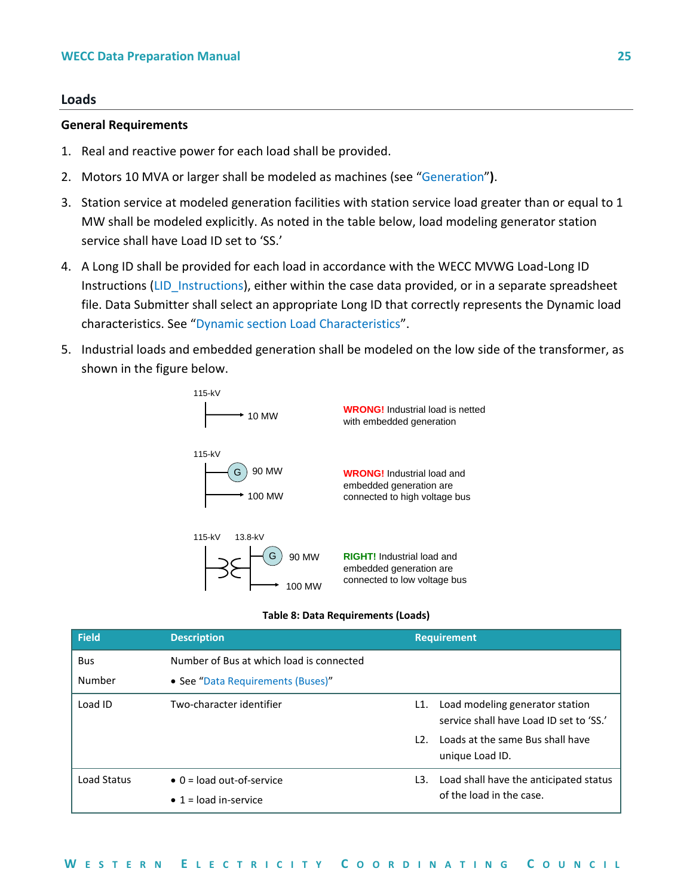## Loads

### General Requirements

1. Real and reactive power for each load shall be provided.
2. Motors 10 MVA or larger shall be modeled as machines (see "Generation").
3. Station service at modeled generation facilities with station service load greater than or equal to 1 MW shall be modeled explicitly. As noted in the table below, load modeling generator station service shall have Load ID set to 'SS.'
4. A Long ID shall be provided for each load in accordance with the WECC MVWG Load-Long ID Instructions (LID_Instructions), either within the case data provided, or in a separate spreadsheet file. Data Submitter shall select an appropriate Long ID that correctly represents the Dynamic load characteristics. See "Dynamic section Load Characteristics".
5. Industrial loads and embedded generation shall be modeled on the low side of the transformer, as shown in the figure below.

115-kV — 10 MW — **WRONG!** Industrial load is netted with embedded generation

115-kV — G 90 MW, 100 MW — **WRONG!** Industrial load and embedded generation are connected to high voltage bus

115-kV, 13.8-kV — G 90 MW, 100 MW — **RIGHT!** Industrial load and embedded generation are connected to low voltage bus

**Table 8: Data Requirements (Loads)**

| Field | Description | Requirement |
|---|---|---|
| Bus Number | Number of Bus at which load is connected<br>• See "Data Requirements (Buses)" | |
| Load ID | Two-character identifier | L1. Load modeling generator station service shall have Load ID set to 'SS.'<br>L2. Loads at the same Bus shall have unique Load ID. |
| Load Status | • 0 = load out-of-service<br>• 1 = load in-service | L3. Load shall have the anticipated status of the load in the case. |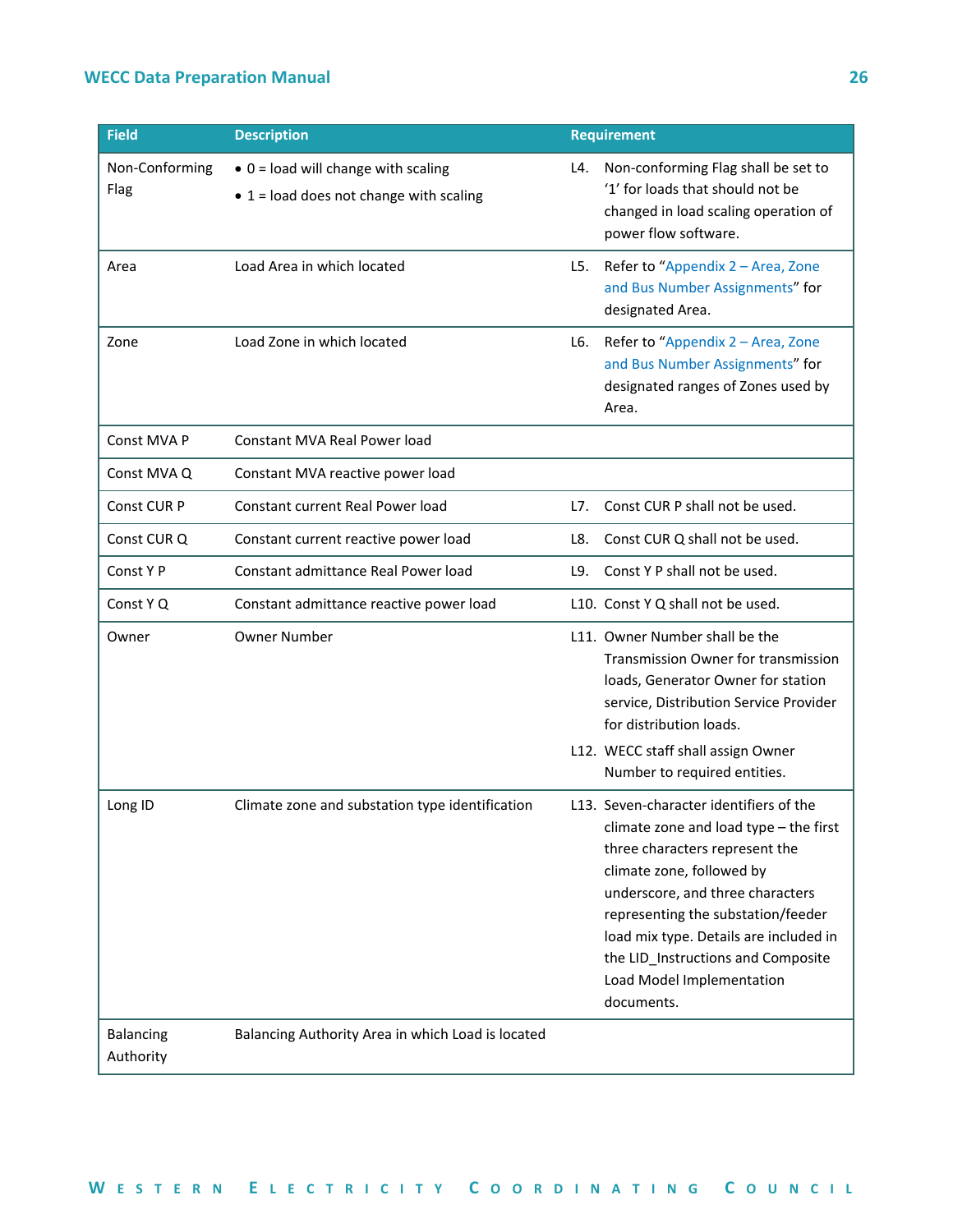| Field | Description | Requirement |
|---|---|---|
| Non-Conforming Flag | • 0 = load will change with scaling<br>• 1 = load does not change with scaling | L4. Non-conforming Flag shall be set to '1' for loads that should not be changed in load scaling operation of power flow software. |
| Area | Load Area in which located | L5. Refer to "Appendix 2 – Area, Zone and Bus Number Assignments" for designated Area. |
| Zone | Load Zone in which located | L6. Refer to "Appendix 2 – Area, Zone and Bus Number Assignments" for designated ranges of Zones used by Area. |
| Const MVA P | Constant MVA Real Power load | |
| Const MVA Q | Constant MVA reactive power load | |
| Const CUR P | Constant current Real Power load | L7. Const CUR P shall not be used. |
| Const CUR Q | Constant current reactive power load | L8. Const CUR Q shall not be used. |
| Const Y P | Constant admittance Real Power load | L9. Const Y P shall not be used. |
| Const Y Q | Constant admittance reactive power load | L10. Const Y Q shall not be used. |
| Owner | Owner Number | L11. Owner Number shall be the Transmission Owner for transmission loads, Generator Owner for station service, Distribution Service Provider for distribution loads.<br>L12. WECC staff shall assign Owner Number to required entities. |
| Long ID | Climate zone and substation type identification | L13. Seven-character identifiers of the climate zone and load type – the first three characters represent the climate zone, followed by underscore, and three characters representing the substation/feeder load mix type. Details are included in the LID_Instructions and Composite Load Model Implementation documents. |
| Balancing Authority | Balancing Authority Area in which Load is located | |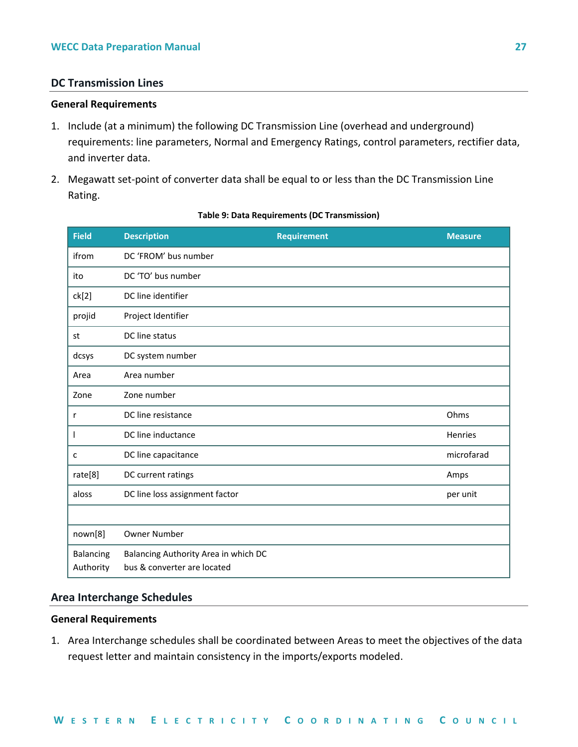## DC Transmission Lines

### General Requirements

1. Include (at a minimum) the following DC Transmission Line (overhead and underground) requirements: line parameters, Normal and Emergency Ratings, control parameters, rectifier data, and inverter data.
2. Megawatt set-point of converter data shall be equal to or less than the DC Transmission Line Rating.

**Table 9: Data Requirements (DC Transmission)**

| Field | Description | Requirement | Measure |
|---|---|---|---|
| ifrom | DC 'FROM' bus number | | |
| ito | DC 'TO' bus number | | |
| ck[2] | DC line identifier | | |
| projid | Project Identifier | | |
| st | DC line status | | |
| dcsys | DC system number | | |
| Area | Area number | | |
| Zone | Zone number | | |
| r | DC line resistance | | Ohms |
| l | DC line inductance | | Henries |
| c | DC line capacitance | | microfarad |
| rate[8] | DC current ratings | | Amps |
| aloss | DC line loss assignment factor | | per unit |
| | | | |
| nown[8] | Owner Number | | |
| Balancing Authority | Balancing Authority Area in which DC bus & converter are located | | |

## Area Interchange Schedules

### General Requirements

1. Area Interchange schedules shall be coordinated between Areas to meet the objectives of the data request letter and maintain consistency in the imports/exports modeled.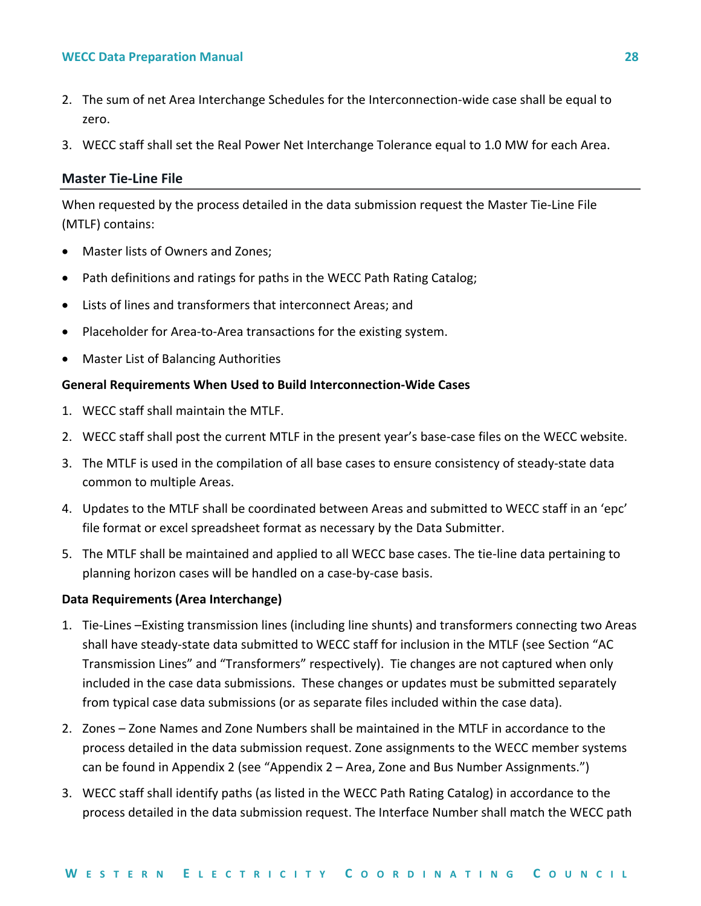2. The sum of net Area Interchange Schedules for the Interconnection-wide case shall be equal to zero.
3. WECC staff shall set the Real Power Net Interchange Tolerance equal to 1.0 MW for each Area.

## Master Tie-Line File

When requested by the process detailed in the data submission request the Master Tie-Line File (MTLF) contains:

- Master lists of Owners and Zones;
- Path definitions and ratings for paths in the WECC Path Rating Catalog;
- Lists of lines and transformers that interconnect Areas; and
- Placeholder for Area-to-Area transactions for the existing system.
- Master List of Balancing Authorities

**General Requirements When Used to Build Interconnection-Wide Cases**

1. WECC staff shall maintain the MTLF.
2. WECC staff shall post the current MTLF in the present year's base-case files on the WECC website.
3. The MTLF is used in the compilation of all base cases to ensure consistency of steady-state data common to multiple Areas.
4. Updates to the MTLF shall be coordinated between Areas and submitted to WECC staff in an 'epc' file format or excel spreadsheet format as necessary by the Data Submitter.
5. The MTLF shall be maintained and applied to all WECC base cases. The tie-line data pertaining to planning horizon cases will be handled on a case-by-case basis.

**Data Requirements (Area Interchange)**

1. Tie-Lines –Existing transmission lines (including line shunts) and transformers connecting two Areas shall have steady-state data submitted to WECC staff for inclusion in the MTLF (see Section "AC Transmission Lines" and "Transformers" respectively). Tie changes are not captured when only included in the case data submissions. These changes or updates must be submitted separately from typical case data submissions (or as separate files included within the case data).
2. Zones – Zone Names and Zone Numbers shall be maintained in the MTLF in accordance to the process detailed in the data submission request. Zone assignments to the WECC member systems can be found in Appendix 2 (see "Appendix 2 – Area, Zone and Bus Number Assignments.")
3. WECC staff shall identify paths (as listed in the WECC Path Rating Catalog) in accordance to the process detailed in the data submission request. The Interface Number shall match the WECC path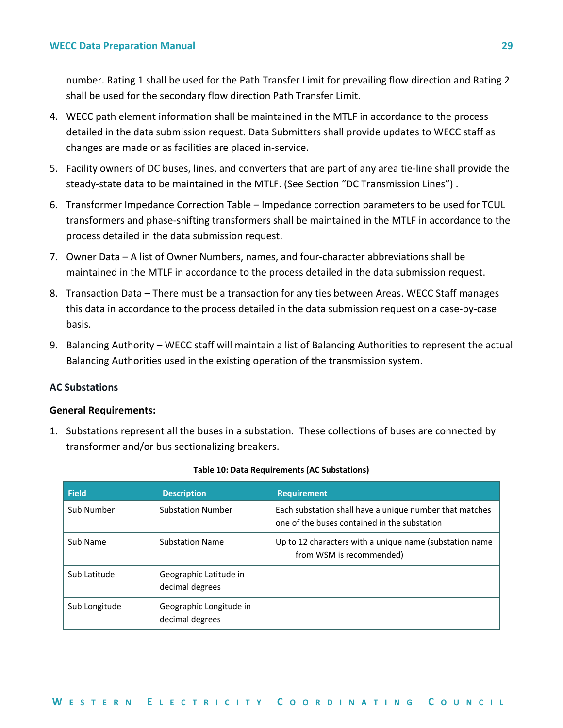number. Rating 1 shall be used for the Path Transfer Limit for prevailing flow direction and Rating 2 shall be used for the secondary flow direction Path Transfer Limit.

4. WECC path element information shall be maintained in the MTLF in accordance to the process detailed in the data submission request. Data Submitters shall provide updates to WECC staff as changes are made or as facilities are placed in-service.
5. Facility owners of DC buses, lines, and converters that are part of any area tie-line shall provide the steady-state data to be maintained in the MTLF. (See Section "DC Transmission Lines") .
6. Transformer Impedance Correction Table – Impedance correction parameters to be used for TCUL transformers and phase-shifting transformers shall be maintained in the MTLF in accordance to the process detailed in the data submission request.
7. Owner Data – A list of Owner Numbers, names, and four-character abbreviations shall be maintained in the MTLF in accordance to the process detailed in the data submission request.
8. Transaction Data – There must be a transaction for any ties between Areas. WECC Staff manages this data in accordance to the process detailed in the data submission request on a case-by-case basis.
9. Balancing Authority – WECC staff will maintain a list of Balancing Authorities to represent the actual Balancing Authorities used in the existing operation of the transmission system.

### AC Substations

**General Requirements:**

1. Substations represent all the buses in a substation. These collections of buses are connected by transformer and/or bus sectionalizing breakers.

**Table 10: Data Requirements (AC Substations)**

| Field | Description | Requirement |
|---|---|---|
| Sub Number | Substation Number | Each substation shall have a unique number that matches one of the buses contained in the substation |
| Sub Name | Substation Name | Up to 12 characters with a unique name (substation name from WSM is recommended) |
| Sub Latitude | Geographic Latitude in decimal degrees | |
| Sub Longitude | Geographic Longitude in decimal degrees | |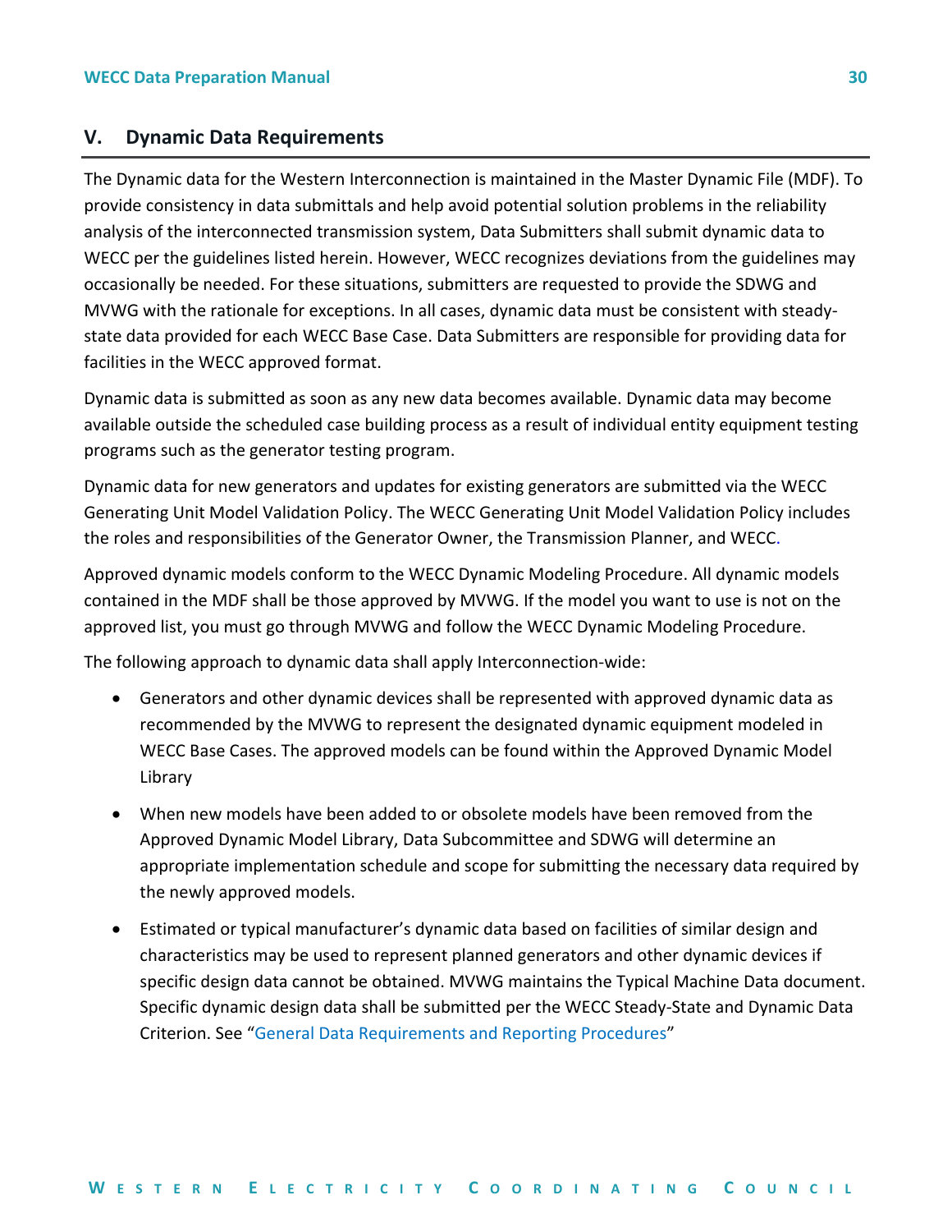## V. Dynamic Data Requirements

The Dynamic data for the Western Interconnection is maintained in the Master Dynamic File (MDF). To provide consistency in data submittals and help avoid potential solution problems in the reliability analysis of the interconnected transmission system, Data Submitters shall submit dynamic data to WECC per the guidelines listed herein. However, WECC recognizes deviations from the guidelines may occasionally be needed. For these situations, submitters are requested to provide the SDWG and MVWG with the rationale for exceptions. In all cases, dynamic data must be consistent with steady-state data provided for each WECC Base Case. Data Submitters are responsible for providing data for facilities in the WECC approved format.

Dynamic data is submitted as soon as any new data becomes available. Dynamic data may become available outside the scheduled case building process as a result of individual entity equipment testing programs such as the generator testing program.

Dynamic data for new generators and updates for existing generators are submitted via the WECC Generating Unit Model Validation Policy. The WECC Generating Unit Model Validation Policy includes the roles and responsibilities of the Generator Owner, the Transmission Planner, and WECC.

Approved dynamic models conform to the WECC Dynamic Modeling Procedure. All dynamic models contained in the MDF shall be those approved by MVWG. If the model you want to use is not on the approved list, you must go through MVWG and follow the WECC Dynamic Modeling Procedure.

The following approach to dynamic data shall apply Interconnection-wide:

- Generators and other dynamic devices shall be represented with approved dynamic data as recommended by the MVWG to represent the designated dynamic equipment modeled in WECC Base Cases. The approved models can be found within the Approved Dynamic Model Library
- When new models have been added to or obsolete models have been removed from the Approved Dynamic Model Library, Data Subcommittee and SDWG will determine an appropriate implementation schedule and scope for submitting the necessary data required by the newly approved models.
- Estimated or typical manufacturer's dynamic data based on facilities of similar design and characteristics may be used to represent planned generators and other dynamic devices if specific design data cannot be obtained. MVWG maintains the Typical Machine Data document. Specific dynamic design data shall be submitted per the WECC Steady-State and Dynamic Data Criterion. See "General Data Requirements and Reporting Procedures"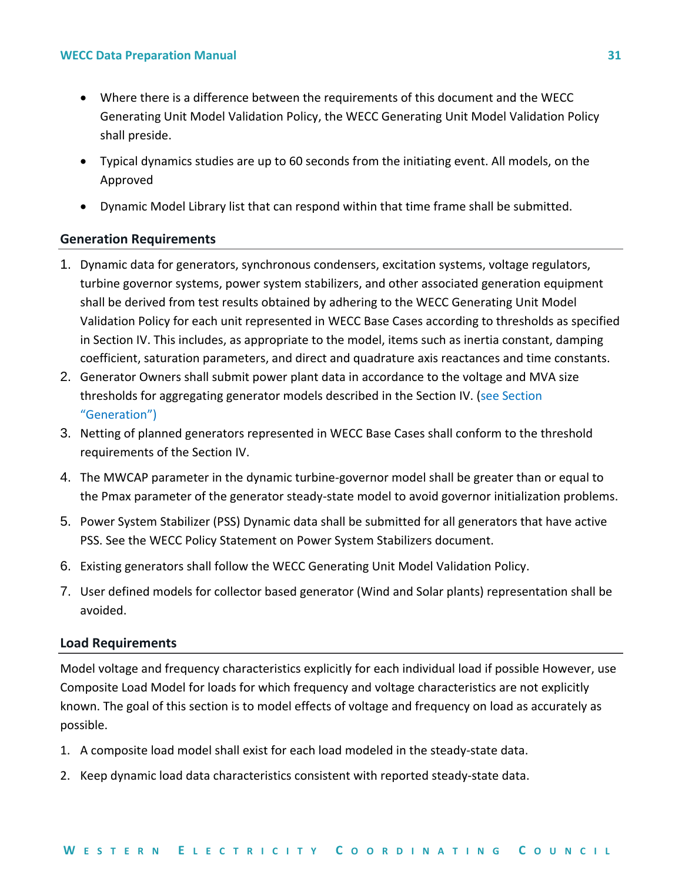- Where there is a difference between the requirements of this document and the WECC Generating Unit Model Validation Policy, the WECC Generating Unit Model Validation Policy shall preside.
- Typical dynamics studies are up to 60 seconds from the initiating event. All models, on the Approved
- Dynamic Model Library list that can respond within that time frame shall be submitted.

### Generation Requirements

1. Dynamic data for generators, synchronous condensers, excitation systems, voltage regulators, turbine governor systems, power system stabilizers, and other associated generation equipment shall be derived from test results obtained by adhering to the WECC Generating Unit Model Validation Policy for each unit represented in WECC Base Cases according to thresholds as specified in Section IV. This includes, as appropriate to the model, items such as inertia constant, damping coefficient, saturation parameters, and direct and quadrature axis reactances and time constants.
2. Generator Owners shall submit power plant data in accordance to the voltage and MVA size thresholds for aggregating generator models described in the Section IV. (see Section "Generation")
3. Netting of planned generators represented in WECC Base Cases shall conform to the threshold requirements of the Section IV.
4. The MWCAP parameter in the dynamic turbine-governor model shall be greater than or equal to the Pmax parameter of the generator steady-state model to avoid governor initialization problems.
5. Power System Stabilizer (PSS) Dynamic data shall be submitted for all generators that have active PSS. See the WECC Policy Statement on Power System Stabilizers document.
6. Existing generators shall follow the WECC Generating Unit Model Validation Policy.
7. User defined models for collector based generator (Wind and Solar plants) representation shall be avoided.

### Load Requirements

Model voltage and frequency characteristics explicitly for each individual load if possible However, use Composite Load Model for loads for which frequency and voltage characteristics are not explicitly known. The goal of this section is to model effects of voltage and frequency on load as accurately as possible.

1. A composite load model shall exist for each load modeled in the steady-state data.
2. Keep dynamic load data characteristics consistent with reported steady-state data.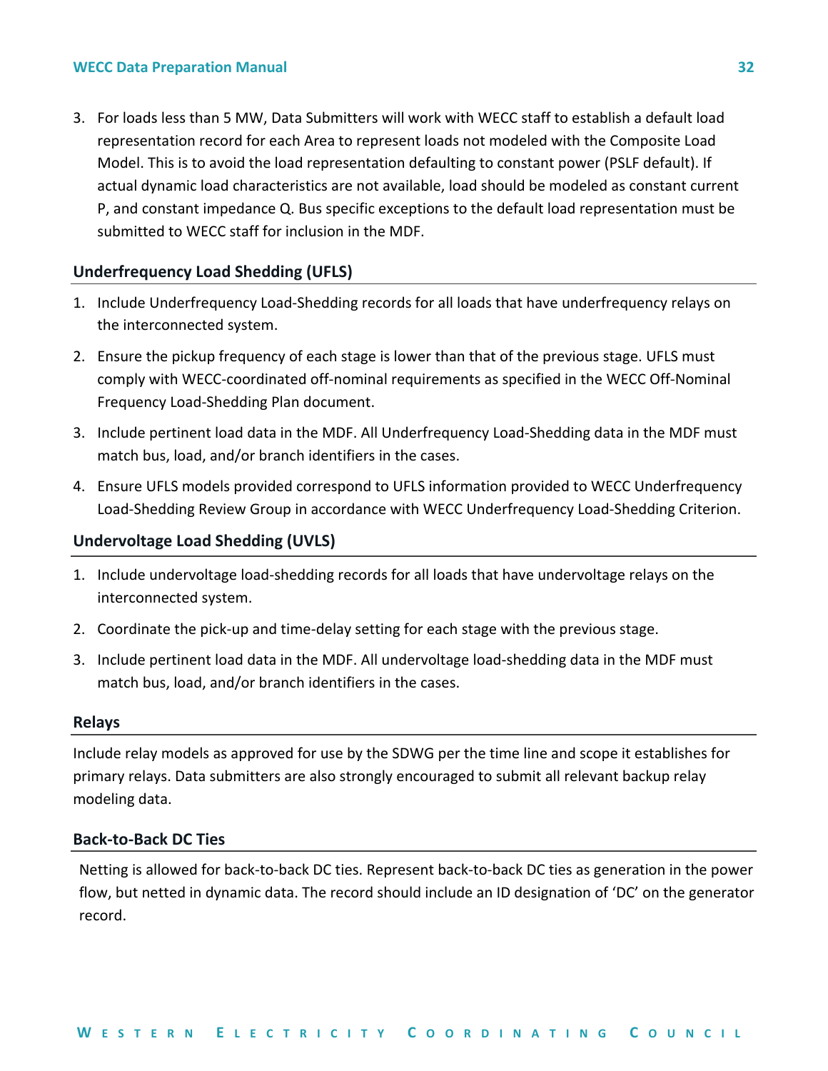3. For loads less than 5 MW, Data Submitters will work with WECC staff to establish a default load representation record for each Area to represent loads not modeled with the Composite Load Model. This is to avoid the load representation defaulting to constant power (PSLF default). If actual dynamic load characteristics are not available, load should be modeled as constant current P, and constant impedance Q. Bus specific exceptions to the default load representation must be submitted to WECC staff for inclusion in the MDF.

### Underfrequency Load Shedding (UFLS)

1. Include Underfrequency Load-Shedding records for all loads that have underfrequency relays on the interconnected system.
2. Ensure the pickup frequency of each stage is lower than that of the previous stage. UFLS must comply with WECC-coordinated off-nominal requirements as specified in the WECC Off-Nominal Frequency Load-Shedding Plan document.
3. Include pertinent load data in the MDF. All Underfrequency Load-Shedding data in the MDF must match bus, load, and/or branch identifiers in the cases.
4. Ensure UFLS models provided correspond to UFLS information provided to WECC Underfrequency Load-Shedding Review Group in accordance with WECC Underfrequency Load-Shedding Criterion.

### Undervoltage Load Shedding (UVLS)

1. Include undervoltage load-shedding records for all loads that have undervoltage relays on the interconnected system.
2. Coordinate the pick-up and time-delay setting for each stage with the previous stage.
3. Include pertinent load data in the MDF. All undervoltage load-shedding data in the MDF must match bus, load, and/or branch identifiers in the cases.

### Relays

Include relay models as approved for use by the SDWG per the time line and scope it establishes for primary relays. Data submitters are also strongly encouraged to submit all relevant backup relay modeling data.

### Back-to-Back DC Ties

Netting is allowed for back-to-back DC ties. Represent back-to-back DC ties as generation in the power flow, but netted in dynamic data. The record should include an ID designation of ‘DC’ on the generator record.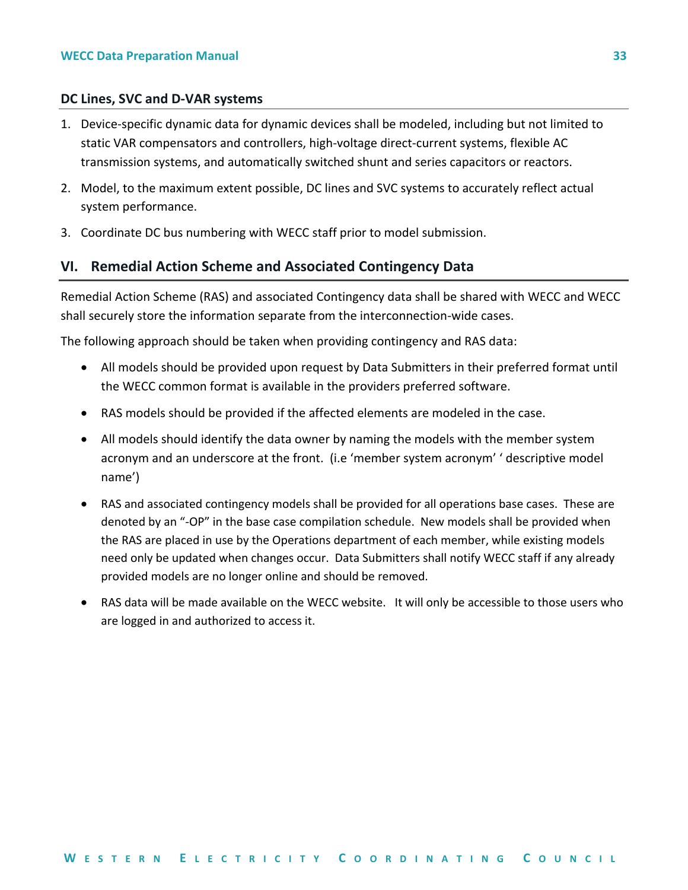### DC Lines, SVC and D-VAR systems

1. Device-specific dynamic data for dynamic devices shall be modeled, including but not limited to static VAR compensators and controllers, high-voltage direct-current systems, flexible AC transmission systems, and automatically switched shunt and series capacitors or reactors.
2. Model, to the maximum extent possible, DC lines and SVC systems to accurately reflect actual system performance.
3. Coordinate DC bus numbering with WECC staff prior to model submission.

## VI. Remedial Action Scheme and Associated Contingency Data

Remedial Action Scheme (RAS) and associated Contingency data shall be shared with WECC and WECC shall securely store the information separate from the interconnection-wide cases.

The following approach should be taken when providing contingency and RAS data:

- All models should be provided upon request by Data Submitters in their preferred format until the WECC common format is available in the providers preferred software.
- RAS models should be provided if the affected elements are modeled in the case.
- All models should identify the data owner by naming the models with the member system acronym and an underscore at the front. (i.e 'member system acronym' ' descriptive model name')
- RAS and associated contingency models shall be provided for all operations base cases. These are denoted by an "-OP" in the base case compilation schedule. New models shall be provided when the RAS are placed in use by the Operations department of each member, while existing models need only be updated when changes occur. Data Submitters shall notify WECC staff if any already provided models are no longer online and should be removed.
- RAS data will be made available on the WECC website. It will only be accessible to those users who are logged in and authorized to access it.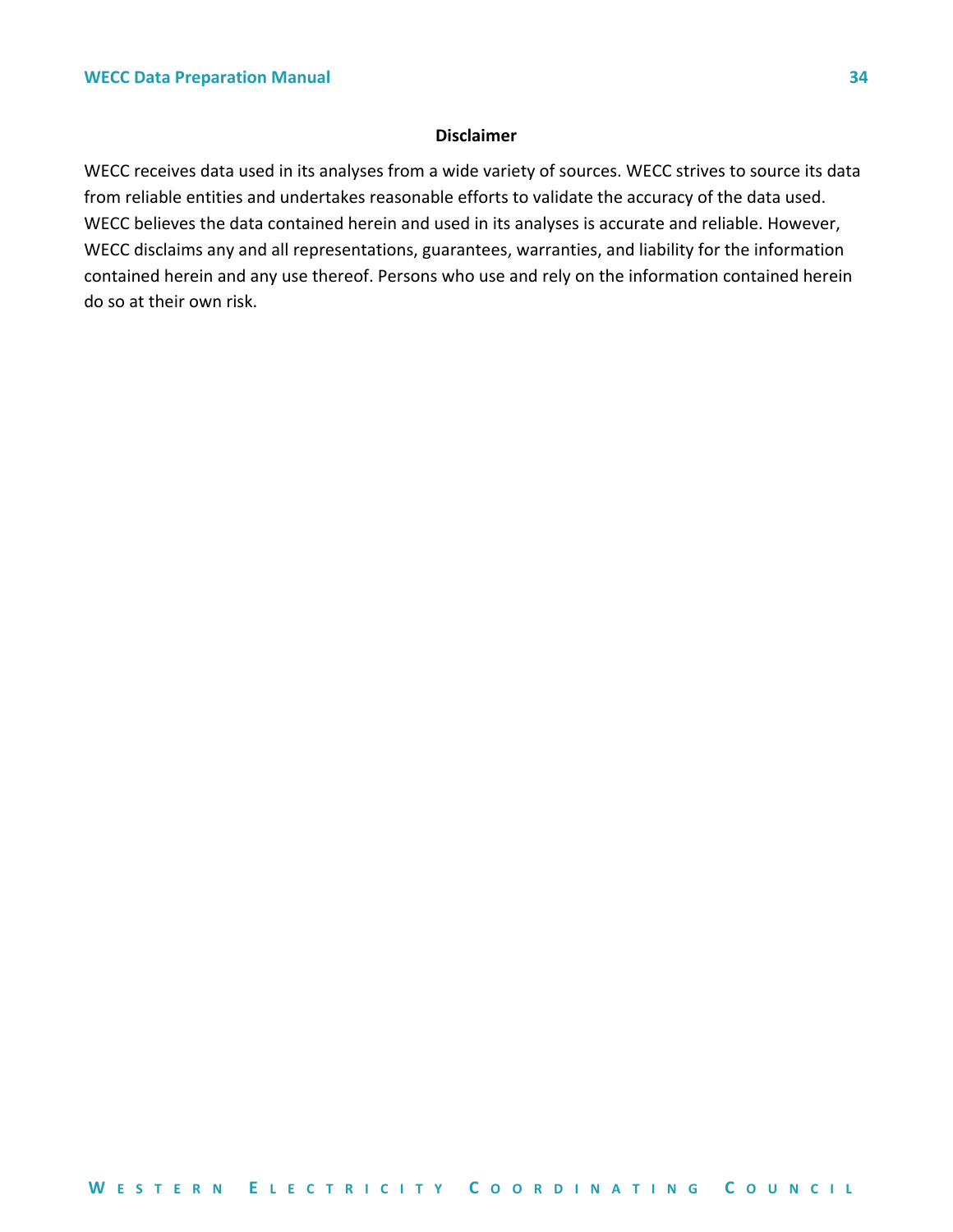## Disclaimer

WECC receives data used in its analyses from a wide variety of sources. WECC strives to source its data from reliable entities and undertakes reasonable efforts to validate the accuracy of the data used. WECC believes the data contained herein and used in its analyses is accurate and reliable. However, WECC disclaims any and all representations, guarantees, warranties, and liability for the information contained herein and any use thereof. Persons who use and rely on the information contained herein do so at their own risk.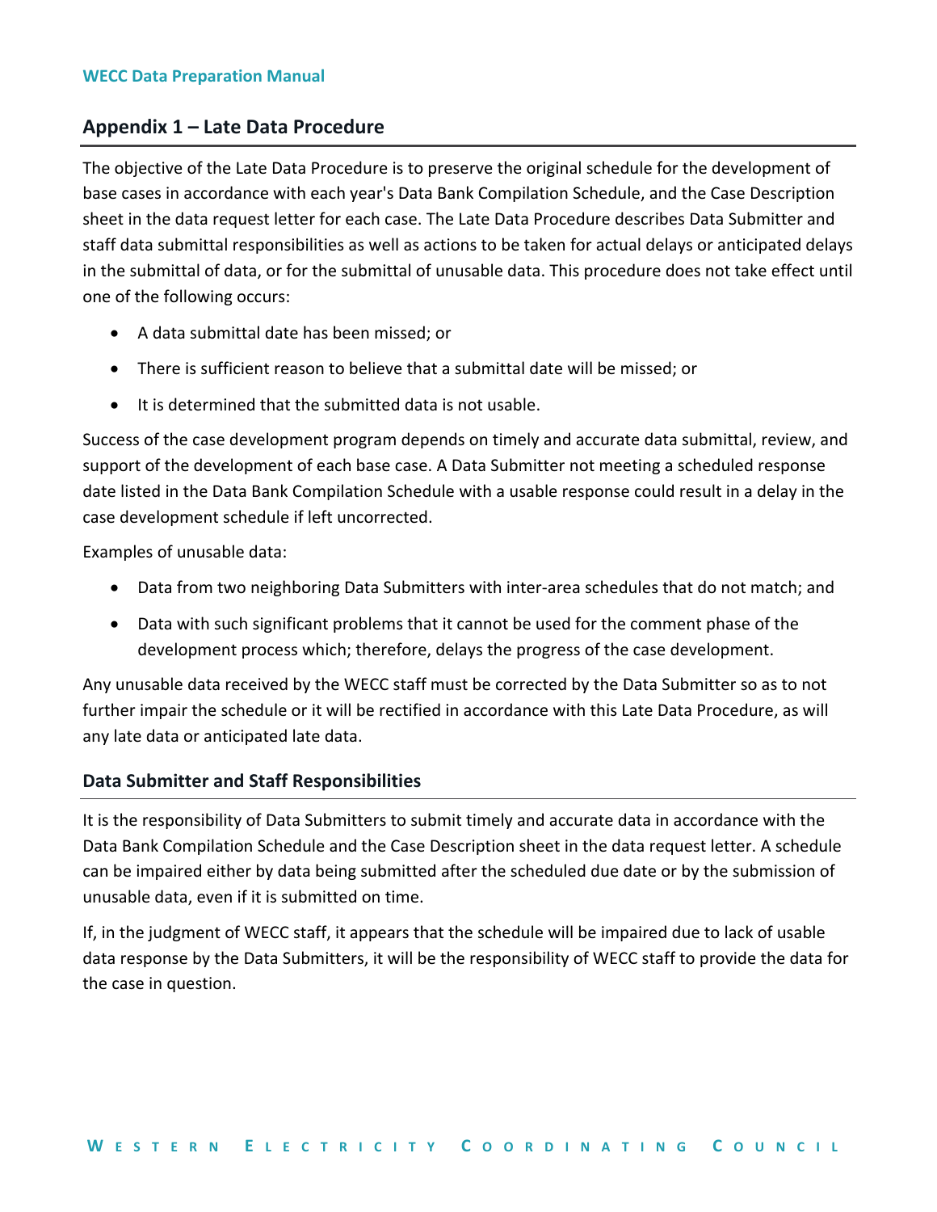## Appendix 1 – Late Data Procedure

The objective of the Late Data Procedure is to preserve the original schedule for the development of base cases in accordance with each year's Data Bank Compilation Schedule, and the Case Description sheet in the data request letter for each case. The Late Data Procedure describes Data Submitter and staff data submittal responsibilities as well as actions to be taken for actual delays or anticipated delays in the submittal of data, or for the submittal of unusable data. This procedure does not take effect until one of the following occurs:

- A data submittal date has been missed; or
- There is sufficient reason to believe that a submittal date will be missed; or
- It is determined that the submitted data is not usable.

Success of the case development program depends on timely and accurate data submittal, review, and support of the development of each base case. A Data Submitter not meeting a scheduled response date listed in the Data Bank Compilation Schedule with a usable response could result in a delay in the case development schedule if left uncorrected.

Examples of unusable data:

- Data from two neighboring Data Submitters with inter-area schedules that do not match; and
- Data with such significant problems that it cannot be used for the comment phase of the development process which; therefore, delays the progress of the case development.

Any unusable data received by the WECC staff must be corrected by the Data Submitter so as to not further impair the schedule or it will be rectified in accordance with this Late Data Procedure, as will any late data or anticipated late data.

### Data Submitter and Staff Responsibilities

It is the responsibility of Data Submitters to submit timely and accurate data in accordance with the Data Bank Compilation Schedule and the Case Description sheet in the data request letter. A schedule can be impaired either by data being submitted after the scheduled due date or by the submission of unusable data, even if it is submitted on time.

If, in the judgment of WECC staff, it appears that the schedule will be impaired due to lack of usable data response by the Data Submitters, it will be the responsibility of WECC staff to provide the data for the case in question.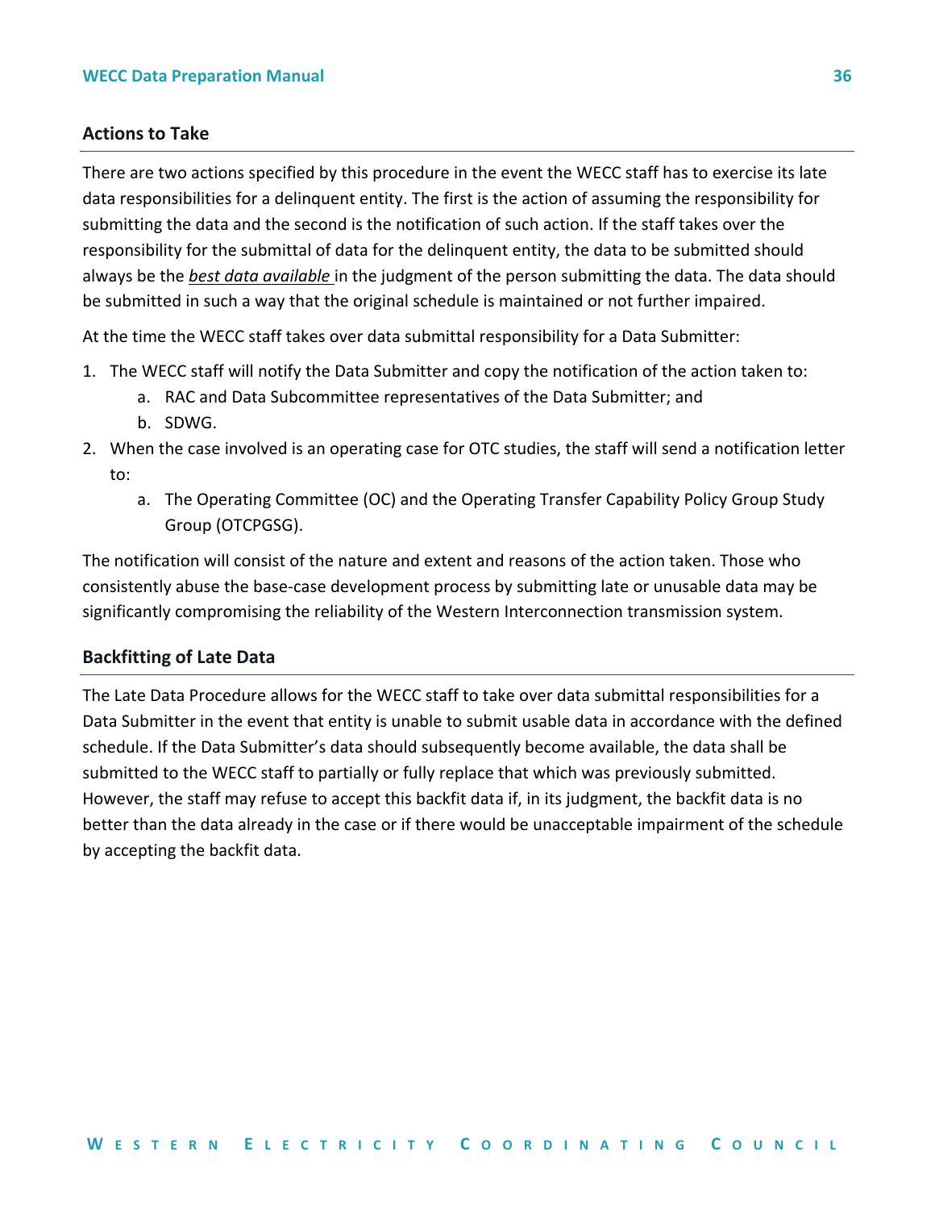## Actions to Take

There are two actions specified by this procedure in the event the WECC staff has to exercise its late data responsibilities for a delinquent entity. The first is the action of assuming the responsibility for submitting the data and the second is the notification of such action. If the staff takes over the responsibility for the submittal of data for the delinquent entity, the data to be submitted should always be the ***best data available*** in the judgment of the person submitting the data. The data should be submitted in such a way that the original schedule is maintained or not further impaired.

At the time the WECC staff takes over data submittal responsibility for a Data Submitter:

1. The WECC staff will notify the Data Submitter and copy the notification of the action taken to:
   a. RAC and Data Subcommittee representatives of the Data Submitter; and
   b. SDWG.
2. When the case involved is an operating case for OTC studies, the staff will send a notification letter to:
   a. The Operating Committee (OC) and the Operating Transfer Capability Policy Group Study Group (OTCPGSG).

The notification will consist of the nature and extent and reasons of the action taken. Those who consistently abuse the base-case development process by submitting late or unusable data may be significantly compromising the reliability of the Western Interconnection transmission system.

## Backfitting of Late Data

The Late Data Procedure allows for the WECC staff to take over data submittal responsibilities for a Data Submitter in the event that entity is unable to submit usable data in accordance with the defined schedule. If the Data Submitter's data should subsequently become available, the data shall be submitted to the WECC staff to partially or fully replace that which was previously submitted. However, the staff may refuse to accept this backfit data if, in its judgment, the backfit data is no better than the data already in the case or if there would be unacceptable impairment of the schedule by accepting the backfit data.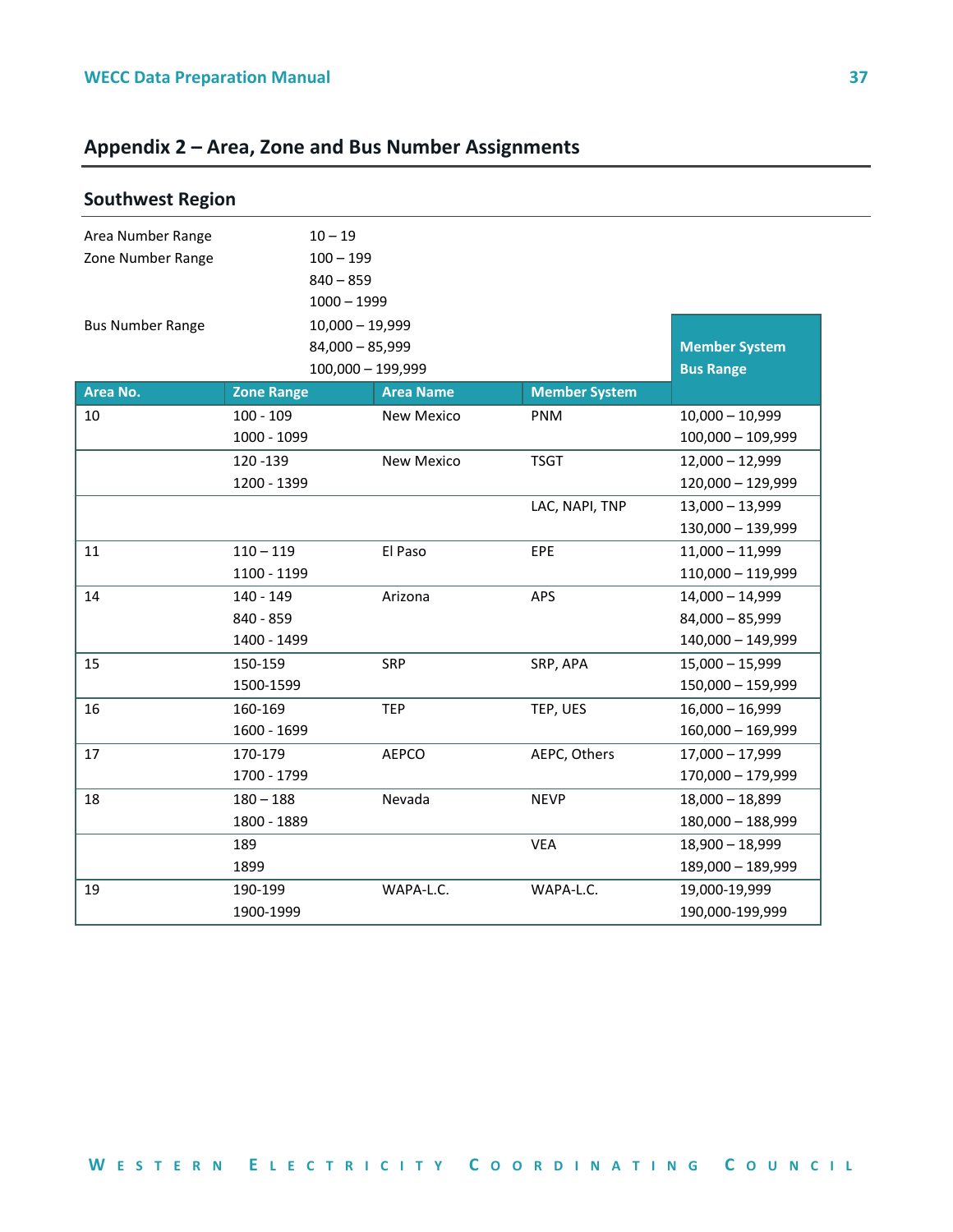## Appendix 2 – Area, Zone and Bus Number Assignments

### Southwest Region

| | |
|---|---|
| Area Number Range | 10 – 19 |
| Zone Number Range | 100 – 199<br>840 – 859<br>1000 – 1999 |
| Bus Number Range | 10,000 – 19,999<br>84,000 – 85,999<br>100,000 – 199,999 |

| Area No. | Zone Range | Area Name | Member System | Member System Bus Range |
|---|---|---|---|---|
| 10 | 100 - 109<br>1000 - 1099 | New Mexico | PNM | 10,000 – 10,999<br>100,000 – 109,999 |
| | 120 -139<br>1200 - 1399 | New Mexico | TSGT | 12,000 – 12,999<br>120,000 – 129,999 |
| | | | LAC, NAPI, TNP | 13,000 – 13,999<br>130,000 – 139,999 |
| 11 | 110 – 119<br>1100 - 1199 | El Paso | EPE | 11,000 – 11,999<br>110,000 – 119,999 |
| 14 | 140 - 149<br>840 - 859<br>1400 - 1499 | Arizona | APS | 14,000 – 14,999<br>84,000 – 85,999<br>140,000 – 149,999 |
| 15 | 150-159<br>1500-1599 | SRP | SRP, APA | 15,000 – 15,999<br>150,000 – 159,999 |
| 16 | 160-169<br>1600 - 1699 | TEP | TEP, UES | 16,000 – 16,999<br>160,000 – 169,999 |
| 17 | 170-179<br>1700 - 1799 | AEPCO | AEPC, Others | 17,000 – 17,999<br>170,000 – 179,999 |
| 18 | 180 – 188<br>1800 - 1889 | Nevada | NEVP | 18,000 – 18,899<br>180,000 – 188,999 |
| | 189<br>1899 | | VEA | 18,900 – 18,999<br>189,000 – 189,999 |
| 19 | 190-199<br>1900-1999 | WAPA-L.C. | WAPA-L.C. | 19,000-19,999<br>190,000-199,999 |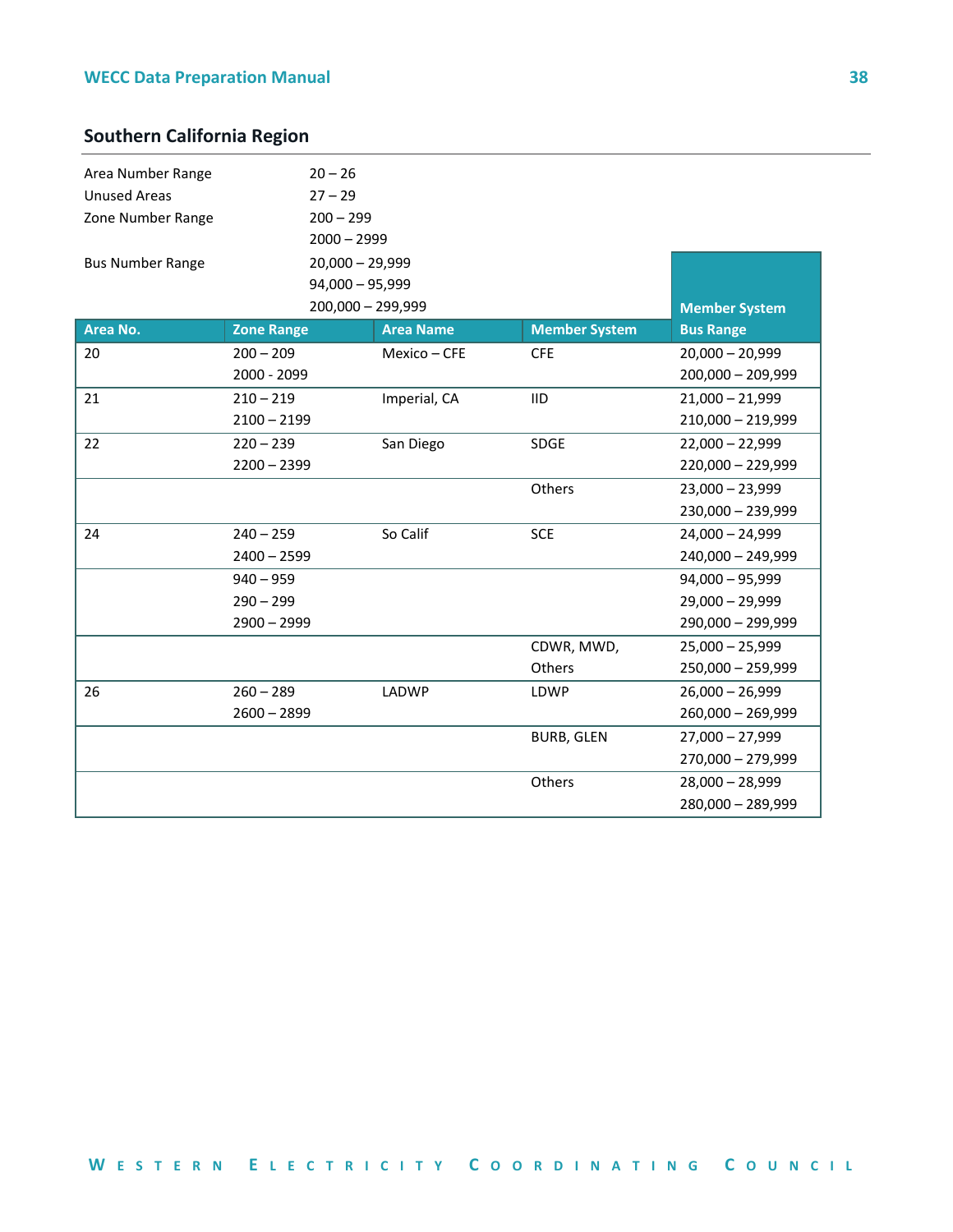## Southern California Region

| | |
|---|---|
| Area Number Range | 20 – 26 |
| Unused Areas | 27 – 29 |
| Zone Number Range | 200 – 299<br>2000 – 2999 |
| Bus Number Range | 20,000 – 29,999<br>94,000 – 95,999<br>200,000 – 299,999 |

| Area No. | Zone Range | Area Name | Member System | Member System Bus Range |
|---|---|---|---|---|
| 20 | 200 – 209<br>2000 - 2099 | Mexico – CFE | CFE | 20,000 – 20,999<br>200,000 – 209,999 |
| 21 | 210 – 219<br>2100 – 2199 | Imperial, CA | IID | 21,000 – 21,999<br>210,000 – 219,999 |
| 22 | 220 – 239<br>2200 – 2399 | San Diego | SDGE | 22,000 – 22,999<br>220,000 – 229,999 |
| | | | Others | 23,000 – 23,999<br>230,000 – 239,999 |
| 24 | 240 – 259<br>2400 – 2599 | So Calif | SCE | 24,000 – 24,999<br>240,000 – 249,999 |
| | 940 – 959<br>290 – 299<br>2900 – 2999 | | | 94,000 – 95,999<br>29,000 – 29,999<br>290,000 – 299,999 |
| | | | CDWR, MWD, Others | 25,000 – 25,999<br>250,000 – 259,999 |
| 26 | 260 – 289<br>2600 – 2899 | LADWP | LDWP | 26,000 – 26,999<br>260,000 – 269,999 |
| | | | BURB, GLEN | 27,000 – 27,999<br>270,000 – 279,999 |
| | | | Others | 28,000 – 28,999<br>280,000 – 289,999 |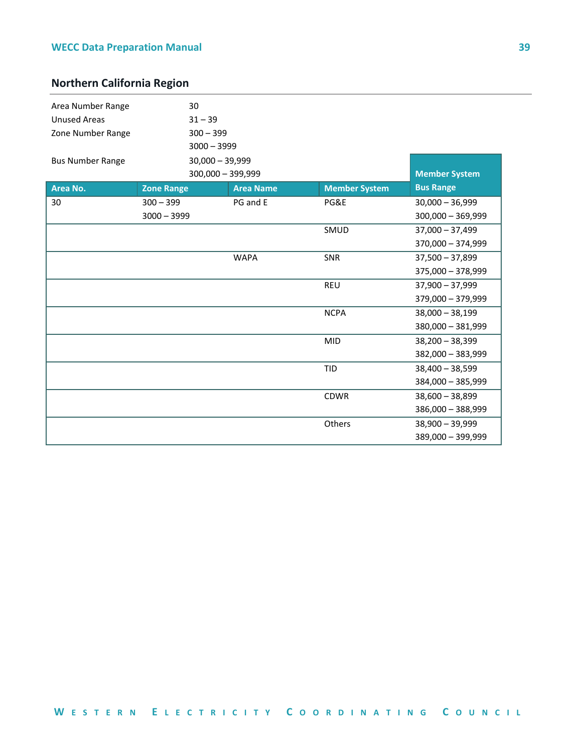## Northern California Region

| | |
|---|---|
| Area Number Range | 30 |
| Unused Areas | 31 – 39 |
| Zone Number Range | 300 – 399<br>3000 – 3999 |
| Bus Number Range | 30,000 – 39,999<br>300,000 – 399,999 |

| Area No. | Zone Range | Area Name | Member System | Member System Bus Range |
|---|---|---|---|---|
| 30 | 300 – 399<br>3000 – 3999 | PG and E | PG&E | 30,000 – 36,999<br>300,000 – 369,999 |
| | | | SMUD | 37,000 – 37,499<br>370,000 – 374,999 |
| | | WAPA | SNR | 37,500 – 37,899<br>375,000 – 378,999 |
| | | | REU | 37,900 – 37,999<br>379,000 – 379,999 |
| | | | NCPA | 38,000 – 38,199<br>380,000 – 381,999 |
| | | | MID | 38,200 – 38,399<br>382,000 – 383,999 |
| | | | TID | 38,400 – 38,599<br>384,000 – 385,999 |
| | | | CDWR | 38,600 – 38,899<br>386,000 – 388,999 |
| | | | Others | 38,900 – 39,999<br>389,000 – 399,999 |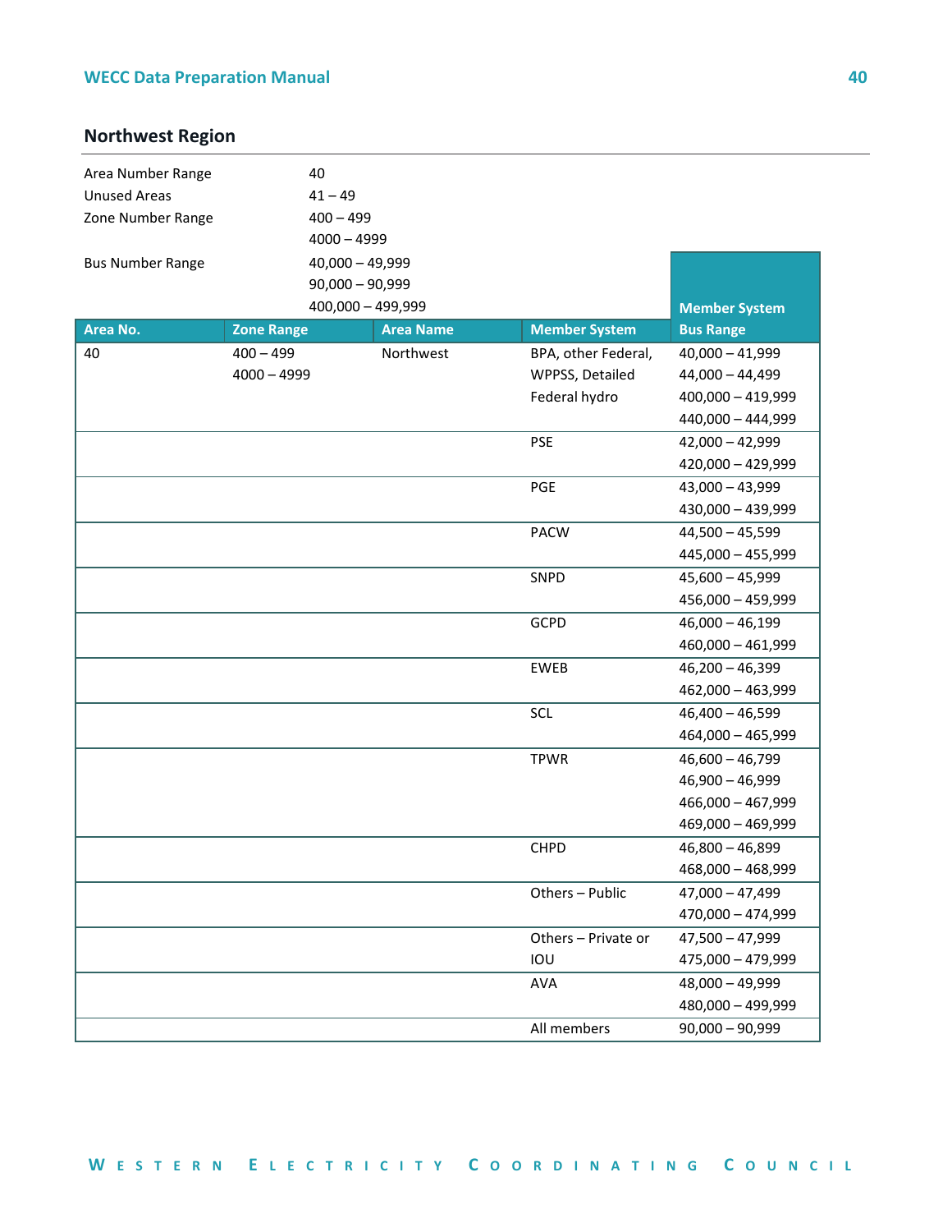## Northwest Region

| | |
|---|---|
| Area Number Range | 40 |
| Unused Areas | 41 – 49 |
| Zone Number Range | 400 – 499<br>4000 – 4999 |
| Bus Number Range | 40,000 – 49,999<br>90,000 – 90,999<br>400,000 – 499,999 |

| Area No. | Zone Range | Area Name | Member System | Member System Bus Range |
|---|---|---|---|---|
| 40 | 400 – 499<br>4000 – 4999 | Northwest | BPA, other Federal, WPPSS, Detailed Federal hydro | 40,000 – 41,999<br>44,000 – 44,499<br>400,000 – 419,999<br>440,000 – 444,999 |
| | | | PSE | 42,000 – 42,999<br>420,000 – 429,999 |
| | | | PGE | 43,000 – 43,999<br>430,000 – 439,999 |
| | | | PACW | 44,500 – 45,599<br>445,000 – 455,999 |
| | | | SNPD | 45,600 – 45,999<br>456,000 – 459,999 |
| | | | GCPD | 46,000 – 46,199<br>460,000 – 461,999 |
| | | | EWEB | 46,200 – 46,399<br>462,000 – 463,999 |
| | | | SCL | 46,400 – 46,599<br>464,000 – 465,999 |
| | | | TPWR | 46,600 – 46,799<br>46,900 – 46,999<br>466,000 – 467,999<br>469,000 – 469,999 |
| | | | CHPD | 46,800 – 46,899<br>468,000 – 468,999 |
| | | | Others – Public | 47,000 – 47,499<br>470,000 – 474,999 |
| | | | Others – Private or IOU | 47,500 – 47,999<br>475,000 – 479,999 |
| | | | AVA | 48,000 – 49,999<br>480,000 – 499,999 |
| | | | All members | 90,000 – 90,999 |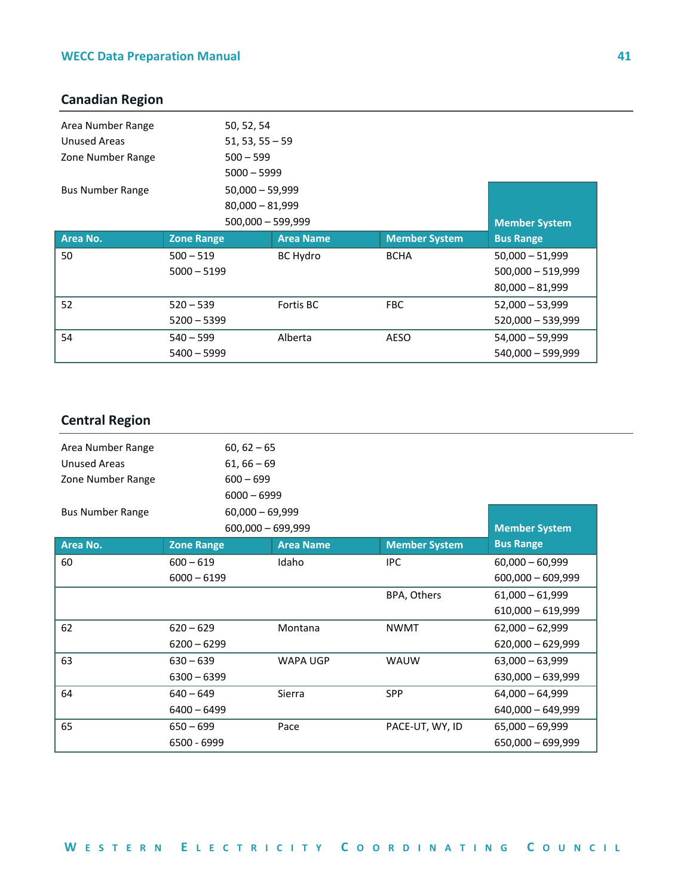## Canadian Region

Area Number Range: 50, 52, 54
Unused Areas: 51, 53, 55 – 59
Zone Number Range: 500 – 599
5000 – 5999
Bus Number Range: 50,000 – 59,999
80,000 – 81,999
500,000 – 599,999

| Area No. | Zone Range | Area Name | Member System | Member System Bus Range |
|---|---|---|---|---|
| 50 | 500 – 519<br>5000 – 5199 | BC Hydro | BCHA | 50,000 – 51,999<br>500,000 – 519,999<br>80,000 – 81,999 |
| 52 | 520 – 539<br>5200 – 5399 | Fortis BC | FBC | 52,000 – 53,999<br>520,000 – 539,999 |
| 54 | 540 – 599<br>5400 – 5999 | Alberta | AESO | 54,000 – 59,999<br>540,000 – 599,999 |

## Central Region

Area Number Range: 60, 62 – 65
Unused Areas: 61, 66 – 69
Zone Number Range: 600 – 699
6000 – 6999
Bus Number Range: 60,000 – 69,999
600,000 – 699,999

| Area No. | Zone Range | Area Name | Member System | Member System Bus Range |
|---|---|---|---|---|
| 60 | 600 – 619<br>6000 – 6199 | Idaho | IPC | 60,000 – 60,999<br>600,000 – 609,999 |
| | | | BPA, Others | 61,000 – 61,999<br>610,000 – 619,999 |
| 62 | 620 – 629<br>6200 – 6299 | Montana | NWMT | 62,000 – 62,999<br>620,000 – 629,999 |
| 63 | 630 – 639<br>6300 – 6399 | WAPA UGP | WAUW | 63,000 – 63,999<br>630,000 – 639,999 |
| 64 | 640 – 649<br>6400 – 6499 | Sierra | SPP | 64,000 – 64,999<br>640,000 – 649,999 |
| 65 | 650 – 699<br>6500 - 6999 | Pace | PACE-UT, WY, ID | 65,000 – 69,999<br>650,000 – 699,999 |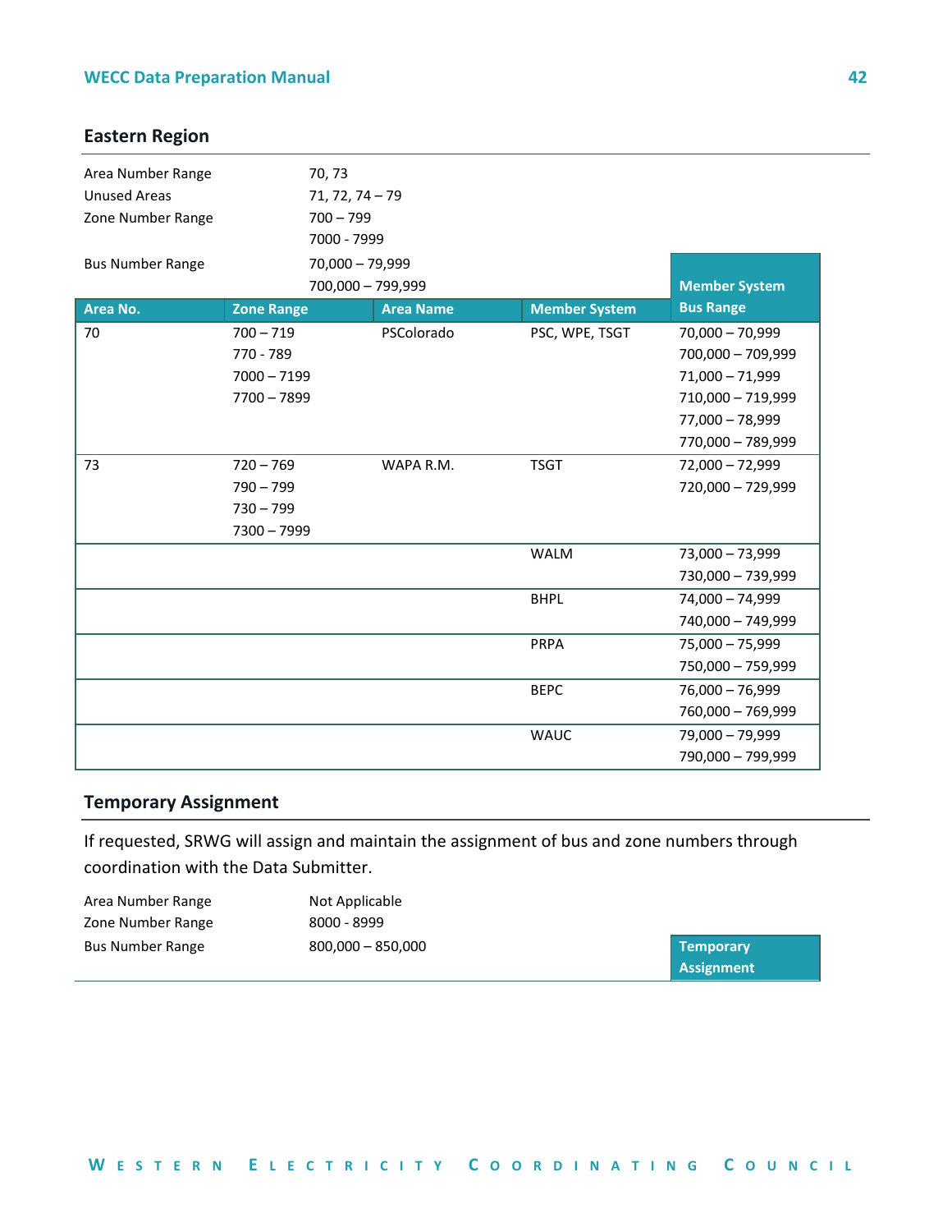## Eastern Region

| | |
|---|---|
| Area Number Range | 70, 73 |
| Unused Areas | 71, 72, 74 – 79 |
| Zone Number Range | 700 – 799<br>7000 - 7999 |
| Bus Number Range | 70,000 – 79,999<br>700,000 – 799,999 |

| Area No. | Zone Range | Area Name | Member System | Member System Bus Range |
|---|---|---|---|---|
| 70 | 700 – 719<br>770 - 789<br>7000 – 7199<br>7700 – 7899 | PSColorado | PSC, WPE, TSGT | 70,000 – 70,999<br>700,000 – 709,999<br>71,000 – 71,999<br>710,000 – 719,999<br>77,000 – 78,999<br>770,000 – 789,999 |
| 73 | 720 – 769<br>790 – 799<br>730 – 799<br>7300 – 7999 | WAPA R.M. | TSGT | 72,000 – 72,999<br>720,000 – 729,999 |
| | | | WALM | 73,000 – 73,999<br>730,000 – 739,999 |
| | | | BHPL | 74,000 – 74,999<br>740,000 – 749,999 |
| | | | PRPA | 75,000 – 75,999<br>750,000 – 759,999 |
| | | | BEPC | 76,000 – 76,999<br>760,000 – 769,999 |
| | | | WAUC | 79,000 – 79,999<br>790,000 – 799,999 |

## Temporary Assignment

If requested, SRWG will assign and maintain the assignment of bus and zone numbers through coordination with the Data Submitter.

| | | |
|---|---|---|
| Area Number Range | Not Applicable | |
| Zone Number Range | 8000 - 8999 | |
| Bus Number Range | 800,000 – 850,000 | Temporary Assignment |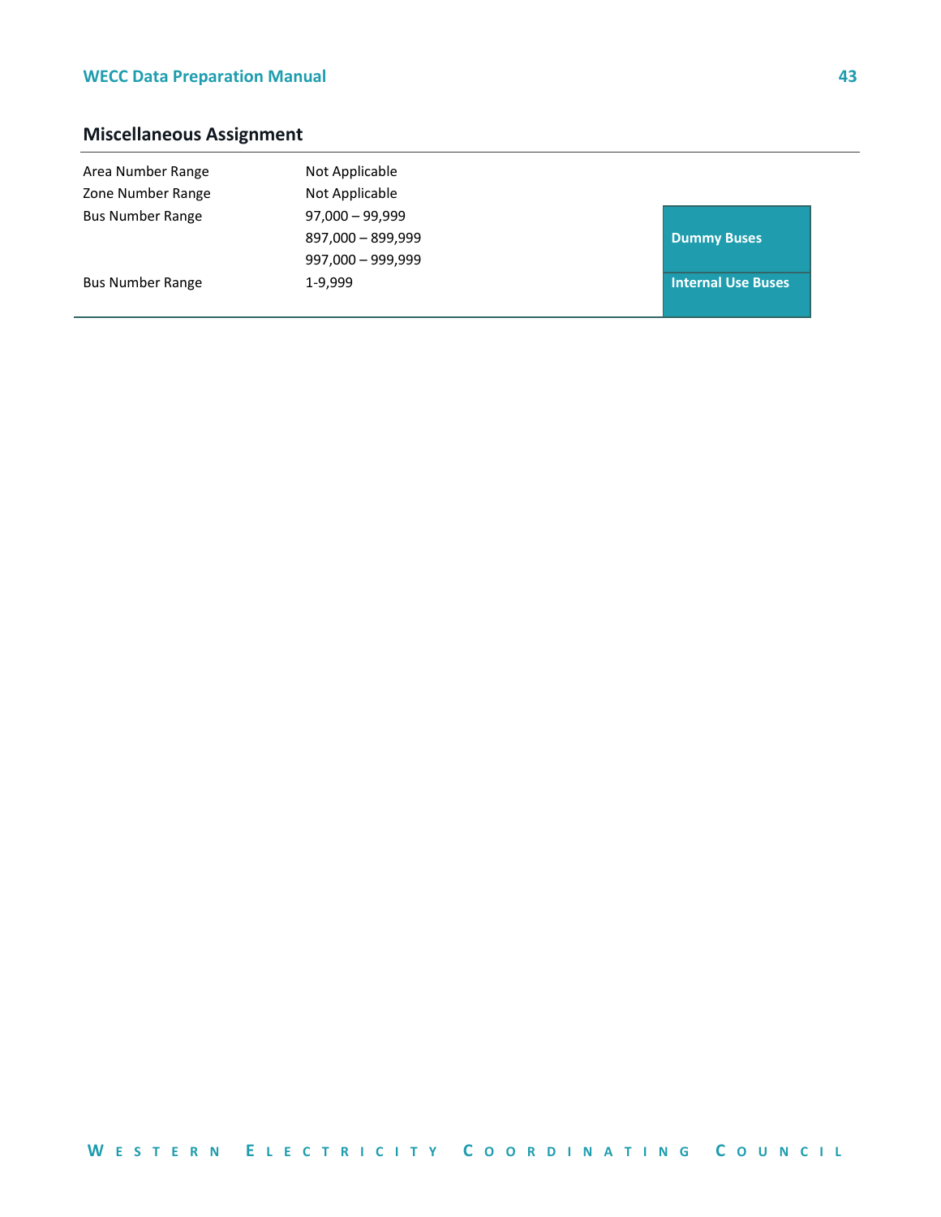## Miscellaneous Assignment

| | | |
|---|---|---|
| Area Number Range | Not Applicable | |
| Zone Number Range | Not Applicable | |
| Bus Number Range | 97,000 – 99,999<br>897,000 – 899,999<br>997,000 – 999,999 | **Dummy Buses** |
| Bus Number Range | 1-9,999 | **Internal Use Buses** |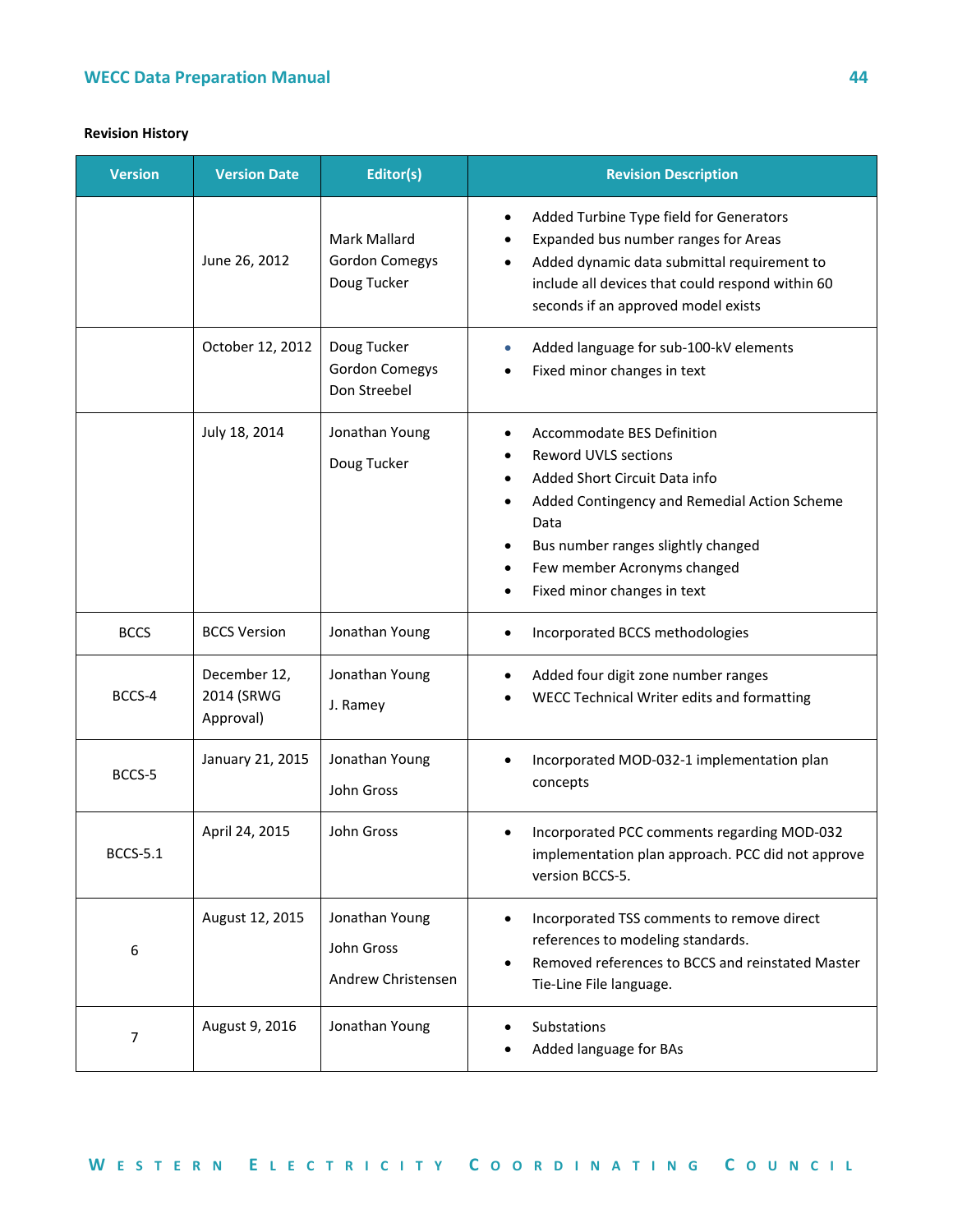**Revision History**

| Version | Version Date | Editor(s) | Revision Description |
|---|---|---|---|
| | June 26, 2012 | Mark Mallard<br>Gordon Comegys<br>Doug Tucker | • Added Turbine Type field for Generators<br>• Expanded bus number ranges for Areas<br>• Added dynamic data submittal requirement to include all devices that could respond within 60 seconds if an approved model exists |
| | October 12, 2012 | Doug Tucker<br>Gordon Comegys<br>Don Streebel | • Added language for sub-100-kV elements<br>• Fixed minor changes in text |
| | July 18, 2014 | Jonathan Young<br>Doug Tucker | • Accommodate BES Definition<br>• Reword UVLS sections<br>• Added Short Circuit Data info<br>• Added Contingency and Remedial Action Scheme Data<br>• Bus number ranges slightly changed<br>• Few member Acronyms changed<br>• Fixed minor changes in text |
| BCCS | BCCS Version | Jonathan Young | • Incorporated BCCS methodologies |
| BCCS-4 | December 12, 2014 (SRWG Approval) | Jonathan Young<br>J. Ramey | • Added four digit zone number ranges<br>• WECC Technical Writer edits and formatting |
| BCCS-5 | January 21, 2015 | Jonathan Young<br>John Gross | • Incorporated MOD-032-1 implementation plan concepts |
| BCCS-5.1 | April 24, 2015 | John Gross | • Incorporated PCC comments regarding MOD-032 implementation plan approach. PCC did not approve version BCCS-5. |
| 6 | August 12, 2015 | Jonathan Young<br>John Gross<br>Andrew Christensen | • Incorporated TSS comments to remove direct references to modeling standards.<br>• Removed references to BCCS and reinstated Master Tie-Line File language. |
| 7 | August 9, 2016 | Jonathan Young | • Substations<br>• Added language for BAs |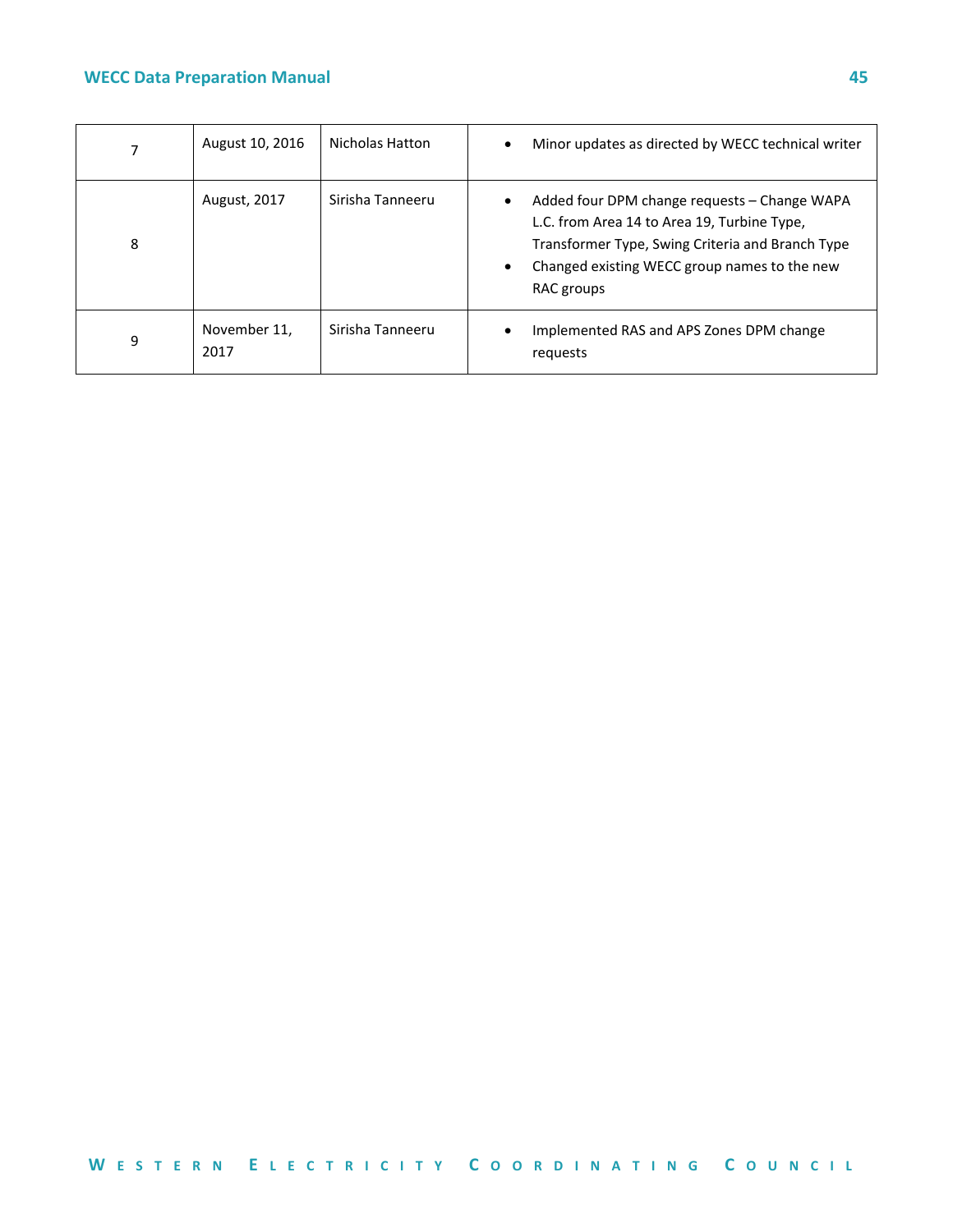| | | | |
|---|---|---|---|
| 7 | August 10, 2016 | Nicholas Hatton | • Minor updates as directed by WECC technical writer |
| 8 | August, 2017 | Sirisha Tanneeru | • Added four DPM change requests – Change WAPA L.C. from Area 14 to Area 19, Turbine Type, Transformer Type, Swing Criteria and Branch Type<br>• Changed existing WECC group names to the new RAC groups |
| 9 | November 11, 2017 | Sirisha Tanneeru | • Implemented RAS and APS Zones DPM change requests |